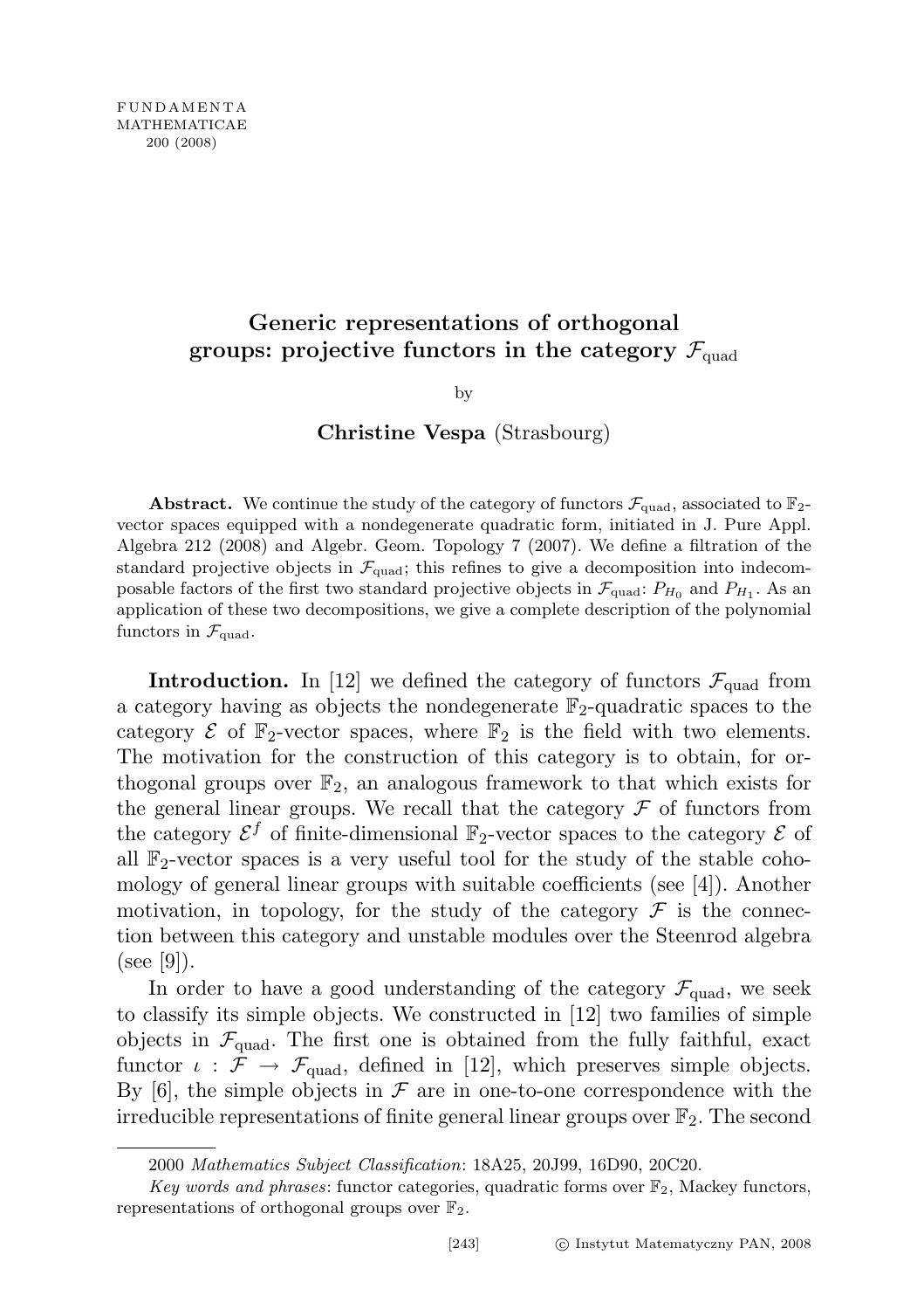# Generic representations of orthogonal groups: projective functors in the category $\mathcal{F}_{\text{quad}}$

by

**Christine Vespa** (Strasbourg)

**Abstract.** We continue the study of the category of functors $\mathcal{F}_{\text{quad}}$, associated to $\mathbb{F}_2$-vector spaces equipped with a nondegenerate quadratic form, initiated in J. Pure Appl. Algebra 212 (2008) and Algebr. Geom. Topology 7 (2007). We define a filtration of the standard projective objects in $\mathcal{F}_{\text{quad}}$; this refines to give a decomposition into indecomposable factors of the first two standard projective objects in $\mathcal{F}_{\text{quad}}$: $P_{H_0}$ and $P_{H_1}$. As an application of these two decompositions, we give a complete description of the polynomial functors in $\mathcal{F}_{\text{quad}}$.

**Introduction.** In [12] we defined the category of functors $\mathcal{F}_{\text{quad}}$ from a category having as objects the nondegenerate $\mathbb{F}_2$-quadratic spaces to the category $\mathcal{E}$ of $\mathbb{F}_2$-vector spaces, where $\mathbb{F}_2$ is the field with two elements. The motivation for the construction of this category is to obtain, for orthogonal groups over $\mathbb{F}_2$, an analogous framework to that which exists for the general linear groups. We recall that the category $\mathcal{F}$ of functors from the category $\mathcal{E}^f$ of finite-dimensional $\mathbb{F}_2$-vector spaces to the category $\mathcal{E}$ of all $\mathbb{F}_2$-vector spaces is a very useful tool for the study of the stable cohomology of general linear groups with suitable coefficients (see [4]). Another motivation, in topology, for the study of the category $\mathcal{F}$ is the connection between this category and unstable modules over the Steenrod algebra (see [9]).

In order to have a good understanding of the category $\mathcal{F}_{\text{quad}}$, we seek to classify its simple objects. We constructed in [12] two families of simple objects in $\mathcal{F}_{\text{quad}}$. The first one is obtained from the fully faithful, exact functor $\iota : \mathcal{F} \to \mathcal{F}_{\text{quad}}$, defined in [12], which preserves simple objects. By [6], the simple objects in $\mathcal{F}$ are in one-to-one correspondence with the irreducible representations of finite general linear groups over $\mathbb{F}_2$. The second

2000 *Mathematics Subject Classification*: 18A25, 20J99, 16D90, 20C20.

*Key words and phrases*: functor categories, quadratic forms over $\mathbb{F}_2$, Mackey functors, representations of orthogonal groups over $\mathbb{F}_2$.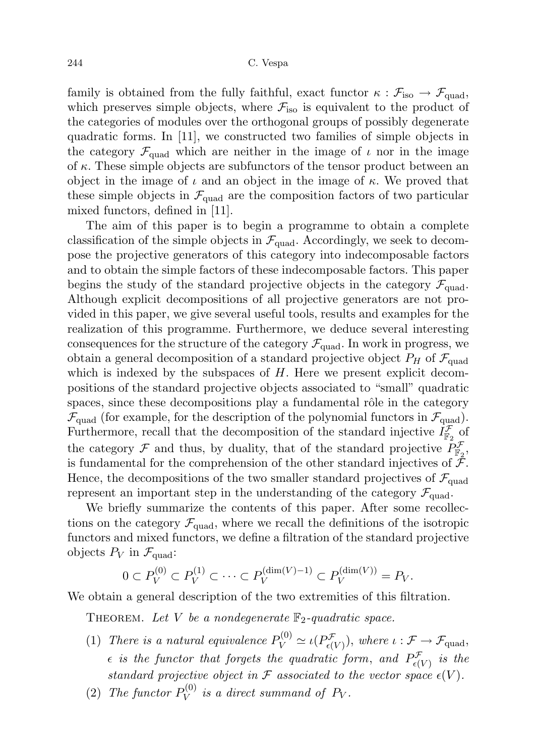family is obtained from the fully faithful, exact functor $\kappa : \mathcal{F}_{\text{iso}} \to \mathcal{F}_{\text{quad}}$, which preserves simple objects, where $\mathcal{F}_{\text{iso}}$ is equivalent to the product of the categories of modules over the orthogonal groups of possibly degenerate quadratic forms. In [11], we constructed two families of simple objects in the category $\mathcal{F}_{\text{quad}}$ which are neither in the image of $\iota$ nor in the image of $\kappa$. These simple objects are subfunctors of the tensor product between an object in the image of $\iota$ and an object in the image of $\kappa$. We proved that these simple objects in $\mathcal{F}_{\text{quad}}$ are the composition factors of two particular mixed functors, defined in [11].

The aim of this paper is to begin a programme to obtain a complete classification of the simple objects in $\mathcal{F}_{\text{quad}}$. Accordingly, we seek to decompose the projective generators of this category into indecomposable factors and to obtain the simple factors of these indecomposable factors. This paper begins the study of the standard projective objects in the category $\mathcal{F}_{\text{quad}}$. Although explicit decompositions of all projective generators are not provided in this paper, we give several useful tools, results and examples for the realization of this programme. Furthermore, we deduce several interesting consequences for the structure of the category $\mathcal{F}_{\text{quad}}$. In work in progress, we obtain a general decomposition of a standard projective object $P_H$ of $\mathcal{F}_{\text{quad}}$ which is indexed by the subspaces of $H$. Here we present explicit decompositions of the standard projective objects associated to "small" quadratic spaces, since these decompositions play a fundamental rôle in the category $\mathcal{F}_{\text{quad}}$ (for example, for the description of the polynomial functors in $\mathcal{F}_{\text{quad}}$). Furthermore, recall that the decomposition of the standard injective $I^{\mathcal{F}}_{\mathbb{F}_2}$ of the category $\mathcal{F}$ and thus, by duality, that of the standard projective $P^{\mathcal{F}}_{\mathbb{F}_2}$, is fundamental for the comprehension of the other standard injectives of $\mathcal{F}$. Hence, the decompositions of the two smaller standard projectives of $\mathcal{F}_{\text{quad}}$ represent an important step in the understanding of the category $\mathcal{F}_{\text{quad}}$.

We briefly summarize the contents of this paper. After some recollections on the category $\mathcal{F}_{\text{quad}}$, where we recall the definitions of the isotropic functors and mixed functors, we define a filtration of the standard projective objects $P_V$ in $\mathcal{F}_{\text{quad}}$:

$$0 \subset P_V^{(0)} \subset P_V^{(1)} \subset \cdots \subset P_V^{(\dim(V)-1)} \subset P_V^{(\dim(V))} = P_V.$$

We obtain a general description of the two extremities of this filtration.

Theorem. *Let $V$ be a nondegenerate $\mathbb{F}_2$-quadratic space.*

1. *There is a natural equivalence $P_V^{(0)} \simeq \iota(P^{\mathcal{F}}_{\epsilon(V)})$, where $\iota : \mathcal{F} \to \mathcal{F}_{\text{quad}}$, $\epsilon$ is the functor that forgets the quadratic form, and $P^{\mathcal{F}}_{\epsilon(V)}$ is the standard projective object in $\mathcal{F}$ associated to the vector space $\epsilon(V)$.*
2. *The functor $P_V^{(0)}$ is a direct summand of $P_V$.*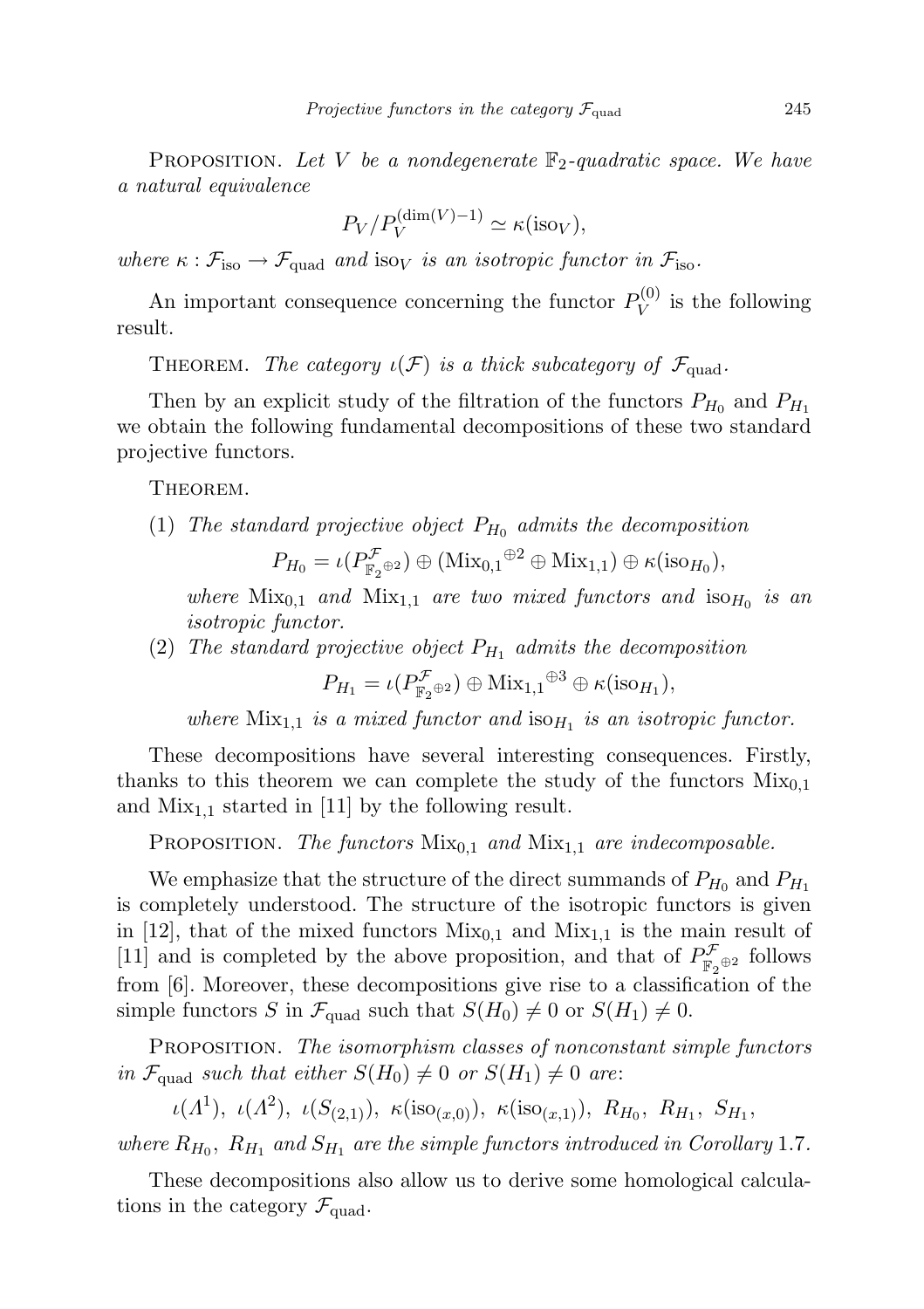Proposition. *Let $V$ be a nondegenerate $\mathbb{F}_2$-quadratic space. We have a natural equivalence*

$$P_V/P_V^{(\dim(V)-1)} \simeq \kappa(\mathrm{iso}_V),$$

*where $\kappa : \mathcal{F}_{\mathrm{iso}} \to \mathcal{F}_{\mathrm{quad}}$ and $\mathrm{iso}_V$ is an isotropic functor in $\mathcal{F}_{\mathrm{iso}}$.*

An important consequence concerning the functor $P_V^{(0)}$ is the following result.

Theorem. *The category $\iota(\mathcal{F})$ is a thick subcategory of $\mathcal{F}_{\mathrm{quad}}$.*

Then by an explicit study of the filtration of the functors $P_{H_0}$ and $P_{H_1}$ we obtain the following fundamental decompositions of these two standard projective functors.

Theorem.

(1) *The standard projective object $P_{H_0}$ admits the decomposition*

$$P_{H_0} = \iota(P^{\mathcal{F}}_{\mathbb{F}_2^{\oplus 2}}) \oplus (\mathrm{Mix}_{0,1}{}^{\oplus 2} \oplus \mathrm{Mix}_{1,1}) \oplus \kappa(\mathrm{iso}_{H_0}),$$

*where $\mathrm{Mix}_{0,1}$ and $\mathrm{Mix}_{1,1}$ are two mixed functors and $\mathrm{iso}_{H_0}$ is an isotropic functor.*

(2) *The standard projective object $P_{H_1}$ admits the decomposition*

$$P_{H_1} = \iota(P^{\mathcal{F}}_{\mathbb{F}_2^{\oplus 2}}) \oplus \mathrm{Mix}_{1,1}{}^{\oplus 3} \oplus \kappa(\mathrm{iso}_{H_1}),$$

*where $\mathrm{Mix}_{1,1}$ is a mixed functor and $\mathrm{iso}_{H_1}$ is an isotropic functor.*

These decompositions have several interesting consequences. Firstly, thanks to this theorem we can complete the study of the functors $\mathrm{Mix}_{0,1}$ and $\mathrm{Mix}_{1,1}$ started in [11] by the following result.

Proposition. *The functors $\mathrm{Mix}_{0,1}$ and $\mathrm{Mix}_{1,1}$ are indecomposable.*

We emphasize that the structure of the direct summands of $P_{H_0}$ and $P_{H_1}$ is completely understood. The structure of the isotropic functors is given in [12], that of the mixed functors $\mathrm{Mix}_{0,1}$ and $\mathrm{Mix}_{1,1}$ is the main result of [11] and is completed by the above proposition, and that of $P^{\mathcal{F}}_{\mathbb{F}_2^{\oplus 2}}$ follows from [6]. Moreover, these decompositions give rise to a classification of the simple functors $S$ in $\mathcal{F}_{\mathrm{quad}}$ such that $S(H_0) \neq 0$ or $S(H_1) \neq 0$.

Proposition. *The isomorphism classes of nonconstant simple functors in $\mathcal{F}_{\mathrm{quad}}$ such that either $S(H_0) \neq 0$ or $S(H_1) \neq 0$ are:*

$$\iota(\Lambda^1),\ \iota(\Lambda^2),\ \iota(S_{(2,1)}),\ \kappa(\mathrm{iso}_{(x,0)}),\ \kappa(\mathrm{iso}_{(x,1)}),\ R_{H_0},\ R_{H_1},\ S_{H_1},$$

*where $R_{H_0}$, $R_{H_1}$ and $S_{H_1}$ are the simple functors introduced in Corollary 1.7.*

These decompositions also allow us to derive some homological calculations in the category $\mathcal{F}_{\mathrm{quad}}$.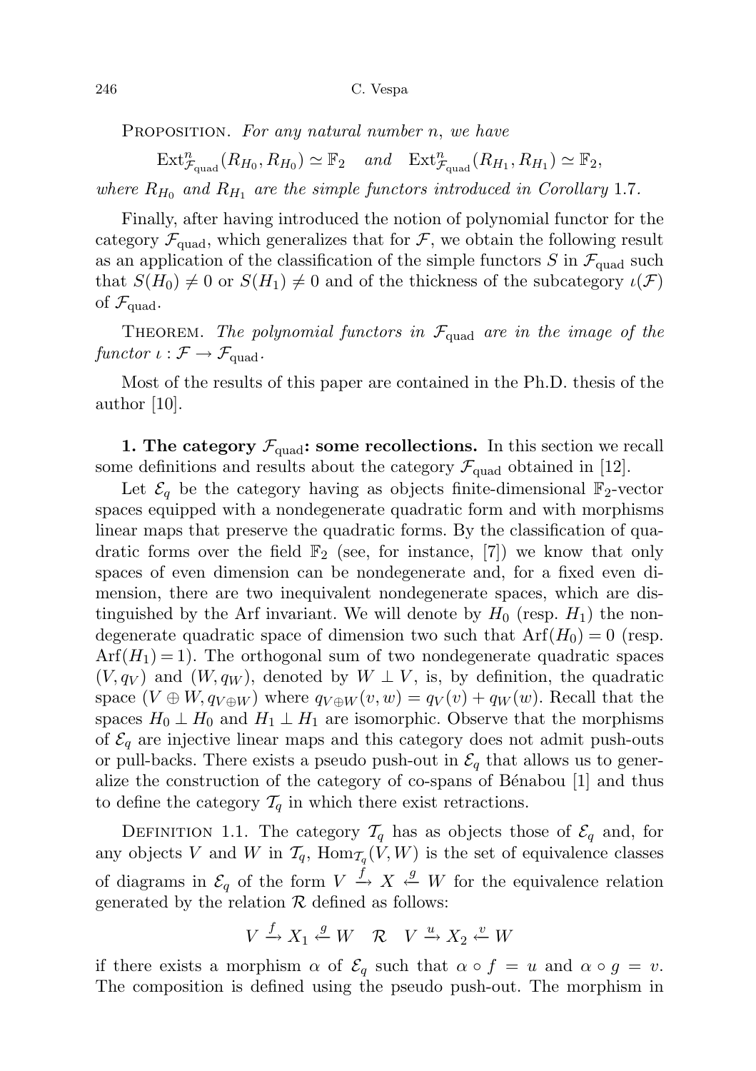Proposition. *For any natural number $n$, we have*

$$\mathrm{Ext}^n_{\mathcal{F}_{\mathrm{quad}}}(R_{H_0}, R_{H_0}) \simeq \mathbb{F}_2 \quad \textit{and} \quad \mathrm{Ext}^n_{\mathcal{F}_{\mathrm{quad}}}(R_{H_1}, R_{H_1}) \simeq \mathbb{F}_2,$$

*where $R_{H_0}$ and $R_{H_1}$ are the simple functors introduced in Corollary* 1.7.

Finally, after having introduced the notion of polynomial functor for the category $\mathcal{F}_{\mathrm{quad}}$, which generalizes that for $\mathcal{F}$, we obtain the following result as an application of the classification of the simple functors $S$ in $\mathcal{F}_{\mathrm{quad}}$ such that $S(H_0) \neq 0$ or $S(H_1) \neq 0$ and of the thickness of the subcategory $\iota(\mathcal{F})$ of $\mathcal{F}_{\mathrm{quad}}$.

Theorem. *The polynomial functors in $\mathcal{F}_{\mathrm{quad}}$ are in the image of the functor $\iota : \mathcal{F} \to \mathcal{F}_{\mathrm{quad}}$.*

Most of the results of this paper are contained in the Ph.D. thesis of the author [10].

**1. The category $\mathcal{F}_{\mathrm{quad}}$: some recollections.** In this section we recall some definitions and results about the category $\mathcal{F}_{\mathrm{quad}}$ obtained in [12].

Let $\mathcal{E}_q$ be the category having as objects finite-dimensional $\mathbb{F}_2$-vector spaces equipped with a nondegenerate quadratic form and with morphisms linear maps that preserve the quadratic forms. By the classification of quadratic forms over the field $\mathbb{F}_2$ (see, for instance, [7]) we know that only spaces of even dimension can be nondegenerate and, for a fixed even dimension, there are two inequivalent nondegenerate spaces, which are distinguished by the Arf invariant. We will denote by $H_0$ (resp. $H_1$) the nondegenerate quadratic space of dimension two such that $\mathrm{Arf}(H_0) = 0$ (resp. $\mathrm{Arf}(H_1) = 1$). The orthogonal sum of two nondegenerate quadratic spaces $(V, q_V)$ and $(W, q_W)$, denoted by $W \perp V$, is, by definition, the quadratic space $(V \oplus W, q_{V \oplus W})$ where $q_{V\oplus W}(v, w) = q_V(v) + q_W(w)$. Recall that the spaces $H_0 \perp H_0$ and $H_1 \perp H_1$ are isomorphic. Observe that the morphisms of $\mathcal{E}_q$ are injective linear maps and this category does not admit push-outs or pull-backs. There exists a pseudo push-out in $\mathcal{E}_q$ that allows us to generalize the construction of the category of co-spans of Bénabou [1] and thus to define the category $\mathcal{T}_q$ in which there exist retractions.

Definition 1.1. The category $\mathcal{T}_q$ has as objects those of $\mathcal{E}_q$ and, for any objects $V$ and $W$ in $\mathcal{T}_q$, $\mathrm{Hom}_{\mathcal{T}_q}(V, W)$ is the set of equivalence classes of diagrams in $\mathcal{E}_q$ of the form $V \xrightarrow{f} X \xleftarrow{g} W$ for the equivalence relation generated by the relation $\mathcal{R}$ defined as follows:

$$V \xrightarrow{f} X_1 \xleftarrow{g} W \quad \mathcal{R} \quad V \xrightarrow{u} X_2 \xleftarrow{v} W$$

if there exists a morphism $\alpha$ of $\mathcal{E}_q$ such that $\alpha \circ f = u$ and $\alpha \circ g = v$. The composition is defined using the pseudo push-out. The morphism in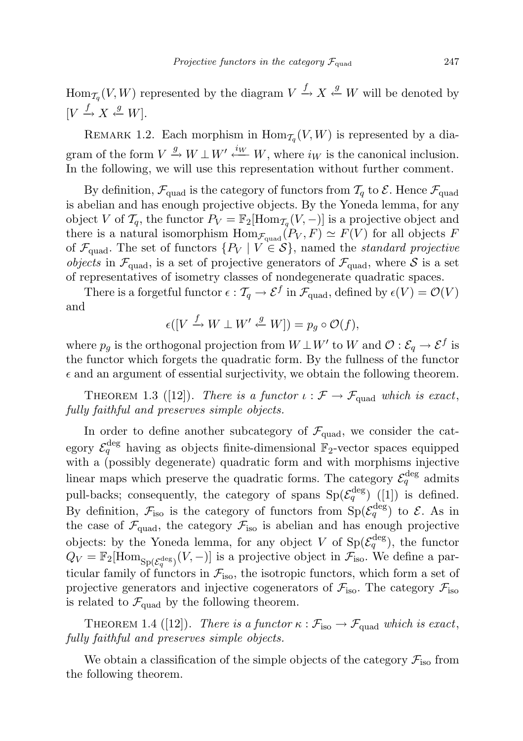$\mathrm{Hom}_{\mathcal{T}_q}(V,W)$ represented by the diagram $V \xrightarrow{f} X \xleftarrow{g} W$ will be denoted by $[V \xrightarrow{f} X \xleftarrow{g} W]$.

REMARK 1.2. Each morphism in $\mathrm{Hom}_{\mathcal{T}_q}(V,W)$ is represented by a diagram of the form $V \xrightarrow{g} W \perp W' \xleftarrow{i_W} W$, where $i_W$ is the canonical inclusion. In the following, we will use this representation without further comment.

By definition, $\mathcal{F}_{\text{quad}}$ is the category of functors from $\mathcal{T}_q$ to $\mathcal{E}$. Hence $\mathcal{F}_{\text{quad}}$ is abelian and has enough projective objects. By the Yoneda lemma, for any object $V$ of $\mathcal{T}_q$, the functor $P_V = \mathbb{F}_2[\mathrm{Hom}_{\mathcal{T}_q}(V,-)]$ is a projective object and there is a natural isomorphism $\mathrm{Hom}_{\mathcal{F}_{\text{quad}}}(P_V, F) \simeq F(V)$ for all objects $F$ of $\mathcal{F}_{\text{quad}}$. The set of functors $\{P_V \mid V \in \mathcal{S}\}$, named the *standard projective objects* in $\mathcal{F}_{\text{quad}}$, is a set of projective generators of $\mathcal{F}_{\text{quad}}$, where $\mathcal{S}$ is a set of representatives of isometry classes of nondegenerate quadratic spaces.

There is a forgetful functor $\epsilon : \mathcal{T}_q \to \mathcal{E}^f$ in $\mathcal{F}_{\text{quad}}$, defined by $\epsilon(V) = \mathcal{O}(V)$ and

$$\epsilon([V \xrightarrow{f} W \perp W' \xleftarrow{g} W]) = p_g \circ \mathcal{O}(f),$$

where $p_g$ is the orthogonal projection from $W \perp W'$ to $W$ and $\mathcal{O} : \mathcal{E}_q \to \mathcal{E}^f$ is the functor which forgets the quadratic form. By the fullness of the functor $\epsilon$ and an argument of essential surjectivity, we obtain the following theorem.

THEOREM 1.3 ([12]). *There is a functor $\iota : \mathcal{F} \to \mathcal{F}_{\text{quad}}$ which is exact, fully faithful and preserves simple objects.*

In order to define another subcategory of $\mathcal{F}_{\text{quad}}$, we consider the category $\mathcal{E}_q^{\deg}$ having as objects finite-dimensional $\mathbb{F}_2$-vector spaces equipped with a (possibly degenerate) quadratic form and with morphisms injective linear maps which preserve the quadratic forms. The category $\mathcal{E}_q^{\deg}$ admits pull-backs; consequently, the category of spans $\mathrm{Sp}(\mathcal{E}_q^{\deg})$ ([1]) is defined. By definition, $\mathcal{F}_{\text{iso}}$ is the category of functors from $\mathrm{Sp}(\mathcal{E}_q^{\deg})$ to $\mathcal{E}$. As in the case of $\mathcal{F}_{\text{quad}}$, the category $\mathcal{F}_{\text{iso}}$ is abelian and has enough projective objects: by the Yoneda lemma, for any object $V$ of $\mathrm{Sp}(\mathcal{E}_q^{\deg})$, the functor $Q_V = \mathbb{F}_2[\mathrm{Hom}_{\mathrm{Sp}(\mathcal{E}_q^{\deg})}(V,-)]$ is a projective object in $\mathcal{F}_{\text{iso}}$. We define a particular family of functors in $\mathcal{F}_{\text{iso}}$, the isotropic functors, which form a set of projective generators and injective cogenerators of $\mathcal{F}_{\text{iso}}$. The category $\mathcal{F}_{\text{iso}}$ is related to $\mathcal{F}_{\text{quad}}$ by the following theorem.

THEOREM 1.4 ([12]). *There is a functor $\kappa : \mathcal{F}_{\text{iso}} \to \mathcal{F}_{\text{quad}}$ which is exact, fully faithful and preserves simple objects.*

We obtain a classification of the simple objects of the category $\mathcal{F}_{\text{iso}}$ from the following theorem.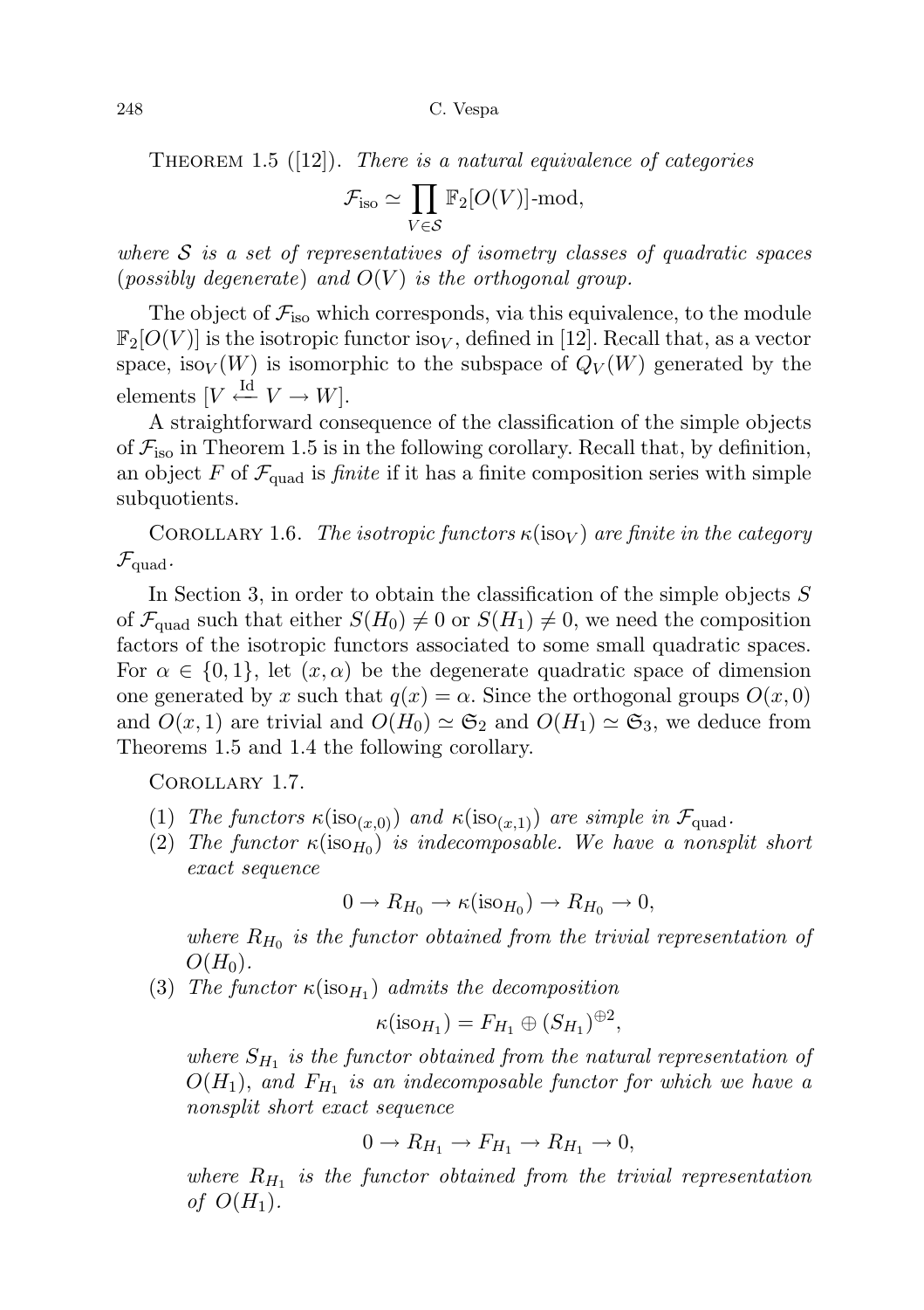**Theorem 1.5** ([12]). *There is a natural equivalence of categories*

$$\mathcal{F}_{\mathrm{iso}} \simeq \prod_{V \in \mathcal{S}} \mathbb{F}_2[O(V)]\text{-mod},$$

*where $\mathcal{S}$ is a set of representatives of isometry classes of quadratic spaces* (*possibly degenerate*) *and $O(V)$ is the orthogonal group.*

The object of $\mathcal{F}_{\mathrm{iso}}$ which corresponds, via this equivalence, to the module $\mathbb{F}_2[O(V)]$ is the isotropic functor $\mathrm{iso}_V$, defined in [12]. Recall that, as a vector space, $\mathrm{iso}_V(W)$ is isomorphic to the subspace of $Q_V(W)$ generated by the elements $[V \xleftarrow{\mathrm{Id}} V \to W]$.

A straightforward consequence of the classification of the simple objects of $\mathcal{F}_{\mathrm{iso}}$ in Theorem 1.5 is in the following corollary. Recall that, by definition, an object $F$ of $\mathcal{F}_{\mathrm{quad}}$ is *finite* if it has a finite composition series with simple subquotients.

**Corollary 1.6.** *The isotropic functors $\kappa(\mathrm{iso}_V)$ are finite in the category $\mathcal{F}_{\mathrm{quad}}$.*

In Section 3, in order to obtain the classification of the simple objects $S$ of $\mathcal{F}_{\mathrm{quad}}$ such that either $S(H_0) \neq 0$ or $S(H_1) \neq 0$, we need the composition factors of the isotropic functors associated to some small quadratic spaces. For $\alpha \in \{0,1\}$, let $(x,\alpha)$ be the degenerate quadratic space of dimension one generated by $x$ such that $q(x) = \alpha$. Since the orthogonal groups $O(x,0)$ and $O(x,1)$ are trivial and $O(H_0) \simeq \mathfrak{S}_2$ and $O(H_1) \simeq \mathfrak{S}_3$, we deduce from Theorems 1.5 and 1.4 the following corollary.

**Corollary 1.7.**

(1) *The functors $\kappa(\mathrm{iso}_{(x,0)})$ and $\kappa(\mathrm{iso}_{(x,1)})$ are simple in $\mathcal{F}_{\mathrm{quad}}$.*

(2) *The functor $\kappa(\mathrm{iso}_{H_0})$ is indecomposable. We have a nonsplit short exact sequence*

$$0 \to R_{H_0} \to \kappa(\mathrm{iso}_{H_0}) \to R_{H_0} \to 0,$$

*where $R_{H_0}$ is the functor obtained from the trivial representation of $O(H_0)$.*

(3) *The functor $\kappa(\mathrm{iso}_{H_1})$ admits the decomposition*

$$\kappa(\mathrm{iso}_{H_1}) = F_{H_1} \oplus (S_{H_1})^{\oplus 2},$$

*where $S_{H_1}$ is the functor obtained from the natural representation of $O(H_1)$, and $F_{H_1}$ is an indecomposable functor for which we have a nonsplit short exact sequence*

$$0 \to R_{H_1} \to F_{H_1} \to R_{H_1} \to 0,$$

*where $R_{H_1}$ is the functor obtained from the trivial representation of $O(H_1)$.*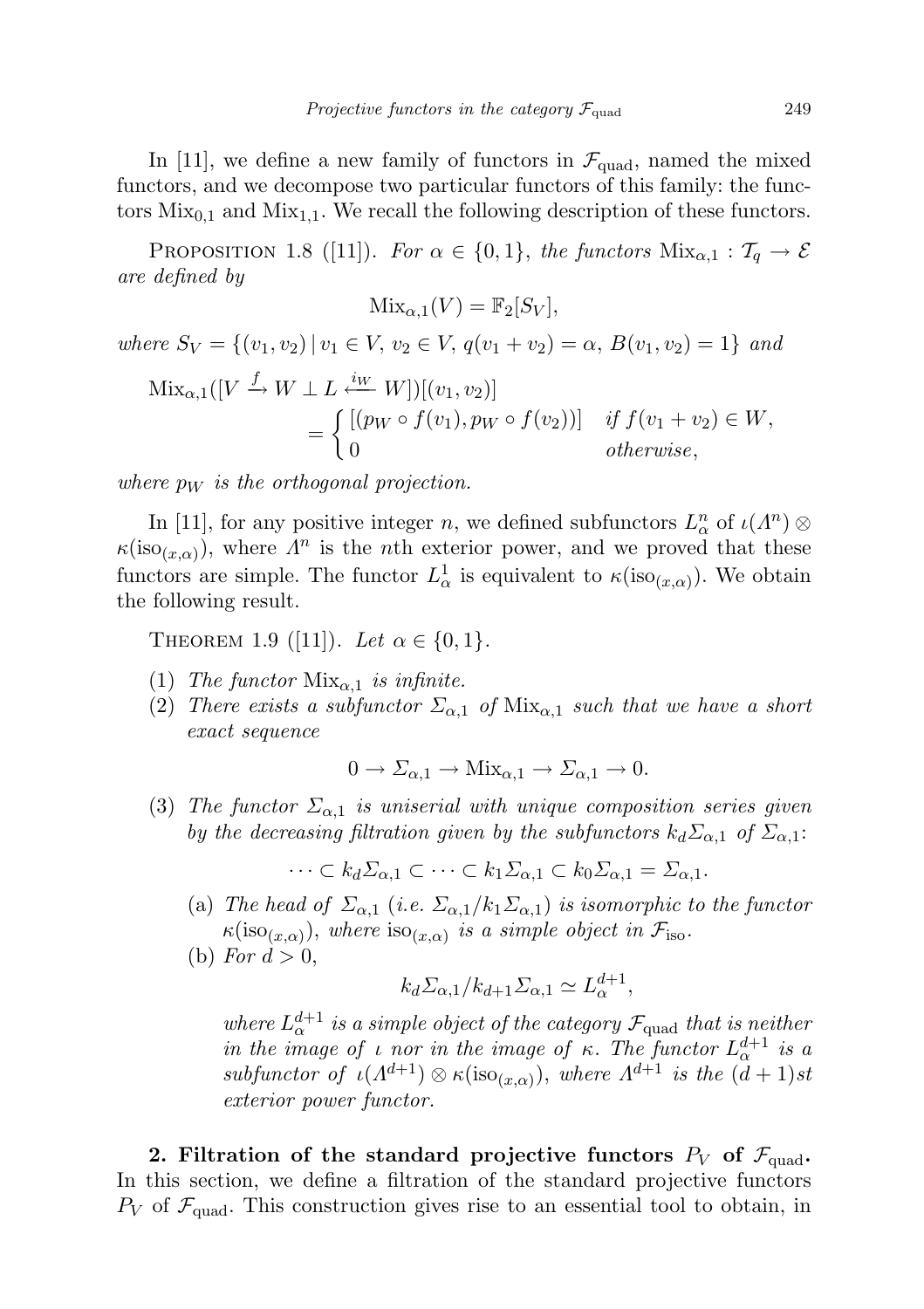In [11], we define a new family of functors in $\mathcal{F}_{\text{quad}}$, named the mixed functors, and we decompose two particular functors of this family: the functors $\text{Mix}_{0,1}$ and $\text{Mix}_{1,1}$. We recall the following description of these functors.

PROPOSITION 1.8 ([11]). *For $\alpha \in \{0,1\}$, the functors $\text{Mix}_{\alpha,1} : \mathcal{T}_q \to \mathcal{E}$ are defined by*

$$\text{Mix}_{\alpha,1}(V) = \mathbb{F}_2[S_V],$$

*where $S_V = \{(v_1, v_2) \mid v_1 \in V,\, v_2 \in V,\, q(v_1 + v_2) = \alpha,\, B(v_1, v_2) = 1\}$ and*

$$\text{Mix}_{\alpha,1}([V \xrightarrow{f} W \perp L \xleftarrow{i_W} W])[(v_1, v_2)] = \begin{cases} [(p_W \circ f(v_1), p_W \circ f(v_2))] & \text{if } f(v_1 + v_2) \in W, \\ 0 & \text{otherwise}, \end{cases}$$

*where $p_W$ is the orthogonal projection.*

In [11], for any positive integer $n$, we defined subfunctors $L^n_\alpha$ of $\iota(\Lambda^n) \otimes \kappa(\text{iso}_{(x,\alpha)})$, where $\Lambda^n$ is the $n$th exterior power, and we proved that these functors are simple. The functor $L^1_\alpha$ is equivalent to $\kappa(\text{iso}_{(x,\alpha)})$. We obtain the following result.

THEOREM 1.9 ([11]). *Let $\alpha \in \{0,1\}$.*

1. *The functor $\text{Mix}_{\alpha,1}$ is infinite.*
2. *There exists a subfunctor $\Sigma_{\alpha,1}$ of $\text{Mix}_{\alpha,1}$ such that we have a short exact sequence*

$$0 \to \Sigma_{\alpha,1} \to \text{Mix}_{\alpha,1} \to \Sigma_{\alpha,1} \to 0.$$

3. *The functor $\Sigma_{\alpha,1}$ is uniserial with unique composition series given by the decreasing filtration given by the subfunctors $k_d\Sigma_{\alpha,1}$ of $\Sigma_{\alpha,1}$:*

$$\cdots \subset k_d\Sigma_{\alpha,1} \subset \cdots \subset k_1\Sigma_{\alpha,1} \subset k_0\Sigma_{\alpha,1} = \Sigma_{\alpha,1}.$$

   (a) *The head of $\Sigma_{\alpha,1}$ (i.e. $\Sigma_{\alpha,1}/k_1\Sigma_{\alpha,1}$) is isomorphic to the functor $\kappa(\text{iso}_{(x,\alpha)})$, where $\text{iso}_{(x,\alpha)}$ is a simple object in $\mathcal{F}_{\text{iso}}$.*

   (b) *For $d > 0$,*

$$k_d\Sigma_{\alpha,1}/k_{d+1}\Sigma_{\alpha,1} \simeq L^{d+1}_\alpha,$$

   *where $L^{d+1}_\alpha$ is a simple object of the category $\mathcal{F}_{\text{quad}}$ that is neither in the image of $\iota$ nor in the image of $\kappa$. The functor $L^{d+1}_\alpha$ is a subfunctor of $\iota(\Lambda^{d+1}) \otimes \kappa(\text{iso}_{(x,\alpha)})$, where $\Lambda^{d+1}$ is the $(d+1)$st exterior power functor.*

**2. Filtration of the standard projective functors $P_V$ of $\mathcal{F}_{\text{quad}}$.** In this section, we define a filtration of the standard projective functors $P_V$ of $\mathcal{F}_{\text{quad}}$. This construction gives rise to an essential tool to obtain, in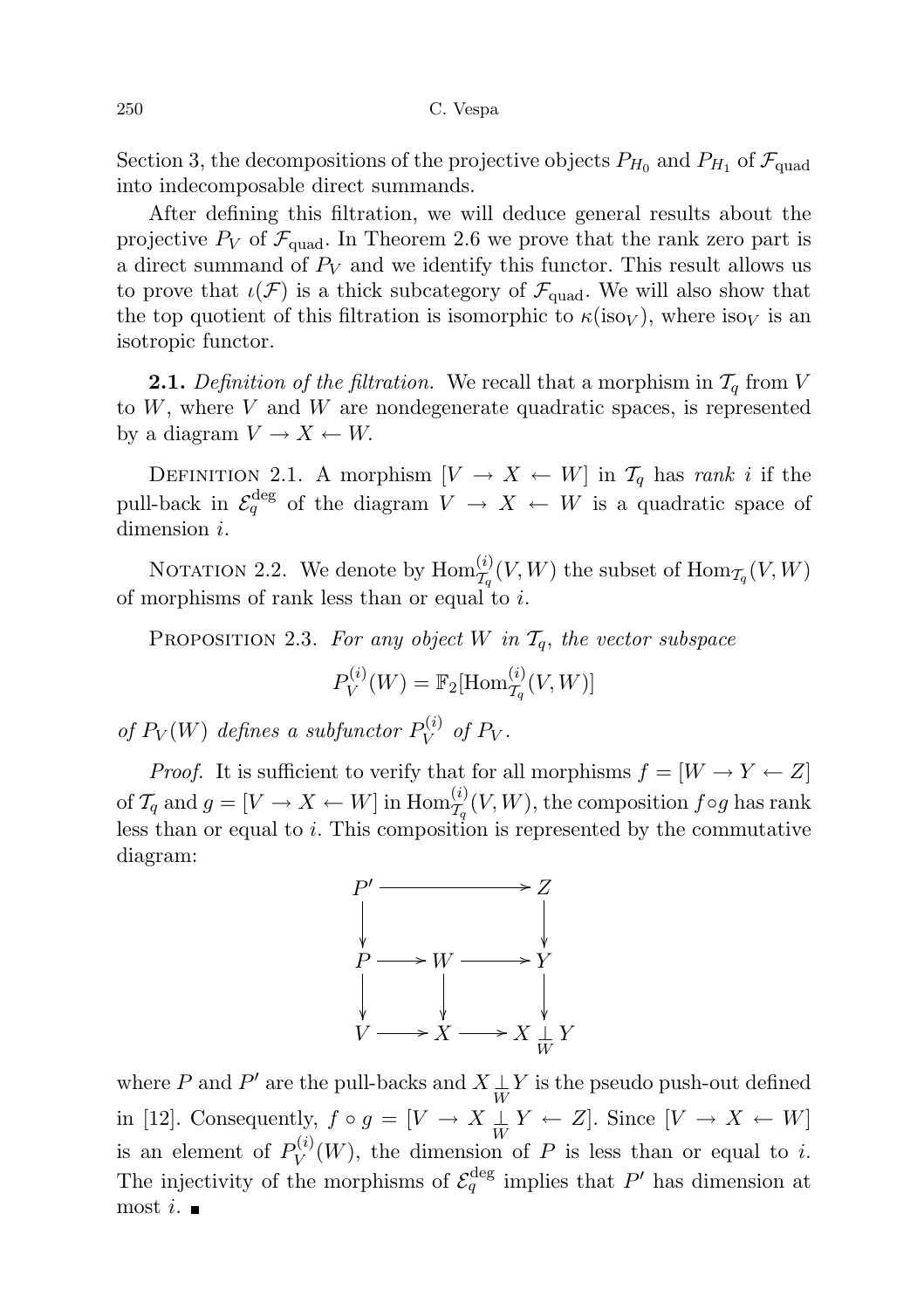Section 3, the decompositions of the projective objects $P_{H_0}$ and $P_{H_1}$ of $\mathcal{F}_{\mathrm{quad}}$ into indecomposable direct summands.

After defining this filtration, we will deduce general results about the projective $P_V$ of $\mathcal{F}_{\mathrm{quad}}$. In Theorem 2.6 we prove that the rank zero part is a direct summand of $P_V$ and we identify this functor. This result allows us to prove that $\iota(\mathcal{F})$ is a thick subcategory of $\mathcal{F}_{\mathrm{quad}}$. We will also show that the top quotient of this filtration is isomorphic to $\kappa(\mathrm{iso}_V)$, where $\mathrm{iso}_V$ is an isotropic functor.

**2.1.** *Definition of the filtration.* We recall that a morphism in $\mathcal{T}_q$ from $V$ to $W$, where $V$ and $W$ are nondegenerate quadratic spaces, is represented by a diagram $V \to X \leftarrow W$.

Definition 2.1. A morphism $[V \to X \leftarrow W]$ in $\mathcal{T}_q$ has *rank* $i$ if the pull-back in $\mathcal{E}_q^{\mathrm{deg}}$ of the diagram $V \to X \leftarrow W$ is a quadratic space of dimension $i$.

Notation 2.2. We denote by $\mathrm{Hom}^{(i)}_{\mathcal{T}_q}(V,W)$ the subset of $\mathrm{Hom}_{\mathcal{T}_q}(V,W)$ of morphisms of rank less than or equal to $i$.

Proposition 2.3. *For any object $W$ in $\mathcal{T}_q$, the vector subspace*

$$P_V^{(i)}(W) = \mathbb{F}_2[\mathrm{Hom}^{(i)}_{\mathcal{T}_q}(V,W)]$$

*of $P_V(W)$ defines a subfunctor $P_V^{(i)}$ of $P_V$.*

*Proof.* It is sufficient to verify that for all morphisms $f = [W \to Y \leftarrow Z]$ of $\mathcal{T}_q$ and $g = [V \to X \leftarrow W]$ in $\mathrm{Hom}^{(i)}_{\mathcal{T}_q}(V,W)$, the composition $f \circ g$ has rank less than or equal to $i$. This composition is represented by the commutative diagram:

$$\begin{array}{ccccc}
P' & \longrightarrow & & \longrightarrow & Z \\
\downarrow & & & & \downarrow \\
P & \longrightarrow & W & \longrightarrow & Y \\
\downarrow & & \downarrow & & \downarrow \\
V & \longrightarrow & X & \longrightarrow & X \underset{W}{\perp} Y
\end{array}$$

where $P$ and $P'$ are the pull-backs and $X \underset{W}{\perp} Y$ is the pseudo push-out defined in [12]. Consequently, $f \circ g = [V \to X \underset{W}{\perp} Y \leftarrow Z]$. Since $[V \to X \leftarrow W]$ is an element of $P_V^{(i)}(W)$, the dimension of $P$ is less than or equal to $i$. The injectivity of the morphisms of $\mathcal{E}_q^{\mathrm{deg}}$ implies that $P'$ has dimension at most $i$. ∎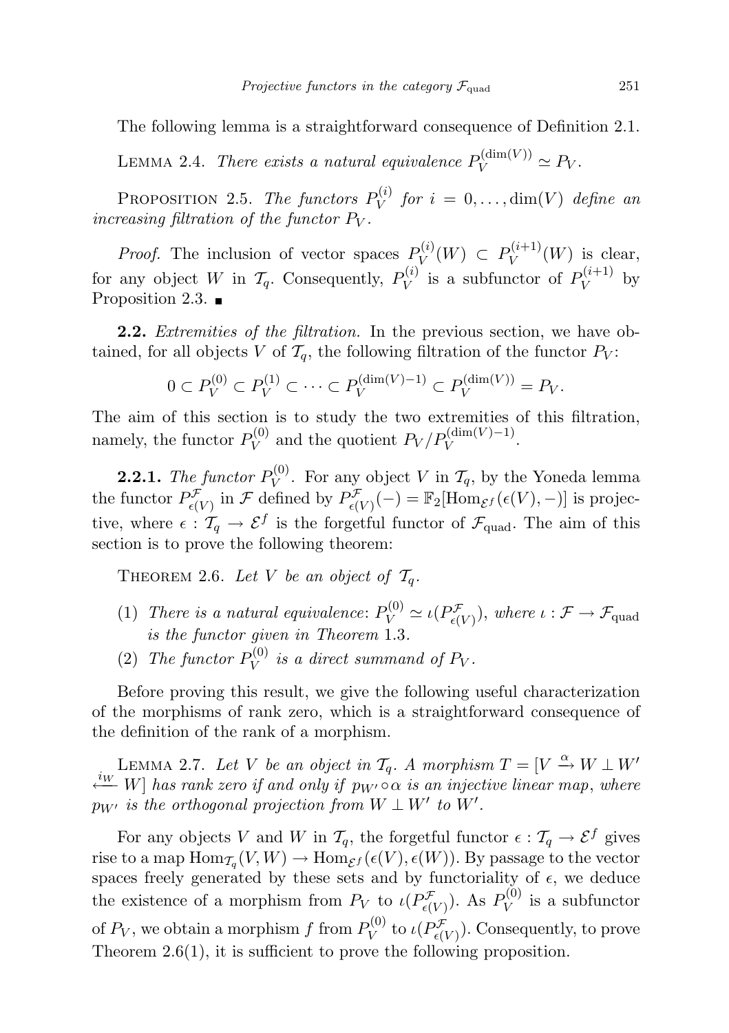The following lemma is a straightforward consequence of Definition 2.1.

Lemma 2.4. *There exists a natural equivalence $P_V^{(\dim(V))} \simeq P_V$.*

Proposition 2.5. *The functors $P_V^{(i)}$ for $i = 0, \dots, \dim(V)$ define an increasing filtration of the functor $P_V$.*

*Proof.* The inclusion of vector spaces $P_V^{(i)}(W) \subset P_V^{(i+1)}(W)$ is clear, for any object $W$ in $\mathcal{T}_q$. Consequently, $P_V^{(i)}$ is a subfunctor of $P_V^{(i+1)}$ by Proposition 2.3. ■

**2.2.** *Extremities of the filtration.* In the previous section, we have obtained, for all objects $V$ of $\mathcal{T}_q$, the following filtration of the functor $P_V$:

$$0 \subset P_V^{(0)} \subset P_V^{(1)} \subset \cdots \subset P_V^{(\dim(V)-1)} \subset P_V^{(\dim(V))} = P_V.$$

The aim of this section is to study the two extremities of this filtration, namely, the functor $P_V^{(0)}$ and the quotient $P_V / P_V^{(\dim(V)-1)}$.

**2.2.1.** *The functor $P_V^{(0)}$.* For any object $V$ in $\mathcal{T}_q$, by the Yoneda lemma the functor $P^{\mathcal{F}}_{\epsilon(V)}$ in $\mathcal{F}$ defined by $P^{\mathcal{F}}_{\epsilon(V)}(-) = \mathbb{F}_2[\mathrm{Hom}_{\mathcal{E}^f}(\epsilon(V), -)]$ is projective, where $\epsilon : \mathcal{T}_q \to \mathcal{E}^f$ is the forgetful functor of $\mathcal{F}_{\mathrm{quad}}$. The aim of this section is to prove the following theorem:

Theorem 2.6. *Let $V$ be an object of $\mathcal{T}_q$.*

1. *There is a natural equivalence: $P_V^{(0)} \simeq \iota(P^{\mathcal{F}}_{\epsilon(V)})$, where $\iota : \mathcal{F} \to \mathcal{F}_{\mathrm{quad}}$ is the functor given in Theorem* 1.3*.*
2. *The functor $P_V^{(0)}$ is a direct summand of $P_V$.*

Before proving this result, we give the following useful characterization of the morphisms of rank zero, which is a straightforward consequence of the definition of the rank of a morphism.

Lemma 2.7. *Let $V$ be an object in $\mathcal{T}_q$. A morphism $T = [V \xrightarrow{\alpha} W \perp W' \xleftarrow{i_W} W]$ has rank zero if and only if $p_{W'} \circ \alpha$ is an injective linear map, where $p_{W'}$ is the orthogonal projection from $W \perp W'$ to $W'$.*

For any objects $V$ and $W$ in $\mathcal{T}_q$, the forgetful functor $\epsilon : \mathcal{T}_q \to \mathcal{E}^f$ gives rise to a map $\mathrm{Hom}_{\mathcal{T}_q}(V, W) \to \mathrm{Hom}_{\mathcal{E}^f}(\epsilon(V), \epsilon(W))$. By passage to the vector spaces freely generated by these sets and by functoriality of $\epsilon$, we deduce the existence of a morphism from $P_V$ to $\iota(P^{\mathcal{F}}_{\epsilon(V)})$. As $P_V^{(0)}$ is a subfunctor of $P_V$, we obtain a morphism $f$ from $P_V^{(0)}$ to $\iota(P^{\mathcal{F}}_{\epsilon(V)})$. Consequently, to prove Theorem 2.6(1), it is sufficient to prove the following proposition.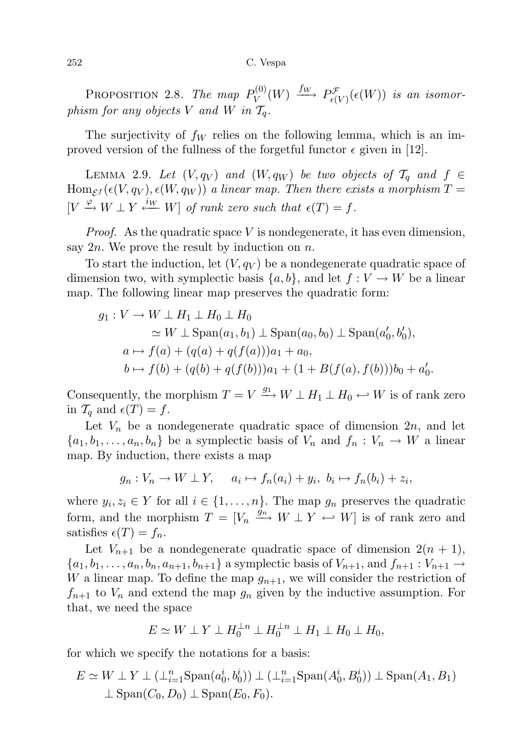PROPOSITION 2.8. *The map $P_V^{(0)}(W) \xrightarrow{f_W} P_{\epsilon(V)}^{\mathcal{F}}(\epsilon(W))$ is an isomorphism for any objects $V$ and $W$ in $\mathcal{T}_q$.*

The surjectivity of $f_W$ relies on the following lemma, which is an improved version of the fullness of the forgetful functor $\epsilon$ given in [12].

LEMMA 2.9. *Let $(V, q_V)$ and $(W, q_W)$ be two objects of $\mathcal{T}_q$ and $f \in \mathrm{Hom}_{\mathcal{E}^f}(\epsilon(V, q_V), \epsilon(W, q_W))$ a linear map. Then there exists a morphism $T = [V \xrightarrow{\varphi} W \perp Y \xleftarrow{i_W} W]$ of rank zero such that $\epsilon(T) = f$.*

*Proof.* As the quadratic space $V$ is nondegenerate, it has even dimension, say $2n$. We prove the result by induction on $n$.

To start the induction, let $(V, q_V)$ be a nondegenerate quadratic space of dimension two, with symplectic basis $\{a, b\}$, and let $f : V \to W$ be a linear map. The following linear map preserves the quadratic form:

$$
\begin{aligned}
g_1 : V &\to W \perp H_1 \perp H_0 \perp H_0 \\
&\simeq W \perp \mathrm{Span}(a_1, b_1) \perp \mathrm{Span}(a_0, b_0) \perp \mathrm{Span}(a_0', b_0'), \\
a &\mapsto f(a) + (q(a) + q(f(a)))a_1 + a_0, \\
b &\mapsto f(b) + (q(b) + q(f(b)))a_1 + (1 + B(f(a), f(b)))b_0 + a_0'.
\end{aligned}
$$

Consequently, the morphism $T = V \xrightarrow{g_1} W \perp H_1 \perp H_0 \hookleftarrow W$ is of rank zero in $\mathcal{T}_q$ and $\epsilon(T) = f$.

Let $V_n$ be a nondegenerate quadratic space of dimension $2n$, and let $\{a_1, b_1, \ldots, a_n, b_n\}$ be a symplectic basis of $V_n$ and $f_n : V_n \to W$ a linear map. By induction, there exists a map

$$
g_n : V_n \to W \perp Y, \quad a_i \mapsto f_n(a_i) + y_i, \; b_i \mapsto f_n(b_i) + z_i,
$$

where $y_i, z_i \in Y$ for all $i \in \{1, \ldots, n\}$. The map $g_n$ preserves the quadratic form, and the morphism $T = [V_n \xrightarrow{g_n} W \perp Y \hookleftarrow W]$ is of rank zero and satisfies $\epsilon(T) = f_n$.

Let $V_{n+1}$ be a nondegenerate quadratic space of dimension $2(n+1)$, $\{a_1, b_1, \ldots, a_n, b_n, a_{n+1}, b_{n+1}\}$ a symplectic basis of $V_{n+1}$, and $f_{n+1} : V_{n+1} \to W$ a linear map. To define the map $g_{n+1}$, we will consider the restriction of $f_{n+1}$ to $V_n$ and extend the map $g_n$ given by the inductive assumption. For that, we need the space

$$
E \simeq W \perp Y \perp H_0^{\perp n} \perp H_0^{\perp n} \perp H_1 \perp H_0 \perp H_0,
$$

for which we specify the notations for a basis:

$$
\begin{aligned}
E \simeq W \perp Y &\perp (\perp_{i=1}^n \mathrm{Span}(a_0^i, b_0^i)) \perp (\perp_{i=1}^n \mathrm{Span}(A_0^i, B_0^i)) \perp \mathrm{Span}(A_1, B_1) \\
&\perp \mathrm{Span}(C_0, D_0) \perp \mathrm{Span}(E_0, F_0).
\end{aligned}
$$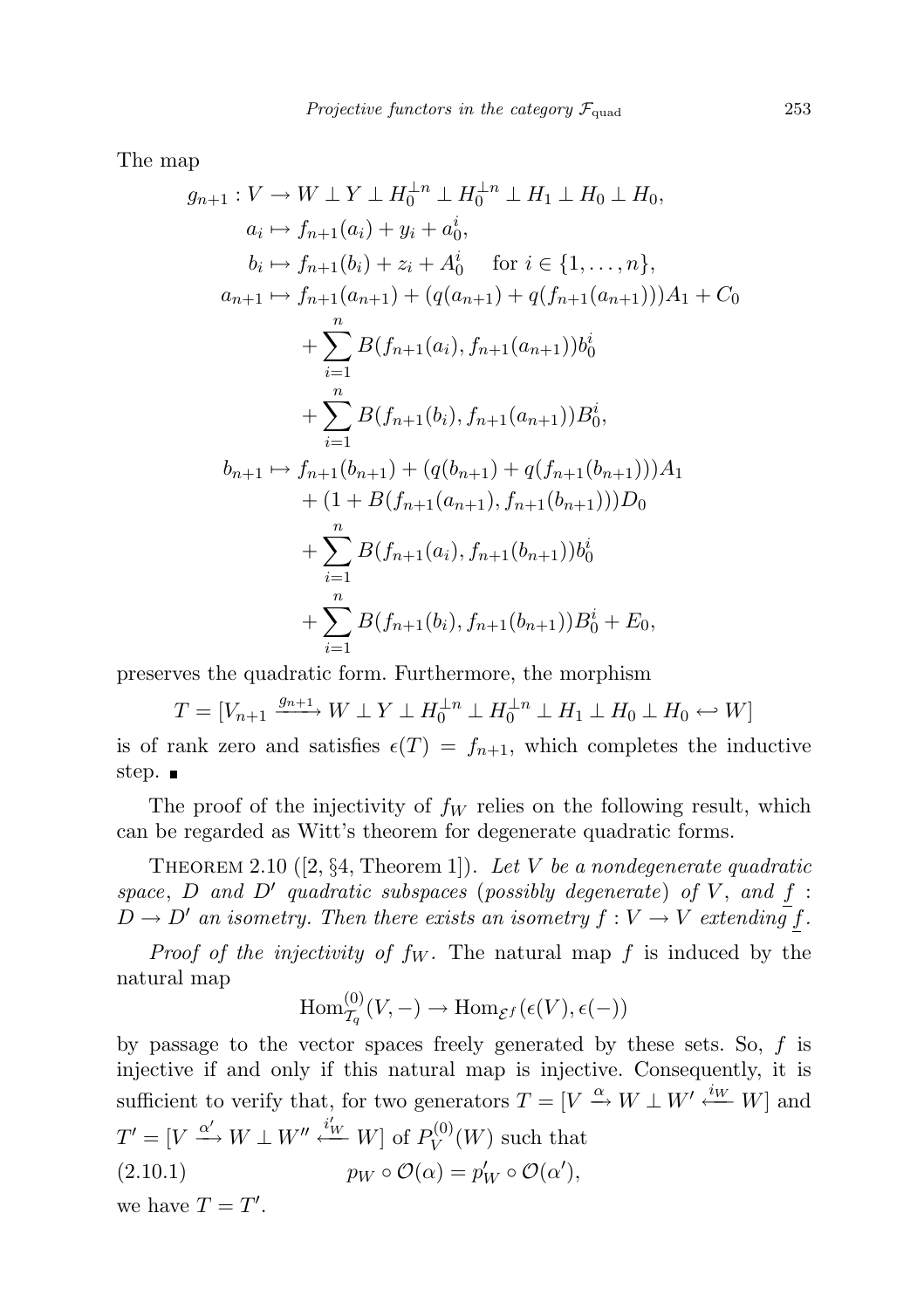The map

$$
\begin{aligned}
g_{n+1} : V &\to W \perp Y \perp H_0^{\perp n} \perp H_0^{\perp n} \perp H_1 \perp H_0 \perp H_0,\\
a_i &\mapsto f_{n+1}(a_i) + y_i + a_0^i,\\
b_i &\mapsto f_{n+1}(b_i) + z_i + A_0^i \quad \text{for } i \in \{1, \dots, n\},\\
a_{n+1} &\mapsto f_{n+1}(a_{n+1}) + (q(a_{n+1}) + q(f_{n+1}(a_{n+1})))A_1 + C_0\\
&\quad + \sum_{i=1}^{n} B(f_{n+1}(a_i), f_{n+1}(a_{n+1}))b_0^i\\
&\quad + \sum_{i=1}^{n} B(f_{n+1}(b_i), f_{n+1}(a_{n+1}))B_0^i,\\
b_{n+1} &\mapsto f_{n+1}(b_{n+1}) + (q(b_{n+1}) + q(f_{n+1}(b_{n+1})))A_1\\
&\quad + (1 + B(f_{n+1}(a_{n+1}), f_{n+1}(b_{n+1})))D_0\\
&\quad + \sum_{i=1}^{n} B(f_{n+1}(a_i), f_{n+1}(b_{n+1}))b_0^i\\
&\quad + \sum_{i=1}^{n} B(f_{n+1}(b_i), f_{n+1}(b_{n+1}))B_0^i + E_0,
\end{aligned}
$$

preserves the quadratic form. Furthermore, the morphism

$$T = [V_{n+1} \xrightarrow{g_{n+1}} W \perp Y \perp H_0^{\perp n} \perp H_0^{\perp n} \perp H_1 \perp H_0 \perp H_0 \hookleftarrow W]$$

is of rank zero and satisfies $\epsilon(T) = f_{n+1}$, which completes the inductive step. ∎

The proof of the injectivity of $f_W$ relies on the following result, which can be regarded as Witt's theorem for degenerate quadratic forms.

THEOREM 2.10 ([2, §4, Theorem 1]). *Let $V$ be a nondegenerate quadratic space, $D$ and $D'$ quadratic subspaces (possibly degenerate) of $V$, and $\underline{f} : D \to D'$ an isometry. Then there exists an isometry $f : V \to V$ extending $\underline{f}$.*

*Proof of the injectivity of $f_W$.* The natural map $f$ is induced by the natural map

$$\mathrm{Hom}^{(0)}_{\mathcal{T}_q}(V, -) \to \mathrm{Hom}_{\mathcal{E}^f}(\epsilon(V), \epsilon(-))$$

by passage to the vector spaces freely generated by these sets. So, $f$ is injective if and only if this natural map is injective. Consequently, it is sufficient to verify that, for two generators $T = [V \xrightarrow{\alpha} W \perp W' \xleftarrow{i_W} W]$ and $T' = [V \xrightarrow{\alpha'} W \perp W'' \xleftarrow{i'_W} W]$ of $P^{(0)}_V(W)$ such that

$$p_W \circ \mathcal{O}(\alpha) = p'_W \circ \mathcal{O}(\alpha'), \tag{2.10.1}$$

we have $T = T'$.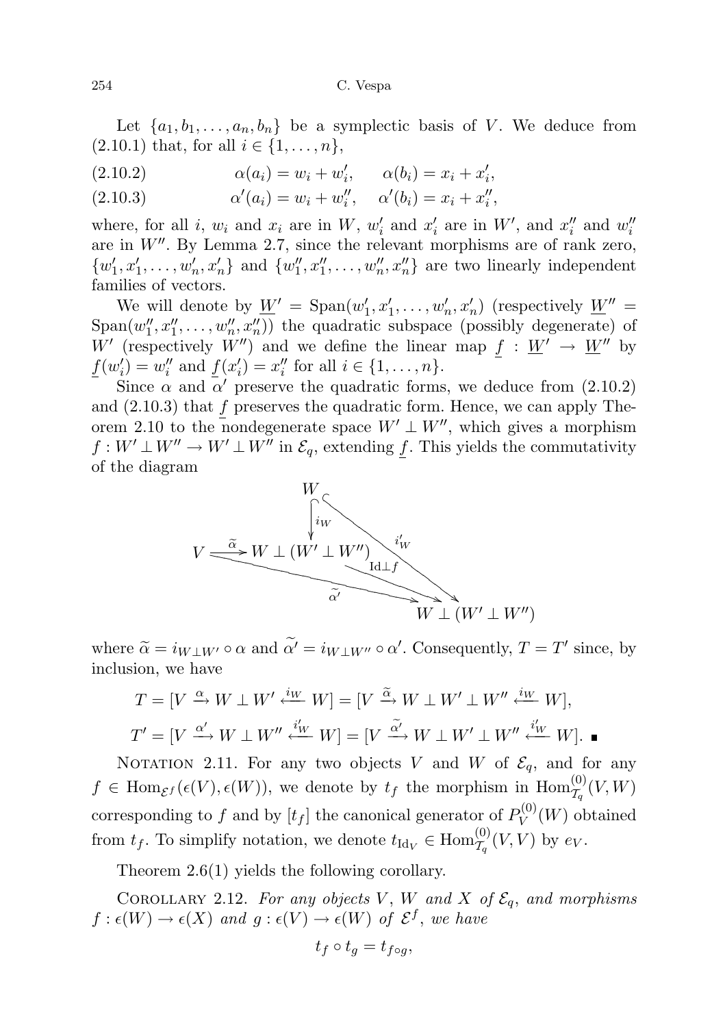Let $\{a_1, b_1, \dots, a_n, b_n\}$ be a symplectic basis of $V$. We deduce from (2.10.1) that, for all $i \in \{1, \dots, n\}$,

$$\alpha(a_i) = w_i + w_i', \qquad \alpha(b_i) = x_i + x_i', \tag{2.10.2}$$

$$\alpha'(a_i) = w_i + w_i'', \quad \alpha'(b_i) = x_i + x_i'', \tag{2.10.3}$$

where, for all $i$, $w_i$ and $x_i$ are in $W$, $w_i'$ and $x_i'$ are in $W'$, and $x_i''$ and $w_i''$ are in $W''$. By Lemma 2.7, since the relevant morphisms are of rank zero, $\{w_1', x_1', \dots, w_n', x_n'\}$ and $\{w_1'', x_1'', \dots, w_n'', x_n''\}$ are two linearly independent families of vectors.

We will denote by $\underline{W}' = \mathrm{Span}(w_1', x_1', \dots, w_n', x_n')$ (respectively $\underline{W}'' = \mathrm{Span}(w_1'', x_1'', \dots, w_n'', x_n'')$) the quadratic subspace (possibly degenerate) of $W'$ (respectively $W''$) and we define the linear map $\underline{f} : \underline{W}' \to \underline{W}''$ by $\underline{f}(w_i') = w_i''$ and $\underline{f}(x_i') = x_i''$ for all $i \in \{1, \dots, n\}$.

Since $\alpha$ and $\alpha'$ preserve the quadratic forms, we deduce from (2.10.2) and (2.10.3) that $\underline{f}$ preserves the quadratic form. Hence, we can apply Theorem 2.10 to the nondegenerate space $W' \perp W''$, which gives a morphism $f : W' \perp W'' \to W' \perp W''$ in $\mathcal{E}_q$, extending $\underline{f}$. This yields the commutativity of the diagram

$$\begin{array}{ccc}
 & W & \\
 & \downarrow i_W & \searrow i'_W \\
V \xrightarrow{\widetilde{\alpha}} & W \perp (W' \perp W'') & \xrightarrow{\mathrm{Id} \perp f} W \perp (W' \perp W'') \\
 & \searrow \widetilde{\alpha'} & 
\end{array}$$

where $\widetilde{\alpha} = i_{W \perp W'} \circ \alpha$ and $\widetilde{\alpha'} = i_{W \perp W''} \circ \alpha'$. Consequently, $T = T'$ since, by inclusion, we have

$$T = [V \xrightarrow{\alpha} W \perp W' \xleftarrow{i_W} W] = [V \xrightarrow{\widetilde{\alpha}} W \perp W' \perp W'' \xleftarrow{i_W} W],$$

$$T' = [V \xrightarrow{\alpha'} W \perp W'' \xleftarrow{i'_W} W] = [V \xrightarrow{\widetilde{\alpha'}} W \perp W' \perp W'' \xleftarrow{i'_W} W]. \quad \blacksquare$$

NOTATION 2.11. For any two objects $V$ and $W$ of $\mathcal{E}_q$, and for any $f \in \mathrm{Hom}_{\mathcal{E}^f}(\epsilon(V), \epsilon(W))$, we denote by $t_f$ the morphism in $\mathrm{Hom}^{(0)}_{\mathcal{T}_q}(V, W)$ corresponding to $f$ and by $[t_f]$ the canonical generator of $P^{(0)}_V(W)$ obtained from $t_f$. To simplify notation, we denote $t_{\mathrm{Id}_V} \in \mathrm{Hom}^{(0)}_{\mathcal{T}_q}(V, V)$ by $e_V$.

Theorem 2.6(1) yields the following corollary.

COROLLARY 2.12. *For any objects $V$, $W$ and $X$ of $\mathcal{E}_q$, and morphisms $f : \epsilon(W) \to \epsilon(X)$ and $g : \epsilon(V) \to \epsilon(W)$ of $\mathcal{E}^f$, we have*

$$t_f \circ t_g = t_{f \circ g},$$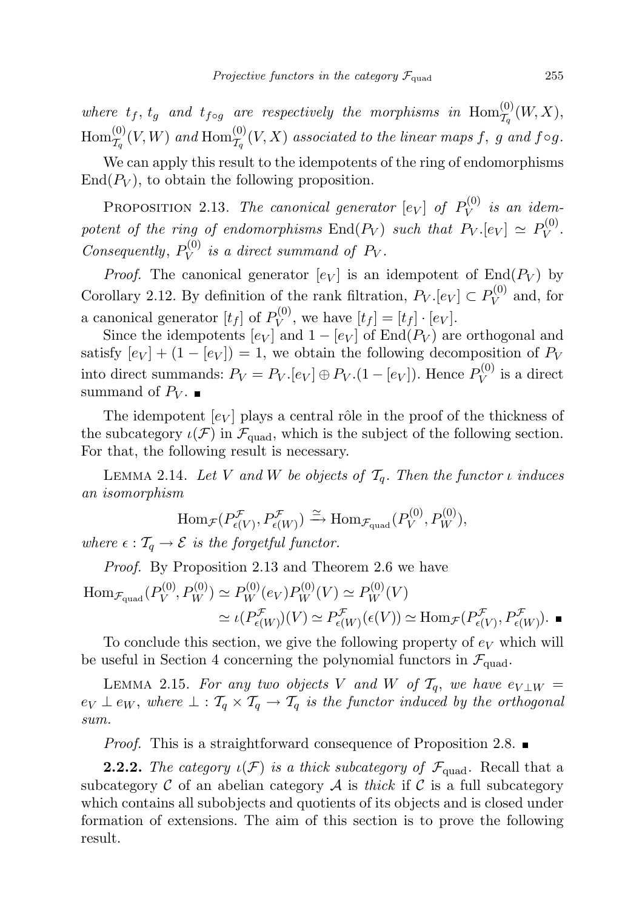*where* $t_f$, $t_g$ *and* $t_{f\circ g}$ *are respectively the morphisms in* $\mathrm{Hom}^{(0)}_{\mathcal{T}_q}(W,X)$, $\mathrm{Hom}^{(0)}_{\mathcal{T}_q}(V,W)$ *and* $\mathrm{Hom}^{(0)}_{\mathcal{T}_q}(V,X)$ *associated to the linear maps* $f$, $g$ *and* $f\circ g$.

We can apply this result to the idempotents of the ring of endomorphisms $\mathrm{End}(P_V)$, to obtain the following proposition.

PROPOSITION 2.13. *The canonical generator* $[e_V]$ *of* $P_V^{(0)}$ *is an idempotent of the ring of endomorphisms* $\mathrm{End}(P_V)$ *such that* $P_V.[e_V] \simeq P_V^{(0)}$. *Consequently*, $P_V^{(0)}$ *is a direct summand of* $P_V$.

*Proof.* The canonical generator $[e_V]$ is an idempotent of $\mathrm{End}(P_V)$ by Corollary 2.12. By definition of the rank filtration, $P_V.[e_V] \subset P_V^{(0)}$ and, for a canonical generator $[t_f]$ of $P_V^{(0)}$, we have $[t_f] = [t_f]\cdot[e_V]$.

Since the idempotents $[e_V]$ and $1-[e_V]$ of $\mathrm{End}(P_V)$ are orthogonal and satisfy $[e_V] + (1-[e_V]) = 1$, we obtain the following decomposition of $P_V$ into direct summands: $P_V = P_V.[e_V] \oplus P_V.(1-[e_V])$. Hence $P_V^{(0)}$ is a direct summand of $P_V$. ■

The idempotent $[e_V]$ plays a central rôle in the proof of the thickness of the subcategory $\iota(\mathcal{F})$ in $\mathcal{F}_{\mathrm{quad}}$, which is the subject of the following section. For that, the following result is necessary.

LEMMA 2.14. *Let* $V$ *and* $W$ *be objects of* $\mathcal{T}_q$. *Then the functor* $\iota$ *induces an isomorphism*

$$\mathrm{Hom}_{\mathcal{F}}(P^{\mathcal{F}}_{\epsilon(V)}, P^{\mathcal{F}}_{\epsilon(W)}) \xrightarrow{\simeq} \mathrm{Hom}_{\mathcal{F}_{\mathrm{quad}}}(P_V^{(0)}, P_W^{(0)}),$$

*where* $\epsilon : \mathcal{T}_q \to \mathcal{E}$ *is the forgetful functor.*

*Proof.* By Proposition 2.13 and Theorem 2.6 we have

$$\begin{aligned}\mathrm{Hom}_{\mathcal{F}_{\mathrm{quad}}}(P_V^{(0)}, P_W^{(0)}) &\simeq P_W^{(0)}(e_V)P_W^{(0)}(V) \simeq P_W^{(0)}(V)\\ &\simeq \iota(P^{\mathcal{F}}_{\epsilon(W)})(V) \simeq P^{\mathcal{F}}_{\epsilon(W)}(\epsilon(V)) \simeq \mathrm{Hom}_{\mathcal{F}}(P^{\mathcal{F}}_{\epsilon(V)}, P^{\mathcal{F}}_{\epsilon(W)}). \ ■\end{aligned}$$

To conclude this section, we give the following property of $e_V$ which will be useful in Section 4 concerning the polynomial functors in $\mathcal{F}_{\mathrm{quad}}$.

LEMMA 2.15. *For any two objects* $V$ *and* $W$ *of* $\mathcal{T}_q$, *we have* $e_{V\perp W} = e_V \perp e_W$, *where* $\perp : \mathcal{T}_q \times \mathcal{T}_q \to \mathcal{T}_q$ *is the functor induced by the orthogonal sum.*

*Proof.* This is a straightforward consequence of Proposition 2.8. ■

**2.2.2.** *The category* $\iota(\mathcal{F})$ *is a thick subcategory of* $\mathcal{F}_{\mathrm{quad}}$. Recall that a subcategory $\mathcal{C}$ of an abelian category $\mathcal{A}$ is *thick* if $\mathcal{C}$ is a full subcategory which contains all subobjects and quotients of its objects and is closed under formation of extensions. The aim of this section is to prove the following result.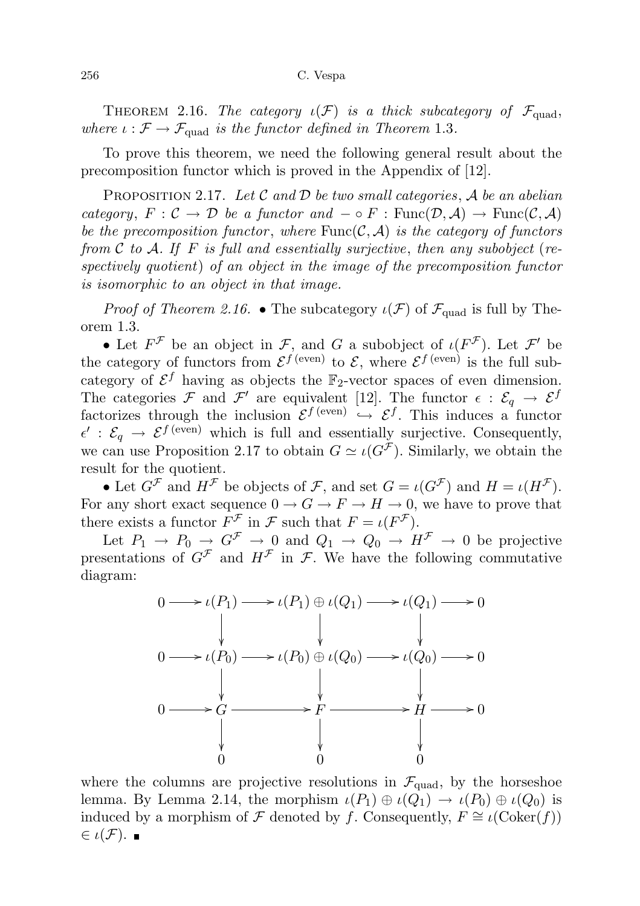THEOREM 2.16. *The category $\iota(\mathcal{F})$ is a thick subcategory of $\mathcal{F}_{\text{quad}}$, where $\iota : \mathcal{F} \to \mathcal{F}_{\text{quad}}$ is the functor defined in Theorem* 1.3.

To prove this theorem, we need the following general result about the precomposition functor which is proved in the Appendix of [12].

PROPOSITION 2.17. *Let $\mathcal{C}$ and $\mathcal{D}$ be two small categories, $\mathcal{A}$ be an abelian category, $F : \mathcal{C} \to \mathcal{D}$ be a functor and $- \circ F : \mathrm{Func}(\mathcal{D}, \mathcal{A}) \to \mathrm{Func}(\mathcal{C}, \mathcal{A})$ be the precomposition functor, where $\mathrm{Func}(\mathcal{C}, \mathcal{A})$ is the category of functors from $\mathcal{C}$ to $\mathcal{A}$. If $F$ is full and essentially surjective, then any subobject (respectively quotient) of an object in the image of the precomposition functor is isomorphic to an object in that image.*

*Proof of Theorem 2.16.* • The subcategory $\iota(\mathcal{F})$ of $\mathcal{F}_{\text{quad}}$ is full by Theorem 1.3.

• Let $F^{\mathcal{F}}$ be an object in $\mathcal{F}$, and $G$ a subobject of $\iota(F^{\mathcal{F}})$. Let $\mathcal{F}'$ be the category of functors from $\mathcal{E}^{f\,(\text{even})}$ to $\mathcal{E}$, where $\mathcal{E}^{f\,(\text{even})}$ is the full subcategory of $\mathcal{E}^f$ having as objects the $\mathbb{F}_2$-vector spaces of even dimension. The categories $\mathcal{F}$ and $\mathcal{F}'$ are equivalent [12]. The functor $\epsilon : \mathcal{E}_q \to \mathcal{E}^f$ factorizes through the inclusion $\mathcal{E}^{f\,(\text{even})} \hookrightarrow \mathcal{E}^f$. This induces a functor $\epsilon' : \mathcal{E}_q \to \mathcal{E}^{f\,(\text{even})}$ which is full and essentially surjective. Consequently, we can use Proposition 2.17 to obtain $G \simeq \iota(G^{\mathcal{F}})$. Similarly, we obtain the result for the quotient.

• Let $G^{\mathcal{F}}$ and $H^{\mathcal{F}}$ be objects of $\mathcal{F}$, and set $G = \iota(G^{\mathcal{F}})$ and $H = \iota(H^{\mathcal{F}})$. For any short exact sequence $0 \to G \to F \to H \to 0$, we have to prove that there exists a functor $F^{\mathcal{F}}$ in $\mathcal{F}$ such that $F = \iota(F^{\mathcal{F}})$.

Let $P_1 \to P_0 \to G^{\mathcal{F}} \to 0$ and $Q_1 \to Q_0 \to H^{\mathcal{F}} \to 0$ be projective presentations of $G^{\mathcal{F}}$ and $H^{\mathcal{F}}$ in $\mathcal{F}$. We have the following commutative diagram:

$$
\begin{array}{ccccccccc}
0 & \longrightarrow & \iota(P_1) & \longrightarrow & \iota(P_1) \oplus \iota(Q_1) & \longrightarrow & \iota(Q_1) & \longrightarrow & 0 \\
 & & \downarrow & & \downarrow & & \downarrow & & \\
0 & \longrightarrow & \iota(P_0) & \longrightarrow & \iota(P_0) \oplus \iota(Q_0) & \longrightarrow & \iota(Q_0) & \longrightarrow & 0 \\
 & & \downarrow & & \downarrow & & \downarrow & & \\
0 & \longrightarrow & G & \longrightarrow & F & \longrightarrow & H & \longrightarrow & 0 \\
 & & \downarrow & & \downarrow & & \downarrow & & \\
 & & 0 & & 0 & & 0 & &
\end{array}
$$

where the columns are projective resolutions in $\mathcal{F}_{\text{quad}}$, by the horseshoe lemma. By Lemma 2.14, the morphism $\iota(P_1) \oplus \iota(Q_1) \to \iota(P_0) \oplus \iota(Q_0)$ is induced by a morphism of $\mathcal{F}$ denoted by $f$. Consequently, $F \cong \iota(\mathrm{Coker}(f)) \in \iota(\mathcal{F})$. ∎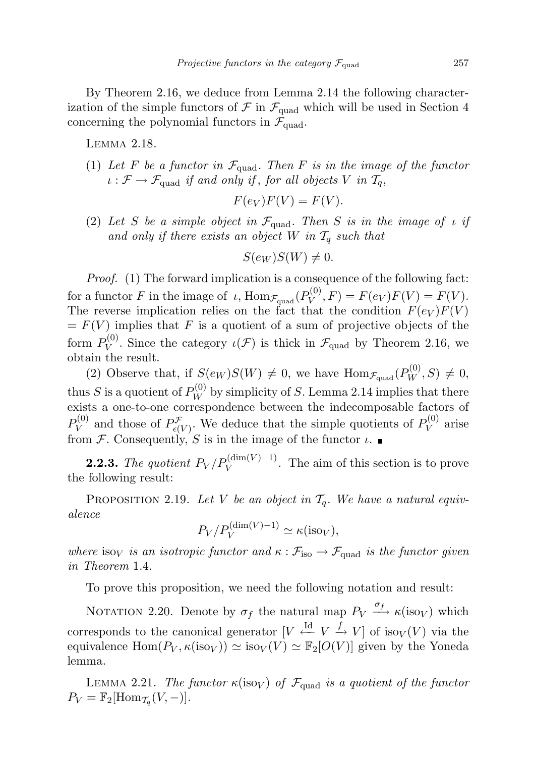By Theorem 2.16, we deduce from Lemma 2.14 the following characterization of the simple functors of $\mathcal{F}$ in $\mathcal{F}_{\text{quad}}$ which will be used in Section 4 concerning the polynomial functors in $\mathcal{F}_{\text{quad}}$.

Lemma 2.18.

(1) *Let $F$ be a functor in $\mathcal{F}_{\text{quad}}$. Then $F$ is in the image of the functor $\iota : \mathcal{F} \to \mathcal{F}_{\text{quad}}$ if and only if, for all objects $V$ in $\mathcal{T}_q$,*

$$F(e_V)F(V) = F(V).$$

(2) *Let $S$ be a simple object in $\mathcal{F}_{\text{quad}}$. Then $S$ is in the image of $\iota$ if and only if there exists an object $W$ in $\mathcal{T}_q$ such that*

$$S(e_W)S(W) \neq 0.$$

*Proof.* (1) The forward implication is a consequence of the following fact: for a functor $F$ in the image of $\iota$, $\operatorname{Hom}_{\mathcal{F}_{\text{quad}}}(P_V^{(0)}, F) = F(e_V)F(V) = F(V)$. The reverse implication relies on the fact that the condition $F(e_V)F(V) = F(V)$ implies that $F$ is a quotient of a sum of projective objects of the form $P_V^{(0)}$. Since the category $\iota(\mathcal{F})$ is thick in $\mathcal{F}_{\text{quad}}$ by Theorem 2.16, we obtain the result.

(2) Observe that, if $S(e_W)S(W) \neq 0$, we have $\operatorname{Hom}_{\mathcal{F}_{\text{quad}}}(P_W^{(0)}, S) \neq 0$, thus $S$ is a quotient of $P_W^{(0)}$ by simplicity of $S$. Lemma 2.14 implies that there exists a one-to-one correspondence between the indecomposable factors of $P_V^{(0)}$ and those of $P_{\epsilon(V)}^{\mathcal{F}}$. We deduce that the simple quotients of $P_V^{(0)}$ arise from $\mathcal{F}$. Consequently, $S$ is in the image of the functor $\iota$. ∎

**2.2.3.** *The quotient $P_V/P_V^{(\dim(V)-1)}$.* The aim of this section is to prove the following result:

Proposition 2.19. *Let $V$ be an object in $\mathcal{T}_q$. We have a natural equivalence*

$$P_V/P_V^{(\dim(V)-1)} \simeq \kappa(\text{iso}_V),$$

*where $\text{iso}_V$ is an isotropic functor and $\kappa : \mathcal{F}_{\text{iso}} \to \mathcal{F}_{\text{quad}}$ is the functor given in Theorem 1.4.*

To prove this proposition, we need the following notation and result:

Notation 2.20. Denote by $\sigma_f$ the natural map $P_V \xrightarrow{\sigma_f} \kappa(\text{iso}_V)$ which corresponds to the canonical generator $[V \xleftarrow{\text{Id}} V \xrightarrow{f} V]$ of $\text{iso}_V(V)$ via the equivalence $\operatorname{Hom}(P_V, \kappa(\text{iso}_V)) \simeq \text{iso}_V(V) \simeq \mathbb{F}_2[O(V)]$ given by the Yoneda lemma.

Lemma 2.21. *The functor $\kappa(\text{iso}_V)$ of $\mathcal{F}_{\text{quad}}$ is a quotient of the functor $P_V = \mathbb{F}_2[\operatorname{Hom}_{\mathcal{T}_q}(V, -)]$.*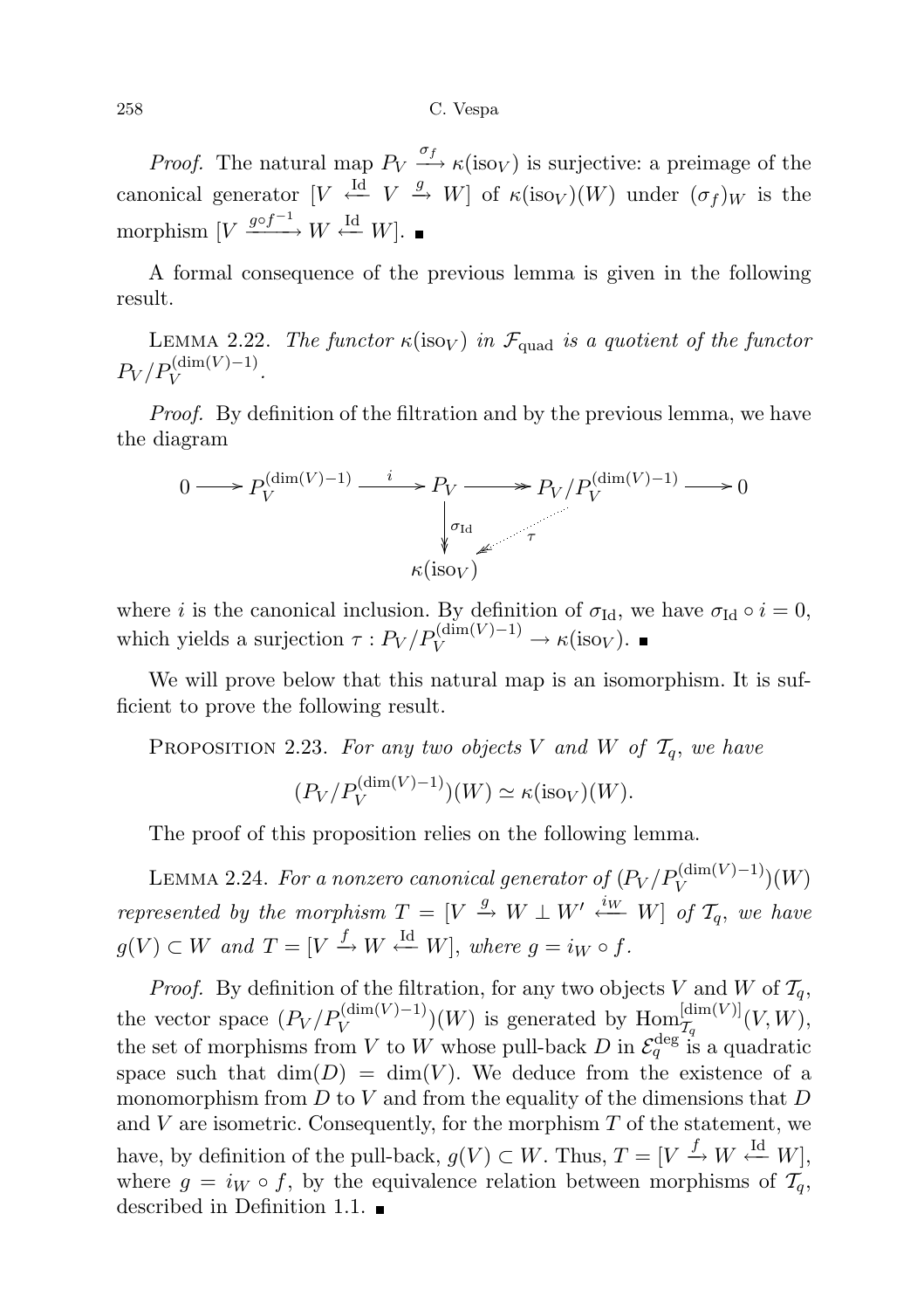*Proof.* The natural map $P_V \xrightarrow{\sigma_f} \kappa(\mathrm{iso}_V)$ is surjective: a preimage of the canonical generator $[V \xleftarrow{\mathrm{Id}} V \xrightarrow{g} W]$ of $\kappa(\mathrm{iso}_V)(W)$ under $(\sigma_f)_W$ is the morphism $[V \xrightarrow{g\circ f^{-1}} W \xleftarrow{\mathrm{Id}} W]$. ∎

A formal consequence of the previous lemma is given in the following result.

Lemma 2.22. *The functor $\kappa(\mathrm{iso}_V)$ in $\mathcal{F}_{\mathrm{quad}}$ is a quotient of the functor $P_V/P_V^{(\dim(V)-1)}$.*

*Proof.* By definition of the filtration and by the previous lemma, we have the diagram

$$\begin{array}{ccccccccc} 0 & \longrightarrow & P_V^{(\dim(V)-1)} & \xrightarrow{i} & P_V & \twoheadrightarrow & P_V/P_V^{(\dim(V)-1)} & \longrightarrow & 0 \\ & & & & \big\downarrow{\scriptstyle \sigma_{\mathrm{Id}}} & \swarrow{\scriptstyle \tau} & & & \\ & & & & \kappa(\mathrm{iso}_V) & & & & \end{array}$$

where $i$ is the canonical inclusion. By definition of $\sigma_{\mathrm{Id}}$, we have $\sigma_{\mathrm{Id}} \circ i = 0$, which yields a surjection $\tau : P_V/P_V^{(\dim(V)-1)} \to \kappa(\mathrm{iso}_V)$. ∎

We will prove below that this natural map is an isomorphism. It is sufficient to prove the following result.

Proposition 2.23. *For any two objects $V$ and $W$ of $\mathcal{T}_q$, we have*

$$(P_V/P_V^{(\dim(V)-1)})(W) \simeq \kappa(\mathrm{iso}_V)(W).$$

The proof of this proposition relies on the following lemma.

Lemma 2.24. *For a nonzero canonical generator of $(P_V/P_V^{(\dim(V)-1)})(W)$ represented by the morphism $T = [V \xrightarrow{g} W \perp W' \xleftarrow{i_W} W]$ of $\mathcal{T}_q$, we have $g(V) \subset W$ and $T = [V \xrightarrow{f} W \xleftarrow{\mathrm{Id}} W]$, where $g = i_W \circ f$.*

*Proof.* By definition of the filtration, for any two objects $V$ and $W$ of $\mathcal{T}_q$, the vector space $(P_V/P_V^{(\dim(V)-1)})(W)$ is generated by $\mathrm{Hom}_{\mathcal{T}_q}^{[\dim(V)]}(V, W)$, the set of morphisms from $V$ to $W$ whose pull-back $D$ in $\mathcal{E}_q^{\deg}$ is a quadratic space such that $\dim(D) = \dim(V)$. We deduce from the existence of a monomorphism from $D$ to $V$ and from the equality of the dimensions that $D$ and $V$ are isometric. Consequently, for the morphism $T$ of the statement, we have, by definition of the pull-back, $g(V) \subset W$. Thus, $T = [V \xrightarrow{f} W \xleftarrow{\mathrm{Id}} W]$, where $g = i_W \circ f$, by the equivalence relation between morphisms of $\mathcal{T}_q$, described in Definition 1.1. ∎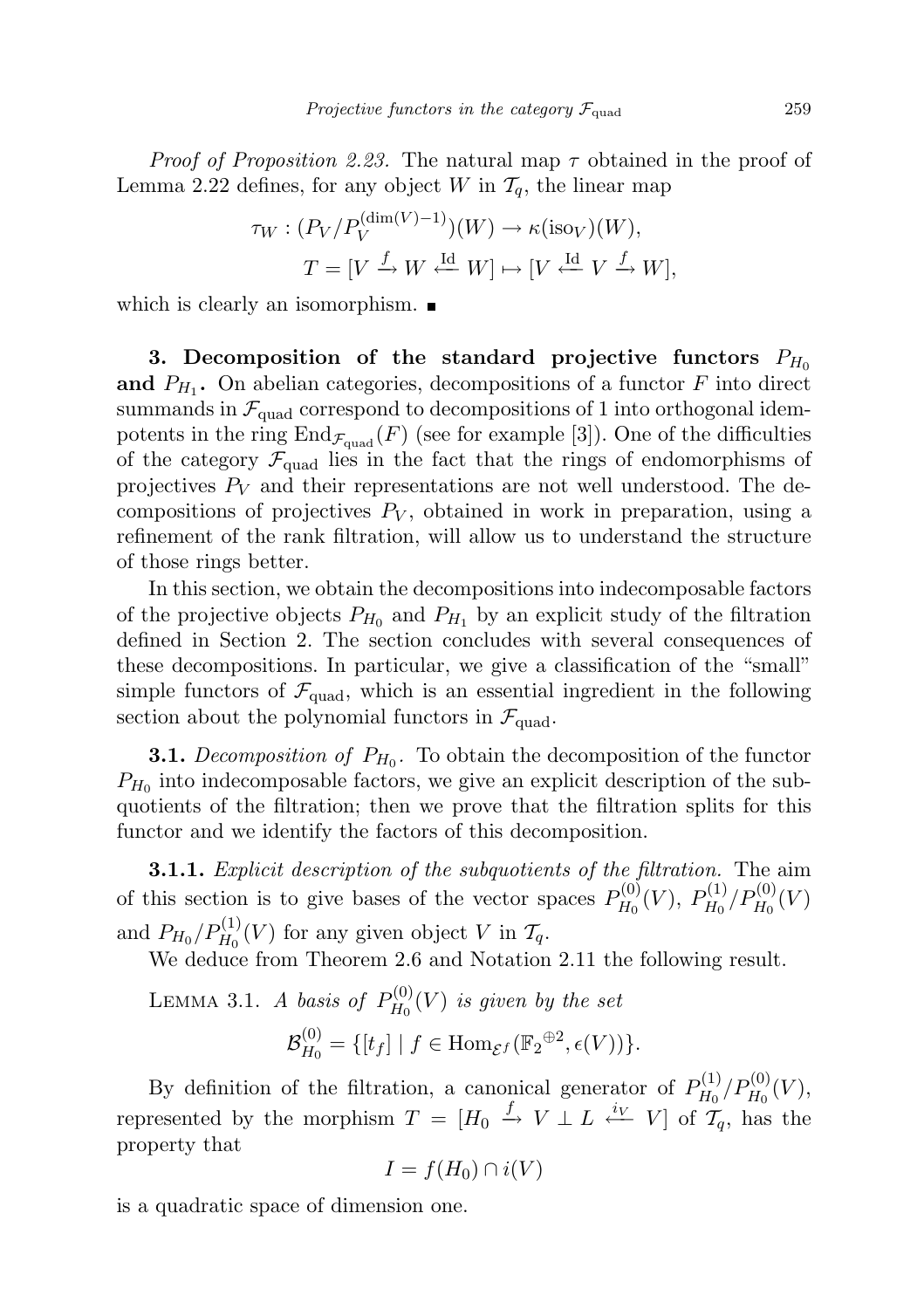*Proof of Proposition 2.23.* The natural map $\tau$ obtained in the proof of Lemma 2.22 defines, for any object $W$ in $\mathcal{T}_q$, the linear map

$$\tau_W : (P_V/P_V^{(\dim(V)-1)})(W) \to \kappa(\mathrm{iso}_V)(W),$$
$$T = [V \xrightarrow{f} W \xleftarrow{\mathrm{Id}} W] \mapsto [V \xleftarrow{\mathrm{Id}} V \xrightarrow{f} W],$$

which is clearly an isomorphism. ∎

**3. Decomposition of the standard projective functors $P_{H_0}$ and $P_{H_1}$.** On abelian categories, decompositions of a functor $F$ into direct summands in $\mathcal{F}_{\mathrm{quad}}$ correspond to decompositions of 1 into orthogonal idempotents in the ring $\mathrm{End}_{\mathcal{F}_{\mathrm{quad}}}(F)$ (see for example [3]). One of the difficulties of the category $\mathcal{F}_{\mathrm{quad}}$ lies in the fact that the rings of endomorphisms of projectives $P_V$ and their representations are not well understood. The decompositions of projectives $P_V$, obtained in work in preparation, using a refinement of the rank filtration, will allow us to understand the structure of those rings better.

In this section, we obtain the decompositions into indecomposable factors of the projective objects $P_{H_0}$ and $P_{H_1}$ by an explicit study of the filtration defined in Section 2. The section concludes with several consequences of these decompositions. In particular, we give a classification of the "small" simple functors of $\mathcal{F}_{\mathrm{quad}}$, which is an essential ingredient in the following section about the polynomial functors in $\mathcal{F}_{\mathrm{quad}}$.

**3.1.** *Decomposition of $P_{H_0}$.* To obtain the decomposition of the functor $P_{H_0}$ into indecomposable factors, we give an explicit description of the subquotients of the filtration; then we prove that the filtration splits for this functor and we identify the factors of this decomposition.

**3.1.1.** *Explicit description of the subquotients of the filtration.* The aim of this section is to give bases of the vector spaces $P_{H_0}^{(0)}(V)$, $P_{H_0}^{(1)}/P_{H_0}^{(0)}(V)$ and $P_{H_0}/P_{H_0}^{(1)}(V)$ for any given object $V$ in $\mathcal{T}_q$.

We deduce from Theorem 2.6 and Notation 2.11 the following result.

LEMMA 3.1. *A basis of $P_{H_0}^{(0)}(V)$ is given by the set*

$$\mathcal{B}_{H_0}^{(0)} = \{[t_f] \mid f \in \mathrm{Hom}_{\mathcal{E}^f}({\mathbb{F}_2}^{\oplus 2}, \epsilon(V))\}.$$

By definition of the filtration, a canonical generator of $P_{H_0}^{(1)}/P_{H_0}^{(0)}(V)$, represented by the morphism $T = [H_0 \xrightarrow{f} V \perp L \xleftarrow{i_V} V]$ of $\mathcal{T}_q$, has the property that

$$I = f(H_0) \cap i(V)$$

is a quadratic space of dimension one.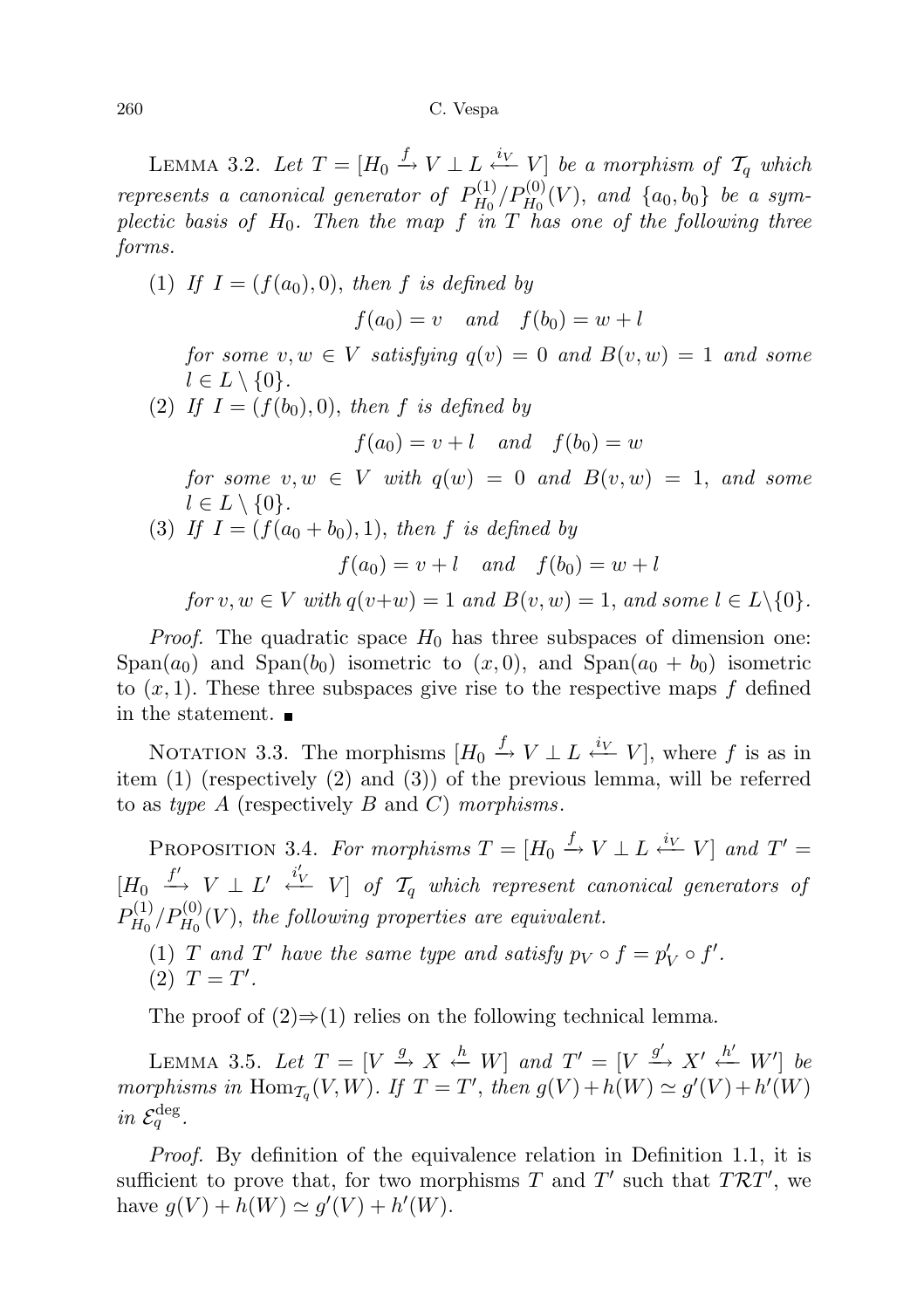Lemma 3.2. *Let $T = [H_0 \xrightarrow{f} V \perp L \xleftarrow{i_V} V]$ be a morphism of $\mathcal{T}_q$ which represents a canonical generator of $P^{(1)}_{H_0}/P^{(0)}_{H_0}(V)$, and $\{a_0, b_0\}$ be a symplectic basis of $H_0$. Then the map $f$ in $T$ has one of the following three forms.*

(1) *If $I = (f(a_0), 0)$, then $f$ is defined by*

$$f(a_0) = v \quad \text{and} \quad f(b_0) = w + l$$

*for some $v, w \in V$ satisfying $q(v) = 0$ and $B(v, w) = 1$ and some $l \in L \setminus \{0\}$.*

(2) *If $I = (f(b_0), 0)$, then $f$ is defined by*

$$f(a_0) = v + l \quad \text{and} \quad f(b_0) = w$$

*for some $v, w \in V$ with $q(w) = 0$ and $B(v, w) = 1$, and some $l \in L \setminus \{0\}$.*

(3) *If $I = (f(a_0 + b_0), 1)$, then $f$ is defined by*

$$f(a_0) = v + l \quad \text{and} \quad f(b_0) = w + l$$

*for $v, w \in V$ with $q(v+w) = 1$ and $B(v, w) = 1$, and some $l \in L \setminus \{0\}$.*

*Proof.* The quadratic space $H_0$ has three subspaces of dimension one: $\mathrm{Span}(a_0)$ and $\mathrm{Span}(b_0)$ isometric to $(x, 0)$, and $\mathrm{Span}(a_0 + b_0)$ isometric to $(x, 1)$. These three subspaces give rise to the respective maps $f$ defined in the statement. ■

Notation 3.3. The morphisms $[H_0 \xrightarrow{f} V \perp L \xleftarrow{i_V} V]$, where $f$ is as in item (1) (respectively (2) and (3)) of the previous lemma, will be referred to as *type A* (respectively *B* and *C*) *morphisms*.

Proposition 3.4. *For morphisms $T = [H_0 \xrightarrow{f} V \perp L \xleftarrow{i_V} V]$ and $T' = [H_0 \xrightarrow{f'} V \perp L' \xleftarrow{i'_V} V]$ of $\mathcal{T}_q$ which represent canonical generators of $P^{(1)}_{H_0}/P^{(0)}_{H_0}(V)$, the following properties are equivalent.*

(1) *$T$ and $T'$ have the same type and satisfy $p_V \circ f = p'_V \circ f'$.*
(2) *$T = T'$.*

The proof of (2)⇒(1) relies on the following technical lemma.

Lemma 3.5. *Let $T = [V \xrightarrow{g} X \xleftarrow{h} W]$ and $T' = [V \xrightarrow{g'} X' \xleftarrow{h'} W']$ be morphisms in $\mathrm{Hom}_{\mathcal{T}_q}(V, W)$. If $T = T'$, then $g(V) + h(W) \simeq g'(V) + h'(W)$ in $\mathcal{E}^{\mathrm{deg}}_q$.*

*Proof.* By definition of the equivalence relation in Definition 1.1, it is sufficient to prove that, for two morphisms $T$ and $T'$ such that $T\mathcal{R}T'$, we have $g(V) + h(W) \simeq g'(V) + h'(W)$.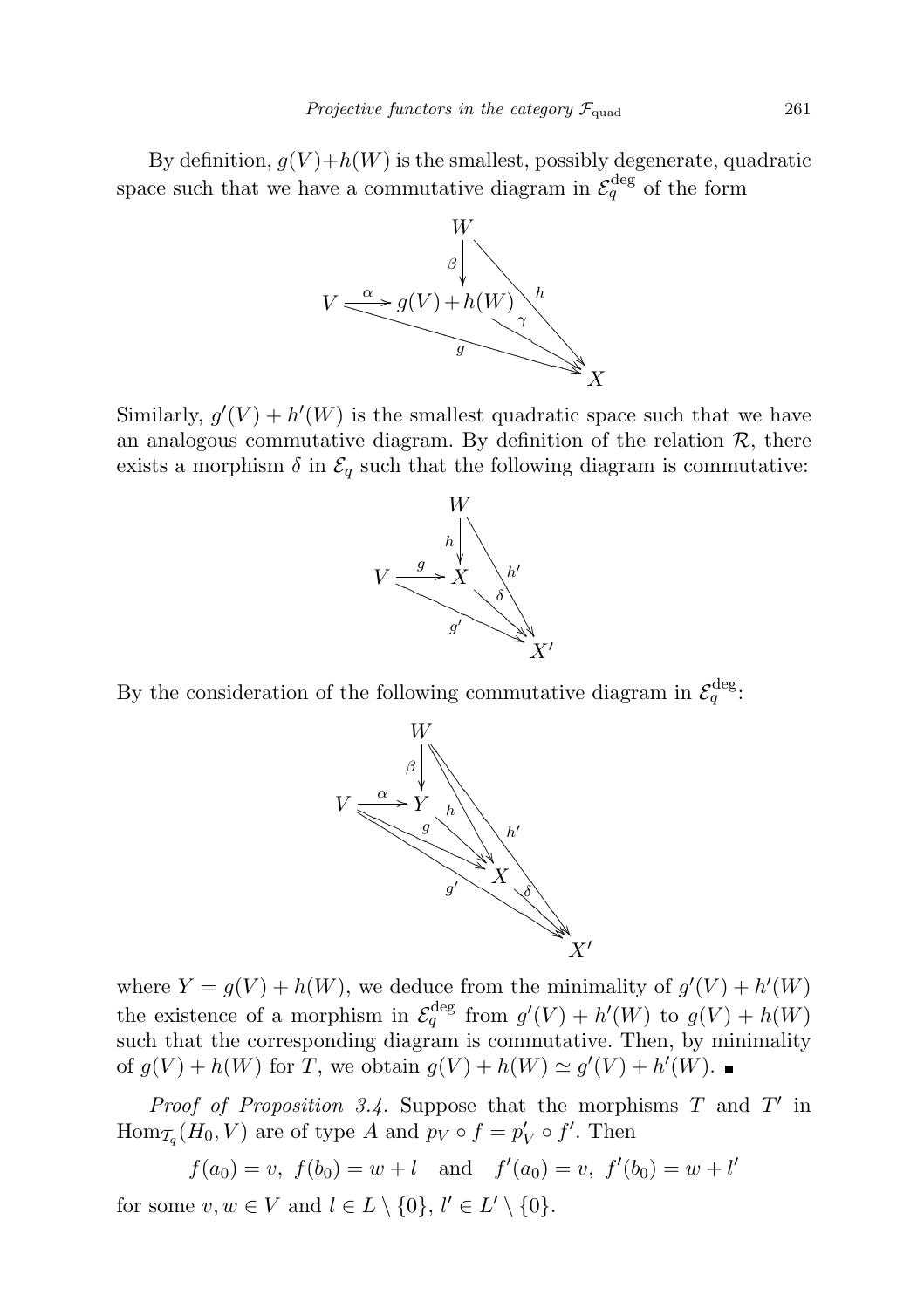By definition, $g(V)+h(W)$ is the smallest, possibly degenerate, quadratic space such that we have a commutative diagram in $\mathcal{E}_q^{\deg}$ of the form

$$\begin{array}{ccc} & W & \\ & \downarrow \beta & \searrow h \\ V \xrightarrow{\alpha} & g(V)+h(W) & \xrightarrow{\gamma} X \\ & \searrow g & \end{array}$$

Similarly, $g'(V) + h'(W)$ is the smallest quadratic space such that we have an analogous commutative diagram. By definition of the relation $\mathcal{R}$, there exists a morphism $\delta$ in $\mathcal{E}_q$ such that the following diagram is commutative:

$$\begin{array}{ccc} & W & \\ & \downarrow h & \searrow h' \\ V \xrightarrow{g} & X & \xrightarrow{\delta} X' \\ & \searrow g' & \end{array}$$

By the consideration of the following commutative diagram in $\mathcal{E}_q^{\deg}$:

$$\begin{array}{cccc} & W & & \\ & \downarrow \beta & \searrow h \quad \searrow h' & \\ V \xrightarrow{\alpha} & Y & & \\ & \searrow g & X \xrightarrow{\delta} & X' \\ & \searrow g' & & \end{array}$$

where $Y = g(V) + h(W)$, we deduce from the minimality of $g'(V) + h'(W)$ the existence of a morphism in $\mathcal{E}_q^{\deg}$ from $g'(V) + h'(W)$ to $g(V) + h(W)$ such that the corresponding diagram is commutative. Then, by minimality of $g(V) + h(W)$ for $T$, we obtain $g(V) + h(W) \simeq g'(V) + h'(W)$. ∎

*Proof of Proposition 3.4.* Suppose that the morphisms $T$ and $T'$ in $\mathrm{Hom}_{\mathcal{T}_q}(H_0, V)$ are of type $A$ and $p_V \circ f = p'_V \circ f'$. Then

$$f(a_0) = v,\ f(b_0) = w + l \quad \text{and} \quad f'(a_0) = v,\ f'(b_0) = w + l'$$

for some $v, w \in V$ and $l \in L \setminus \{0\}$, $l' \in L' \setminus \{0\}$.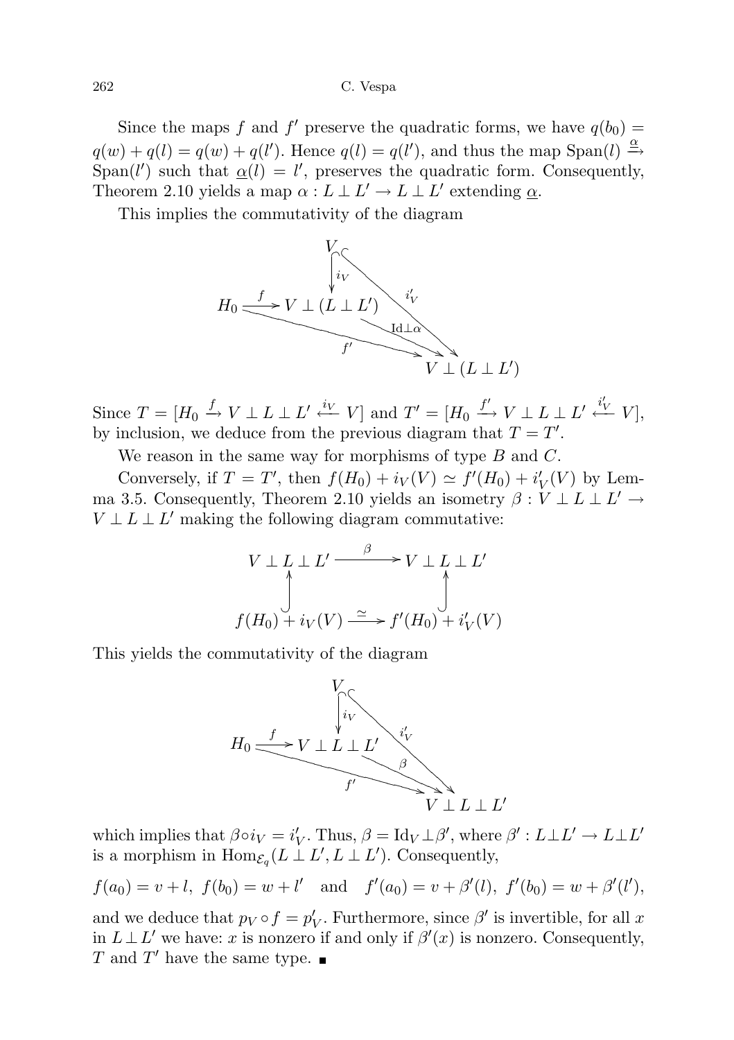Since the maps $f$ and $f'$ preserve the quadratic forms, we have $q(b_0) = q(w) + q(l) = q(w) + q(l')$. Hence $q(l) = q(l')$, and thus the map $\mathrm{Span}(l) \xrightarrow{\underline{\alpha}} \mathrm{Span}(l')$ such that $\underline{\alpha}(l) = l'$, preserves the quadratic form. Consequently, Theorem 2.10 yields a map $\alpha : L \perp L' \to L \perp L'$ extending $\underline{\alpha}$.

This implies the commutativity of the diagram

$$\begin{array}{ccccc} & & V & & \\ & & \downarrow{\scriptstyle i_V} & \searrow{\scriptstyle i'_V} & \\ H_0 & \xrightarrow{f} & V \perp (L \perp L') & & \\ & \searrow{\scriptstyle f'} & & \searrow{\scriptstyle \mathrm{Id} \perp \alpha} & \\ & & & & V \perp (L \perp L') \end{array}$$

Since $T = [H_0 \xrightarrow{f} V \perp L \perp L' \xleftarrow{i_V} V]$ and $T' = [H_0 \xrightarrow{f'} V \perp L \perp L' \xleftarrow{i'_V} V]$, by inclusion, we deduce from the previous diagram that $T = T'$.

We reason in the same way for morphisms of type $B$ and $C$.

Conversely, if $T = T'$, then $f(H_0) + i_V(V) \simeq f'(H_0) + i'_V(V)$ by Lemma 3.5. Consequently, Theorem 2.10 yields an isometry $\beta : V \perp L \perp L' \to V \perp L \perp L'$ making the following diagram commutative:

$$\begin{array}{ccc} V \perp L \perp L' & \xrightarrow{\beta} & V \perp L \perp L' \\ \uparrow & & \uparrow \\ f(H_0) + i_V(V) & \xrightarrow{\simeq} & f'(H_0) + i'_V(V) \end{array}$$

This yields the commutativity of the diagram

$$\begin{array}{ccccc} & & V & & \\ & & \downarrow{\scriptstyle i_V} & \searrow{\scriptstyle i'_V} & \\ H_0 & \xrightarrow{f} & V \perp L \perp L' & & \\ & \searrow{\scriptstyle f'} & & \searrow{\scriptstyle \beta} & \\ & & & & V \perp L \perp L' \end{array}$$

which implies that $\beta \circ i_V = i'_V$. Thus, $\beta = \mathrm{Id}_V \perp \beta'$, where $\beta' : L \perp L' \to L \perp L'$ is a morphism in $\mathrm{Hom}_{\mathcal{E}_q}(L \perp L', L \perp L')$. Consequently,

$$f(a_0) = v + l,\ f(b_0) = w + l' \quad \text{and} \quad f'(a_0) = v + \beta'(l),\ f'(b_0) = w + \beta'(l'),$$

and we deduce that $p_V \circ f = p'_V$. Furthermore, since $\beta'$ is invertible, for all $x$ in $L \perp L'$ we have: $x$ is nonzero if and only if $\beta'(x)$ is nonzero. Consequently, $T$ and $T'$ have the same type. ■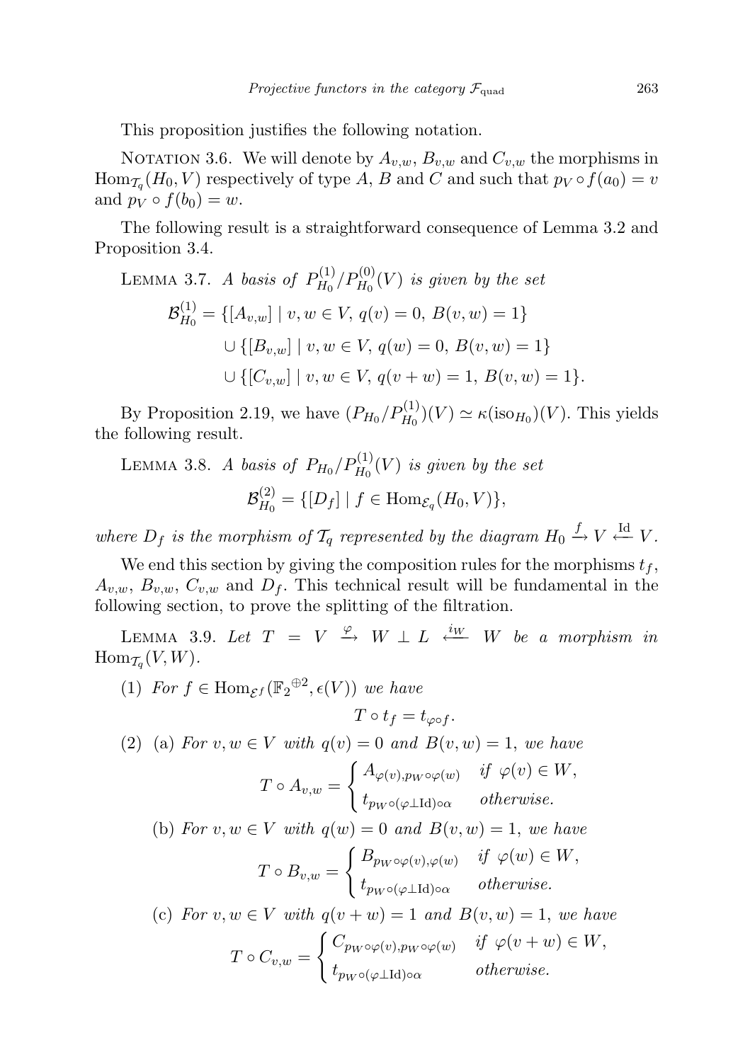This proposition justifies the following notation.

Notation 3.6. We will denote by $A_{v,w}$, $B_{v,w}$ and $C_{v,w}$ the morphisms in $\mathrm{Hom}_{\mathcal{T}_q}(H_0, V)$ respectively of type $A$, $B$ and $C$ and such that $p_V \circ f(a_0) = v$ and $p_V \circ f(b_0) = w$.

The following result is a straightforward consequence of Lemma 3.2 and Proposition 3.4.

Lemma 3.7. *A basis of* $P^{(1)}_{H_0}/P^{(0)}_{H_0}(V)$ *is given by the set*

$$
\begin{aligned}
\mathcal{B}^{(1)}_{H_0} = {} & \{[A_{v,w}] \mid v, w \in V,\ q(v) = 0,\ B(v,w) = 1\} \\
& \cup \{[B_{v,w}] \mid v, w \in V,\ q(w) = 0,\ B(v,w) = 1\} \\
& \cup \{[C_{v,w}] \mid v, w \in V,\ q(v+w) = 1,\ B(v,w) = 1\}.
\end{aligned}
$$

By Proposition 2.19, we have $(P_{H_0}/P^{(1)}_{H_0})(V) \simeq \kappa(\mathrm{iso}_{H_0})(V)$. This yields the following result.

Lemma 3.8. *A basis of* $P_{H_0}/P^{(1)}_{H_0}(V)$ *is given by the set*

$$
\mathcal{B}^{(2)}_{H_0} = \{[D_f] \mid f \in \mathrm{Hom}_{\mathcal{E}_q}(H_0, V)\},
$$

*where* $D_f$ *is the morphism of* $\mathcal{T}_q$ *represented by the diagram* $H_0 \xrightarrow{f} V \xleftarrow{\mathrm{Id}} V$.

We end this section by giving the composition rules for the morphisms $t_f$, $A_{v,w}$, $B_{v,w}$, $C_{v,w}$ and $D_f$. This technical result will be fundamental in the following section, to prove the splitting of the filtration.

Lemma 3.9. *Let* $T = V \xrightarrow{\varphi} W \perp L \xleftarrow{i_W} W$ *be a morphism in* $\mathrm{Hom}_{\mathcal{T}_q}(V, W)$.

(1) *For* $f \in \mathrm{Hom}_{\mathcal{E}^f}(\mathbb{F}_2{}^{\oplus 2}, \epsilon(V))$ *we have*

$$
T \circ t_f = t_{\varphi \circ f}.
$$

(2) (a) *For* $v, w \in V$ *with* $q(v) = 0$ *and* $B(v,w) = 1$, *we have*

$$
T \circ A_{v,w} = \begin{cases} A_{\varphi(v), p_W \circ \varphi(w)} & \text{if } \varphi(v) \in W, \\ t_{p_W \circ (\varphi \perp \mathrm{Id}) \circ \alpha} & \text{otherwise.} \end{cases}
$$

(b) *For* $v, w \in V$ *with* $q(w) = 0$ *and* $B(v,w) = 1$, *we have*

$$
T \circ B_{v,w} = \begin{cases} B_{p_W \circ \varphi(v), \varphi(w)} & \text{if } \varphi(w) \in W, \\ t_{p_W \circ (\varphi \perp \mathrm{Id}) \circ \alpha} & \text{otherwise.} \end{cases}
$$

(c) *For* $v, w \in V$ *with* $q(v+w) = 1$ *and* $B(v,w) = 1$, *we have*

$$
T \circ C_{v,w} = \begin{cases} C_{p_W \circ \varphi(v), p_W \circ \varphi(w)} & \text{if } \varphi(v+w) \in W, \\ t_{p_W \circ (\varphi \perp \mathrm{Id}) \circ \alpha} & \text{otherwise.} \end{cases}
$$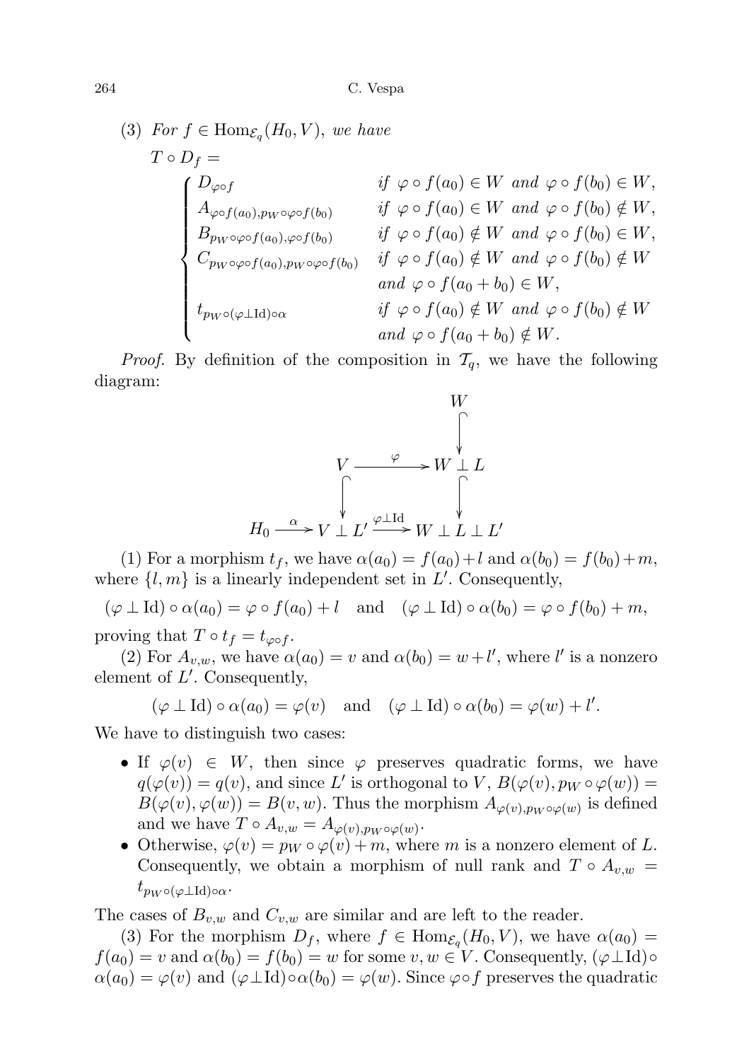(3) *For* $f \in \mathrm{Hom}_{\mathcal{E}_q}(H_0, V)$, *we have*

$$T \circ D_f = \begin{cases} D_{\varphi \circ f} & \text{if } \varphi \circ f(a_0) \in W \text{ and } \varphi \circ f(b_0) \in W, \\ A_{\varphi \circ f(a_0), p_W \circ \varphi \circ f(b_0)} & \text{if } \varphi \circ f(a_0) \in W \text{ and } \varphi \circ f(b_0) \notin W, \\ B_{p_W \circ \varphi \circ f(a_0), \varphi \circ f(b_0)} & \text{if } \varphi \circ f(a_0) \notin W \text{ and } \varphi \circ f(b_0) \in W, \\ C_{p_W \circ \varphi \circ f(a_0), p_W \circ \varphi \circ f(b_0)} & \text{if } \varphi \circ f(a_0) \notin W \text{ and } \varphi \circ f(b_0) \notin W \\ & \text{and } \varphi \circ f(a_0 + b_0) \in W, \\ t_{p_W \circ (\varphi \perp \mathrm{Id}) \circ \alpha} & \text{if } \varphi \circ f(a_0) \notin W \text{ and } \varphi \circ f(b_0) \notin W \\ & \text{and } \varphi \circ f(a_0 + b_0) \notin W. \end{cases}$$

*Proof.* By definition of the composition in $\mathcal{T}_q$, we have the following diagram:

$$\begin{array}{ccccc} & & & & W \\ & & & & \downarrow \\ & & V & \xrightarrow{\varphi} & W \perp L \\ & & \downarrow & & \downarrow \\ H_0 & \xrightarrow{\alpha} & V \perp L' & \xrightarrow{\varphi \perp \mathrm{Id}} & W \perp L \perp L' \end{array}$$

(1) For a morphism $t_f$, we have $\alpha(a_0) = f(a_0) + l$ and $\alpha(b_0) = f(b_0) + m$, where $\{l, m\}$ is a linearly independent set in $L'$. Consequently,

$$(\varphi \perp \mathrm{Id}) \circ \alpha(a_0) = \varphi \circ f(a_0) + l \quad \text{and} \quad (\varphi \perp \mathrm{Id}) \circ \alpha(b_0) = \varphi \circ f(b_0) + m,$$

proving that $T \circ t_f = t_{\varphi \circ f}$.

(2) For $A_{v,w}$, we have $\alpha(a_0) = v$ and $\alpha(b_0) = w + l'$, where $l'$ is a nonzero element of $L'$. Consequently,

$$(\varphi \perp \mathrm{Id}) \circ \alpha(a_0) = \varphi(v) \quad \text{and} \quad (\varphi \perp \mathrm{Id}) \circ \alpha(b_0) = \varphi(w) + l'.$$

We have to distinguish two cases:

- If $\varphi(v) \in W$, then since $\varphi$ preserves quadratic forms, we have $q(\varphi(v)) = q(v)$, and since $L'$ is orthogonal to $V$, $B(\varphi(v), p_W \circ \varphi(w)) = B(\varphi(v), \varphi(w)) = B(v, w)$. Thus the morphism $A_{\varphi(v), p_W \circ \varphi(w)}$ is defined and we have $T \circ A_{v,w} = A_{\varphi(v), p_W \circ \varphi(w)}$.
- Otherwise, $\varphi(v) = p_W \circ \varphi(v) + m$, where $m$ is a nonzero element of $L$. Consequently, we obtain a morphism of null rank and $T \circ A_{v,w} = t_{p_W \circ (\varphi \perp \mathrm{Id}) \circ \alpha}$.

The cases of $B_{v,w}$ and $C_{v,w}$ are similar and are left to the reader.

(3) For the morphism $D_f$, where $f \in \mathrm{Hom}_{\mathcal{E}_q}(H_0, V)$, we have $\alpha(a_0) = f(a_0) = v$ and $\alpha(b_0) = f(b_0) = w$ for some $v, w \in V$. Consequently, $(\varphi \perp \mathrm{Id}) \circ \alpha(a_0) = \varphi(v)$ and $(\varphi \perp \mathrm{Id}) \circ \alpha(b_0) = \varphi(w)$. Since $\varphi \circ f$ preserves the quadratic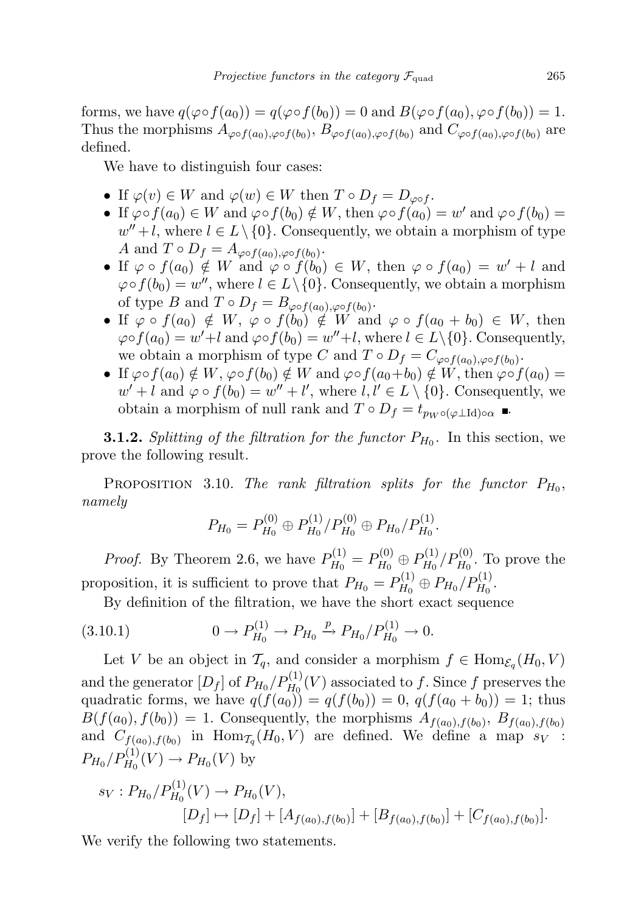forms, we have $q(\varphi\circ f(a_0)) = q(\varphi\circ f(b_0)) = 0$ and $B(\varphi\circ f(a_0), \varphi\circ f(b_0)) = 1$. Thus the morphisms $A_{\varphi\circ f(a_0),\varphi\circ f(b_0)}$, $B_{\varphi\circ f(a_0),\varphi\circ f(b_0)}$ and $C_{\varphi\circ f(a_0),\varphi\circ f(b_0)}$ are defined.

We have to distinguish four cases:

- If $\varphi(v) \in W$ and $\varphi(w) \in W$ then $T \circ D_f = D_{\varphi\circ f}$.
- If $\varphi\circ f(a_0) \in W$ and $\varphi\circ f(b_0) \notin W$, then $\varphi\circ f(a_0) = w'$ and $\varphi\circ f(b_0) = w'' + l$, where $l \in L\setminus\{0\}$. Consequently, we obtain a morphism of type $A$ and $T \circ D_f = A_{\varphi\circ f(a_0),\varphi\circ f(b_0)}$.
- If $\varphi \circ f(a_0) \notin W$ and $\varphi \circ f(b_0) \in W$, then $\varphi \circ f(a_0) = w' + l$ and $\varphi\circ f(b_0) = w''$, where $l \in L\setminus\{0\}$. Consequently, we obtain a morphism of type $B$ and $T \circ D_f = B_{\varphi\circ f(a_0),\varphi\circ f(b_0)}$.
- If $\varphi \circ f(a_0) \notin W$, $\varphi \circ f(b_0) \notin W$ and $\varphi \circ f(a_0 + b_0) \in W$, then $\varphi\circ f(a_0) = w'+l$ and $\varphi\circ f(b_0) = w''+l$, where $l \in L\setminus\{0\}$. Consequently, we obtain a morphism of type $C$ and $T \circ D_f = C_{\varphi\circ f(a_0),\varphi\circ f(b_0)}$.
- If $\varphi\circ f(a_0) \notin W$, $\varphi\circ f(b_0) \notin W$ and $\varphi\circ f(a_0+b_0) \notin W$, then $\varphi\circ f(a_0) = w' + l$ and $\varphi \circ f(b_0) = w'' + l'$, where $l, l' \in L \setminus \{0\}$. Consequently, we obtain a morphism of null rank and $T \circ D_f = t_{p_W\circ(\varphi\perp\mathrm{Id})\circ\alpha}$ ∎.

**3.1.2.** *Splitting of the filtration for the functor $P_{H_0}$.* In this section, we prove the following result.

Proposition 3.10. *The rank filtration splits for the functor $P_{H_0}$, namely*

$$P_{H_0} = P^{(0)}_{H_0} \oplus P^{(1)}_{H_0}/P^{(0)}_{H_0} \oplus P_{H_0}/P^{(1)}_{H_0}.$$

*Proof.* By Theorem 2.6, we have $P^{(1)}_{H_0} = P^{(0)}_{H_0} \oplus P^{(1)}_{H_0}/P^{(0)}_{H_0}$. To prove the proposition, it is sufficient to prove that $P_{H_0} = P^{(1)}_{H_0} \oplus P_{H_0}/P^{(1)}_{H_0}$.

By definition of the filtration, we have the short exact sequence

$$0 \to P^{(1)}_{H_0} \to P_{H_0} \xrightarrow{p} P_{H_0}/P^{(1)}_{H_0} \to 0. \tag{3.10.1}$$

Let $V$ be an object in $\mathcal{T}_q$, and consider a morphism $f \in \mathrm{Hom}_{\mathcal{E}_q}(H_0, V)$ and the generator $[D_f]$ of $P_{H_0}/P^{(1)}_{H_0}(V)$ associated to $f$. Since $f$ preserves the quadratic forms, we have $q(f(a_0)) = q(f(b_0)) = 0$, $q(f(a_0 + b_0)) = 1$; thus $B(f(a_0), f(b_0)) = 1$. Consequently, the morphisms $A_{f(a_0),f(b_0)}$, $B_{f(a_0),f(b_0)}$ and $C_{f(a_0),f(b_0)}$ in $\mathrm{Hom}_{\mathcal{T}_q}(H_0, V)$ are defined. We define a map $s_V : P_{H_0}/P^{(1)}_{H_0}(V) \to P_{H_0}(V)$ by

$$s_V : P_{H_0}/P^{(1)}_{H_0}(V) \to P_{H_0}(V),$$
$$[D_f] \mapsto [D_f] + [A_{f(a_0),f(b_0)}] + [B_{f(a_0),f(b_0)}] + [C_{f(a_0),f(b_0)}].$$

We verify the following two statements.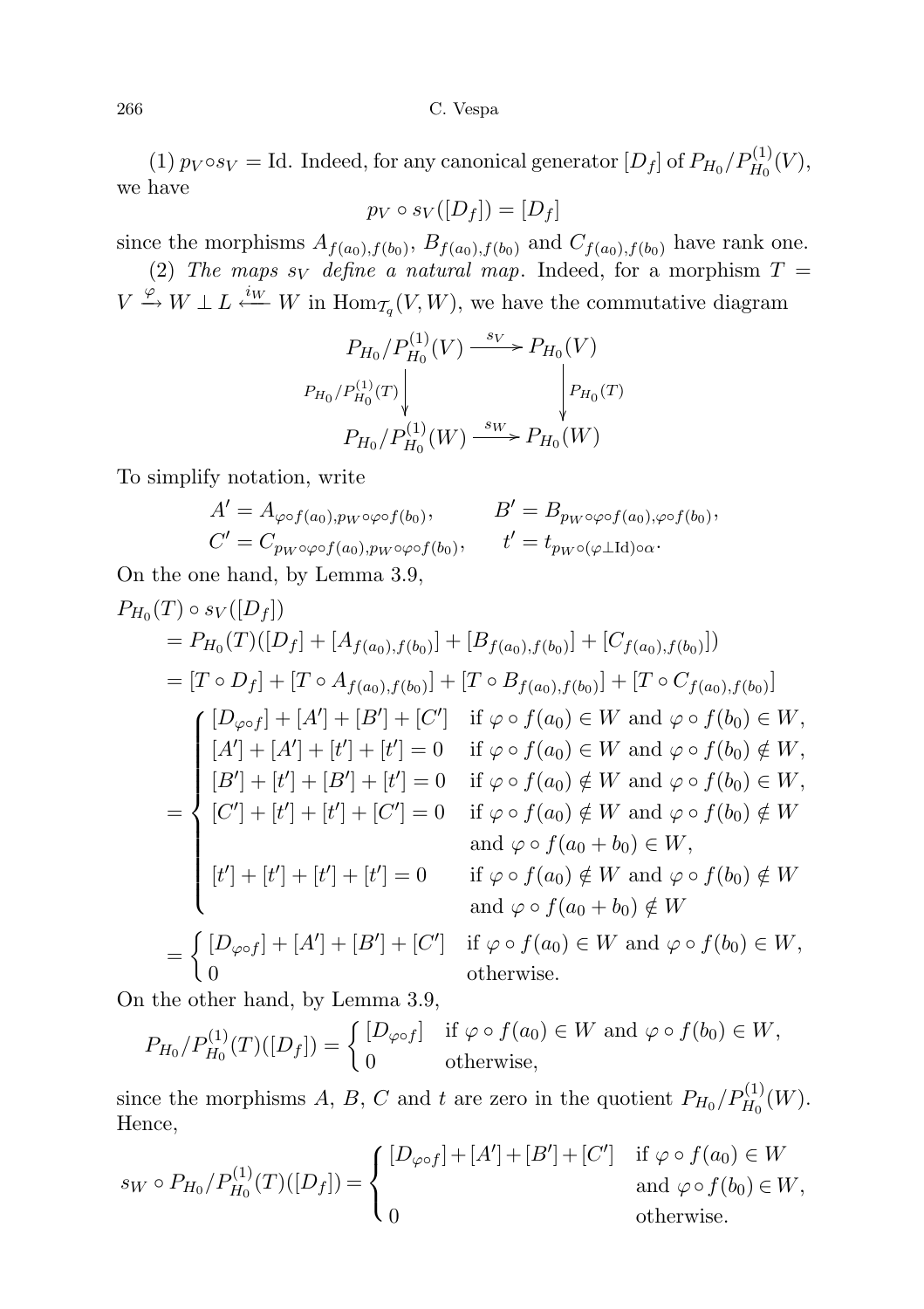(1) $p_V \circ s_V = \mathrm{Id}$. Indeed, for any canonical generator $[D_f]$ of $P_{H_0}/P^{(1)}_{H_0}(V)$, we have

$$p_V \circ s_V([D_f]) = [D_f]$$

since the morphisms $A_{f(a_0),f(b_0)}$, $B_{f(a_0),f(b_0)}$ and $C_{f(a_0),f(b_0)}$ have rank one.

(2) *The maps $s_V$ define a natural map*. Indeed, for a morphism $T = V \xrightarrow{\varphi} W \perp L \xleftarrow{i_W} W$ in $\mathrm{Hom}_{\mathcal{T}_q}(V, W)$, we have the commutative diagram

$$\begin{array}{ccc}
P_{H_0}/P^{(1)}_{H_0}(V) & \xrightarrow{s_V} & P_{H_0}(V) \\
{\scriptstyle P_{H_0}/P^{(1)}_{H_0}(T)} \downarrow & & \downarrow {\scriptstyle P_{H_0}(T)} \\
P_{H_0}/P^{(1)}_{H_0}(W) & \xrightarrow{s_W} & P_{H_0}(W)
\end{array}$$

To simplify notation, write

$$A' = A_{\varphi\circ f(a_0), p_W \circ\varphi\circ f(b_0)}, \qquad B' = B_{p_W\circ\varphi\circ f(a_0), \varphi\circ f(b_0)},$$
$$C' = C_{p_W\circ\varphi\circ f(a_0), p_W\circ\varphi\circ f(b_0)}, \qquad t' = t_{p_W\circ(\varphi\perp \mathrm{Id})\circ\alpha}.$$

On the one hand, by Lemma 3.9,

$$\begin{aligned}
&P_{H_0}(T)\circ s_V([D_f]) \\
&\quad = P_{H_0}(T)([D_f] + [A_{f(a_0),f(b_0)}] + [B_{f(a_0),f(b_0)}] + [C_{f(a_0),f(b_0)}]) \\
&\quad = [T\circ D_f] + [T\circ A_{f(a_0),f(b_0)}] + [T\circ B_{f(a_0),f(b_0)}] + [T\circ C_{f(a_0),f(b_0)}] \\
&\quad = \begin{cases}
[D_{\varphi\circ f}] + [A'] + [B'] + [C'] & \text{if } \varphi\circ f(a_0)\in W \text{ and } \varphi\circ f(b_0)\in W, \\
[A'] + [A'] + [t'] + [t'] = 0 & \text{if } \varphi\circ f(a_0)\in W \text{ and } \varphi\circ f(b_0)\notin W, \\
[B'] + [t'] + [B'] + [t'] = 0 & \text{if } \varphi\circ f(a_0)\notin W \text{ and } \varphi\circ f(b_0)\in W, \\
[C'] + [t'] + [t'] + [C'] = 0 & \text{if } \varphi\circ f(a_0)\notin W \text{ and } \varphi\circ f(b_0)\notin W \\
 & \quad\text{and } \varphi\circ f(a_0+b_0)\in W, \\
[t'] + [t'] + [t'] + [t'] = 0 & \text{if } \varphi\circ f(a_0)\notin W \text{ and } \varphi\circ f(b_0)\notin W \\
 & \quad\text{and } \varphi\circ f(a_0+b_0)\notin W
\end{cases} \\
&\quad = \begin{cases}
[D_{\varphi\circ f}] + [A'] + [B'] + [C'] & \text{if } \varphi\circ f(a_0)\in W \text{ and } \varphi\circ f(b_0)\in W, \\
0 & \text{otherwise.}
\end{cases}
\end{aligned}$$

On the other hand, by Lemma 3.9,

$$P_{H_0}/P^{(1)}_{H_0}(T)([D_f]) = \begin{cases}
[D_{\varphi\circ f}] & \text{if } \varphi\circ f(a_0)\in W \text{ and } \varphi\circ f(b_0)\in W, \\
0 & \text{otherwise,}
\end{cases}$$

since the morphisms $A$, $B$, $C$ and $t$ are zero in the quotient $P_{H_0}/P^{(1)}_{H_0}(W)$. Hence,

$$s_W\circ P_{H_0}/P^{(1)}_{H_0}(T)([D_f]) = \begin{cases}
[D_{\varphi\circ f}] + [A'] + [B'] + [C'] & \text{if } \varphi\circ f(a_0)\in W \\
 & \quad\text{and } \varphi\circ f(b_0)\in W, \\
0 & \text{otherwise.}
\end{cases}$$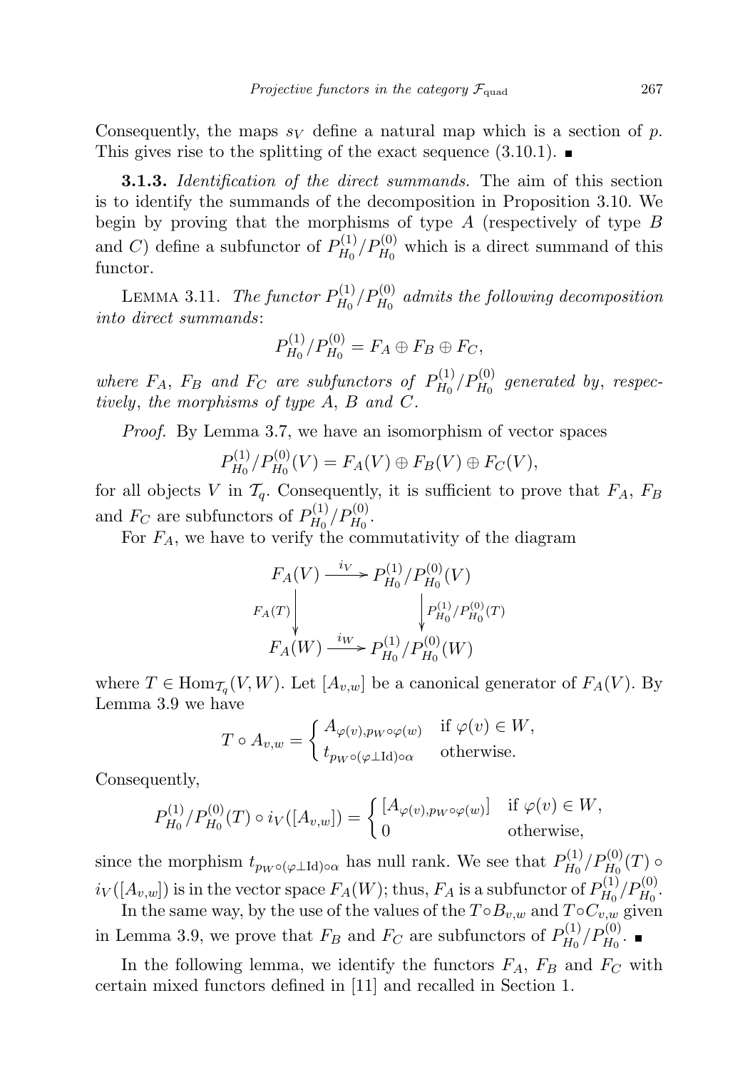Consequently, the maps $s_V$ define a natural map which is a section of $p$. This gives rise to the splitting of the exact sequence (3.10.1). ∎

**3.1.3.** *Identification of the direct summands.* The aim of this section is to identify the summands of the decomposition in Proposition 3.10. We begin by proving that the morphisms of type $A$ (respectively of type $B$ and $C$) define a subfunctor of $P^{(1)}_{H_0}/P^{(0)}_{H_0}$ which is a direct summand of this functor.

LEMMA 3.11. *The functor $P^{(1)}_{H_0}/P^{(0)}_{H_0}$ admits the following decomposition into direct summands*:

$$P^{(1)}_{H_0}/P^{(0)}_{H_0} = F_A \oplus F_B \oplus F_C,$$

*where $F_A$, $F_B$ and $F_C$ are subfunctors of $P^{(1)}_{H_0}/P^{(0)}_{H_0}$ generated by*, *respectively*, *the morphisms of type $A$, $B$ and $C$.*

*Proof.* By Lemma 3.7, we have an isomorphism of vector spaces

$$P^{(1)}_{H_0}/P^{(0)}_{H_0}(V) = F_A(V) \oplus F_B(V) \oplus F_C(V),$$

for all objects $V$ in $\mathcal{T}_q$. Consequently, it is sufficient to prove that $F_A$, $F_B$ and $F_C$ are subfunctors of $P^{(1)}_{H_0}/P^{(0)}_{H_0}$.

For $F_A$, we have to verify the commutativity of the diagram

$$\begin{array}{ccc} F_A(V) & \xrightarrow{i_V} & P^{(1)}_{H_0}/P^{(0)}_{H_0}(V) \\ {\scriptstyle F_A(T)}\downarrow & & \downarrow{\scriptstyle P^{(1)}_{H_0}/P^{(0)}_{H_0}(T)} \\ F_A(W) & \xrightarrow{i_W} & P^{(1)}_{H_0}/P^{(0)}_{H_0}(W) \end{array}$$

where $T \in \operatorname{Hom}_{\mathcal{T}_q}(V, W)$. Let $[A_{v,w}]$ be a canonical generator of $F_A(V)$. By Lemma 3.9 we have

$$T \circ A_{v,w} = \begin{cases} A_{\varphi(v), p_W \circ \varphi(w)} & \text{if } \varphi(v) \in W, \\ t_{p_W \circ (\varphi \perp \mathrm{Id}) \circ \alpha} & \text{otherwise.} \end{cases}$$

Consequently,

$$P^{(1)}_{H_0}/P^{(0)}_{H_0}(T) \circ i_V([A_{v,w}]) = \begin{cases} [A_{\varphi(v), p_W \circ \varphi(w)}] & \text{if } \varphi(v) \in W, \\ 0 & \text{otherwise,} \end{cases}$$

since the morphism $t_{p_W \circ (\varphi \perp \mathrm{Id}) \circ \alpha}$ has null rank. We see that $P^{(1)}_{H_0}/P^{(0)}_{H_0}(T) \circ i_V([A_{v,w}])$ is in the vector space $F_A(W)$; thus, $F_A$ is a subfunctor of $P^{(1)}_{H_0}/P^{(0)}_{H_0}$.

In the same way, by the use of the values of the $T \circ B_{v,w}$ and $T \circ C_{v,w}$ given in Lemma 3.9, we prove that $F_B$ and $F_C$ are subfunctors of $P^{(1)}_{H_0}/P^{(0)}_{H_0}$. ∎

In the following lemma, we identify the functors $F_A$, $F_B$ and $F_C$ with certain mixed functors defined in [11] and recalled in Section 1.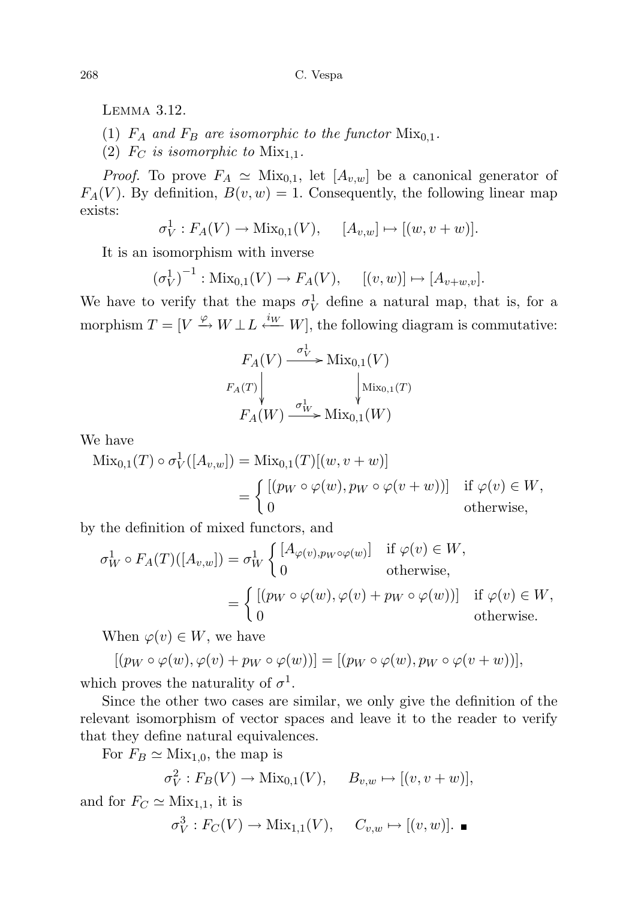LEMMA 3.12.

(1) $F_A$ *and* $F_B$ *are isomorphic to the functor* $\mathrm{Mix}_{0,1}$.

(2) $F_C$ *is isomorphic to* $\mathrm{Mix}_{1,1}$.

*Proof.* To prove $F_A \simeq \mathrm{Mix}_{0,1}$, let $[A_{v,w}]$ be a canonical generator of $F_A(V)$. By definition, $B(v,w) = 1$. Consequently, the following linear map exists:

$$\sigma_V^1 : F_A(V) \to \mathrm{Mix}_{0,1}(V), \qquad [A_{v,w}] \mapsto [(w, v+w)].$$

It is an isomorphism with inverse

$$(\sigma_V^1)^{-1} : \mathrm{Mix}_{0,1}(V) \to F_A(V), \qquad [(v,w)] \mapsto [A_{v+w,v}].$$

We have to verify that the maps $\sigma_V^1$ define a natural map, that is, for a morphism $T = [V \xrightarrow{\varphi} W \perp L \xleftarrow{i_W} W]$, the following diagram is commutative:

$$\begin{array}{ccc} F_A(V) & \xrightarrow{\sigma_V^1} & \mathrm{Mix}_{0,1}(V) \\ {\scriptstyle F_A(T)}\downarrow & & \downarrow{\scriptstyle \mathrm{Mix}_{0,1}(T)} \\ F_A(W) & \xrightarrow{\sigma_W^1} & \mathrm{Mix}_{0,1}(W) \end{array}$$

We have

$$\mathrm{Mix}_{0,1}(T) \circ \sigma_V^1([A_{v,w}]) = \mathrm{Mix}_{0,1}(T)[(w, v+w)]$$
$$= \begin{cases} [(p_W \circ \varphi(w), p_W \circ \varphi(v+w))] & \text{if } \varphi(v) \in W, \\ 0 & \text{otherwise,} \end{cases}$$

by the definition of mixed functors, and

$$\sigma_W^1 \circ F_A(T)([A_{v,w}]) = \sigma_W^1 \begin{cases} [A_{\varphi(v), p_W \circ \varphi(w)}] & \text{if } \varphi(v) \in W, \\ 0 & \text{otherwise,} \end{cases}$$
$$= \begin{cases} [(p_W \circ \varphi(w), \varphi(v) + p_W \circ \varphi(w))] & \text{if } \varphi(v) \in W, \\ 0 & \text{otherwise.} \end{cases}$$

When $\varphi(v) \in W$, we have

$$[(p_W \circ \varphi(w), \varphi(v) + p_W \circ \varphi(w))] = [(p_W \circ \varphi(w), p_W \circ \varphi(v+w))],$$

which proves the naturality of $\sigma^1$.

Since the other two cases are similar, we only give the definition of the relevant isomorphism of vector spaces and leave it to the reader to verify that they define natural equivalences.

For $F_B \simeq \mathrm{Mix}_{1,0}$, the map is

$$\sigma_V^2 : F_B(V) \to \mathrm{Mix}_{0,1}(V), \qquad B_{v,w} \mapsto [(v, v+w)],$$

and for $F_C \simeq \mathrm{Mix}_{1,1}$, it is

$$\sigma_V^3 : F_C(V) \to \mathrm{Mix}_{1,1}(V), \qquad C_{v,w} \mapsto [(v,w)]. \ \blacksquare$$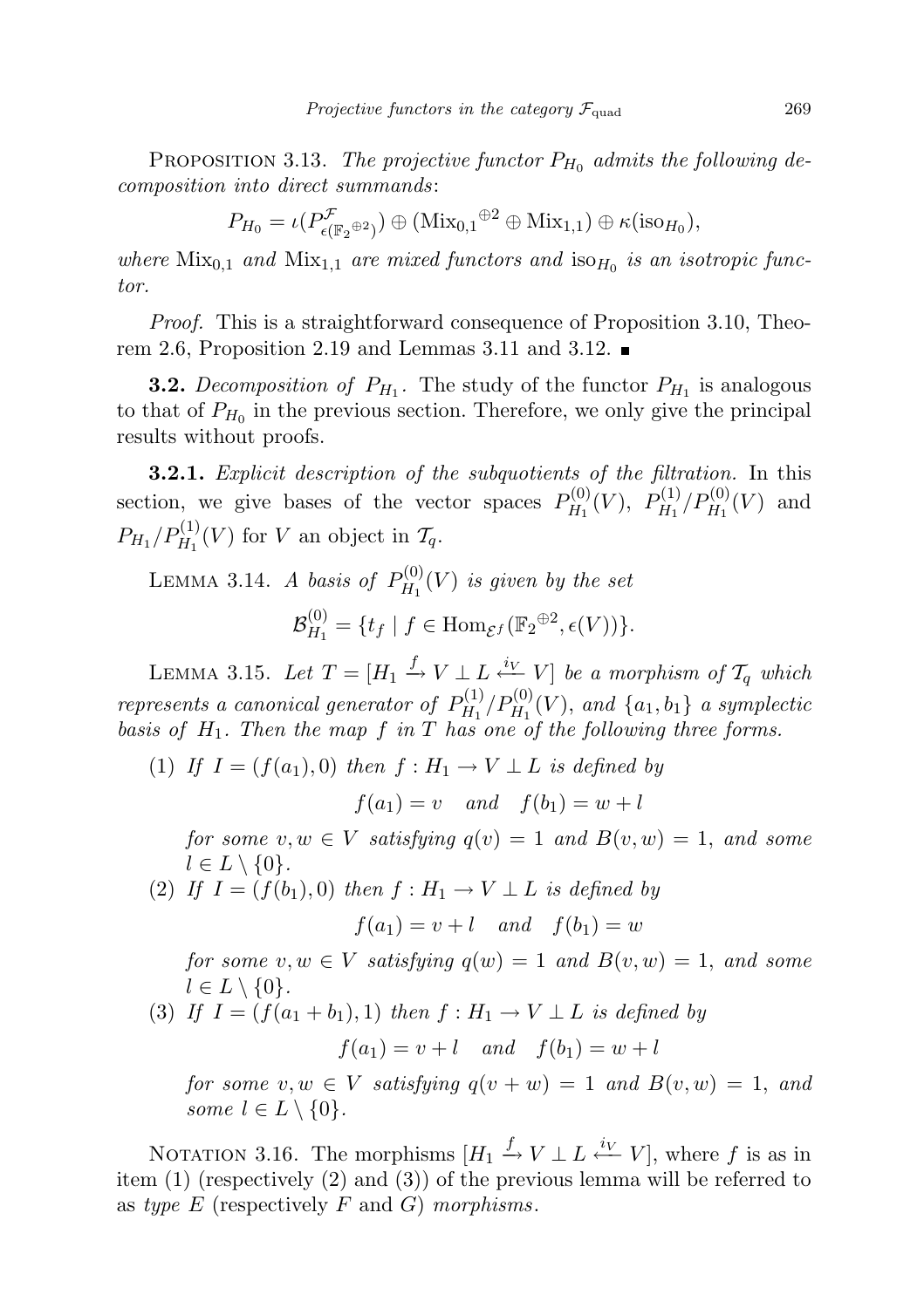PROPOSITION 3.13. *The projective functor $P_{H_0}$ admits the following decomposition into direct summands*:

$$P_{H_0} = \iota(P^{\mathcal{F}}_{\epsilon(\mathbb{F}_2{}^{\oplus 2})}) \oplus (\mathrm{Mix}_{0,1}{}^{\oplus 2} \oplus \mathrm{Mix}_{1,1}) \oplus \kappa(\mathrm{iso}_{H_0}),$$

*where* $\mathrm{Mix}_{0,1}$ *and* $\mathrm{Mix}_{1,1}$ *are mixed functors and* $\mathrm{iso}_{H_0}$ *is an isotropic functor.*

*Proof.* This is a straightforward consequence of Proposition 3.10, Theorem 2.6, Proposition 2.19 and Lemmas 3.11 and 3.12. ■

**3.2.** *Decomposition of $P_{H_1}$.* The study of the functor $P_{H_1}$ is analogous to that of $P_{H_0}$ in the previous section. Therefore, we only give the principal results without proofs.

**3.2.1.** *Explicit description of the subquotients of the filtration.* In this section, we give bases of the vector spaces $P^{(0)}_{H_1}(V)$, $P^{(1)}_{H_1}/P^{(0)}_{H_1}(V)$ and $P_{H_1}/P^{(1)}_{H_1}(V)$ for $V$ an object in $\mathcal{T}_q$.

LEMMA 3.14. *A basis of $P^{(0)}_{H_1}(V)$ is given by the set*

$$\mathcal{B}^{(0)}_{H_1} = \{t_f \mid f \in \mathrm{Hom}_{\mathcal{E}^f}(\mathbb{F}_2{}^{\oplus 2}, \epsilon(V))\}.$$

LEMMA 3.15. *Let $T = [H_1 \xrightarrow{f} V \perp L \xleftarrow{i_V} V]$ be a morphism of $\mathcal{T}_q$ which represents a canonical generator of $P^{(1)}_{H_1}/P^{(0)}_{H_1}(V)$, and $\{a_1, b_1\}$ a symplectic basis of $H_1$. Then the map $f$ in $T$ has one of the following three forms.*

(1) *If $I = (f(a_1), 0)$ then $f : H_1 \to V \perp L$ is defined by*

$$f(a_1) = v \quad \text{and} \quad f(b_1) = w + l$$

*for some $v, w \in V$ satisfying $q(v) = 1$ and $B(v, w) = 1$, and some $l \in L \setminus \{0\}$.*

(2) *If $I = (f(b_1), 0)$ then $f : H_1 \to V \perp L$ is defined by*

$$f(a_1) = v + l \quad \text{and} \quad f(b_1) = w$$

*for some $v, w \in V$ satisfying $q(w) = 1$ and $B(v, w) = 1$, and some $l \in L \setminus \{0\}$.*

(3) *If $I = (f(a_1 + b_1), 1)$ then $f : H_1 \to V \perp L$ is defined by*

$$f(a_1) = v + l \quad \text{and} \quad f(b_1) = w + l$$

*for some $v, w \in V$ satisfying $q(v + w) = 1$ and $B(v, w) = 1$, and some $l \in L \setminus \{0\}$.*

NOTATION 3.16. The morphisms $[H_1 \xrightarrow{f} V \perp L \xleftarrow{i_V} V]$, where $f$ is as in item (1) (respectively (2) and (3)) of the previous lemma will be referred to as *type E* (respectively *F* and *G*) *morphisms*.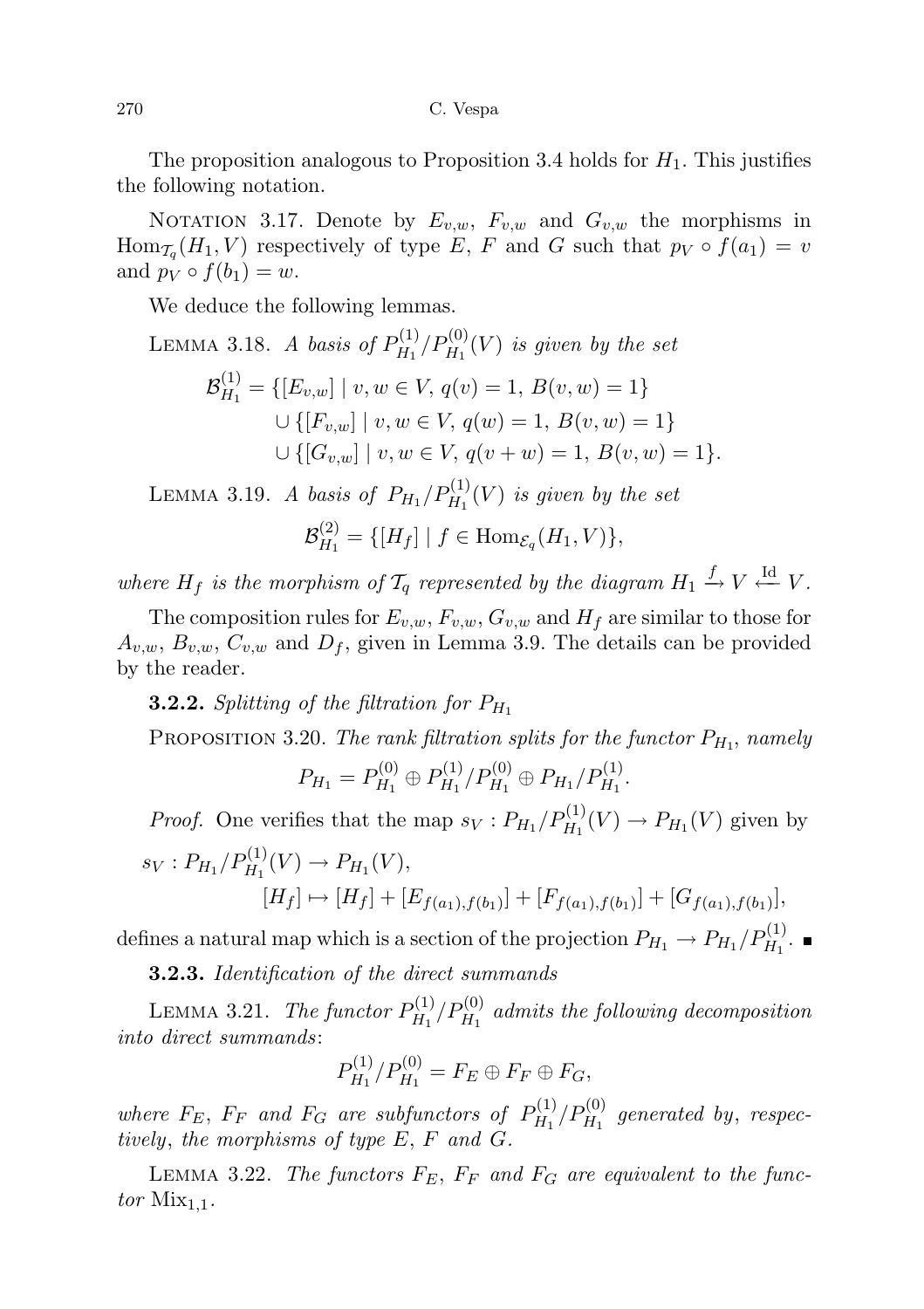The proposition analogous to Proposition 3.4 holds for $H_1$. This justifies the following notation.

NOTATION 3.17. Denote by $E_{v,w}$, $F_{v,w}$ and $G_{v,w}$ the morphisms in $\mathrm{Hom}_{\mathcal{T}_q}(H_1, V)$ respectively of type $E$, $F$ and $G$ such that $p_V \circ f(a_1) = v$ and $p_V \circ f(b_1) = w$.

We deduce the following lemmas.

LEMMA 3.18. *A basis of $P^{(1)}_{H_1}/P^{(0)}_{H_1}(V)$ is given by the set*

$$\begin{aligned}\mathcal{B}^{(1)}_{H_1} = \{[E_{v,w}] \mid v, w \in V,\, q(v) = 1,\, B(v,w) = 1\}\\ \cup \{[F_{v,w}] \mid v, w \in V,\, q(w) = 1,\, B(v,w) = 1\}\\ \cup \{[G_{v,w}] \mid v, w \in V,\, q(v+w) = 1,\, B(v,w) = 1\}.\end{aligned}$$

LEMMA 3.19. *A basis of $P_{H_1}/P^{(1)}_{H_1}(V)$ is given by the set*

$$\mathcal{B}^{(2)}_{H_1} = \{[H_f] \mid f \in \mathrm{Hom}_{\mathcal{E}_q}(H_1, V)\},$$

*where $H_f$ is the morphism of $\mathcal{T}_q$ represented by the diagram $H_1 \xrightarrow{f} V \xleftarrow{\mathrm{Id}} V$.*

The composition rules for $E_{v,w}$, $F_{v,w}$, $G_{v,w}$ and $H_f$ are similar to those for $A_{v,w}$, $B_{v,w}$, $C_{v,w}$ and $D_f$, given in Lemma 3.9. The details can be provided by the reader.

**3.2.2.** *Splitting of the filtration for $P_{H_1}$*

PROPOSITION 3.20. *The rank filtration splits for the functor $P_{H_1}$, namely*

$$P_{H_1} = P^{(0)}_{H_1} \oplus P^{(1)}_{H_1}/P^{(0)}_{H_1} \oplus P_{H_1}/P^{(1)}_{H_1}.$$

*Proof.* One verifies that the map $s_V : P_{H_1}/P^{(1)}_{H_1}(V) \to P_{H_1}(V)$ given by

$$\begin{aligned}s_V : P_{H_1}/P^{(1)}_{H_1}(V) &\to P_{H_1}(V),\\ [H_f] &\mapsto [H_f] + [E_{f(a_1),f(b_1)}] + [F_{f(a_1),f(b_1)}] + [G_{f(a_1),f(b_1)}],\end{aligned}$$

defines a natural map which is a section of the projection $P_{H_1} \to P_{H_1}/P^{(1)}_{H_1}$. ■

**3.2.3.** *Identification of the direct summands*

LEMMA 3.21. *The functor $P^{(1)}_{H_1}/P^{(0)}_{H_1}$ admits the following decomposition into direct summands*:

$$P^{(1)}_{H_1}/P^{(0)}_{H_1} = F_E \oplus F_F \oplus F_G,$$

*where $F_E$, $F_F$ and $F_G$ are subfunctors of $P^{(1)}_{H_1}/P^{(0)}_{H_1}$ generated by, respectively, the morphisms of type $E$, $F$ and $G$.*

LEMMA 3.22. *The functors $F_E$, $F_F$ and $F_G$ are equivalent to the functor $\mathrm{Mix}_{1,1}$.*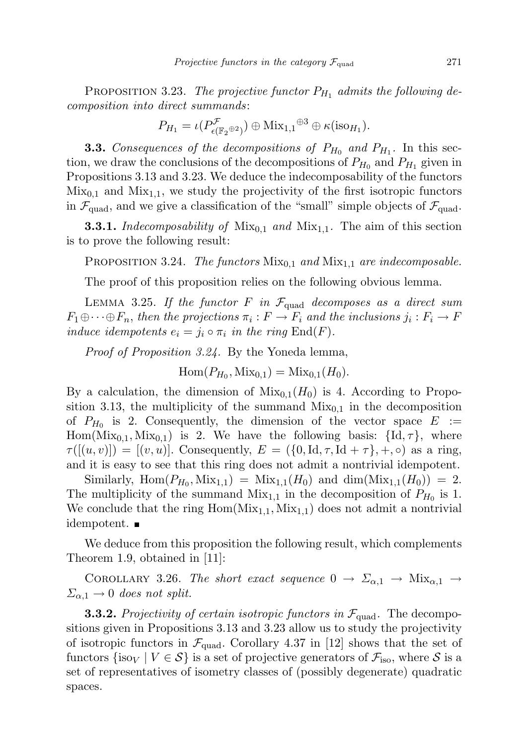PROPOSITION 3.23. *The projective functor $P_{H_1}$ admits the following decomposition into direct summands*:

$$P_{H_1} = \iota(P^{\mathcal{F}}_{\epsilon(\mathbb{F}_2{}^{\oplus 2})}) \oplus \mathrm{Mix}_{1,1}{}^{\oplus 3} \oplus \kappa(\mathrm{iso}_{H_1}).$$

**3.3.** *Consequences of the decompositions of $P_{H_0}$ and $P_{H_1}$.* In this section, we draw the conclusions of the decompositions of $P_{H_0}$ and $P_{H_1}$ given in Propositions 3.13 and 3.23. We deduce the indecomposability of the functors $\mathrm{Mix}_{0,1}$ and $\mathrm{Mix}_{1,1}$, we study the projectivity of the first isotropic functors in $\mathcal{F}_{\mathrm{quad}}$, and we give a classification of the "small" simple objects of $\mathcal{F}_{\mathrm{quad}}$.

**3.3.1.** *Indecomposability of* $\mathrm{Mix}_{0,1}$ *and* $\mathrm{Mix}_{1,1}$. The aim of this section is to prove the following result:

PROPOSITION 3.24. *The functors* $\mathrm{Mix}_{0,1}$ *and* $\mathrm{Mix}_{1,1}$ *are indecomposable.*

The proof of this proposition relies on the following obvious lemma.

LEMMA 3.25. *If the functor $F$ in $\mathcal{F}_{\mathrm{quad}}$ decomposes as a direct sum $F_1 \oplus \cdots \oplus F_n$, then the projections $\pi_i : F \to F_i$ and the inclusions $j_i : F_i \to F$ induce idempotents $e_i = j_i \circ \pi_i$ in the ring $\mathrm{End}(F)$.*

*Proof of Proposition 3.24.* By the Yoneda lemma,

$$\mathrm{Hom}(P_{H_0}, \mathrm{Mix}_{0,1}) = \mathrm{Mix}_{0,1}(H_0).$$

By a calculation, the dimension of $\mathrm{Mix}_{0,1}(H_0)$ is 4. According to Proposition 3.13, the multiplicity of the summand $\mathrm{Mix}_{0,1}$ in the decomposition of $P_{H_0}$ is 2. Consequently, the dimension of the vector space $E := \mathrm{Hom}(\mathrm{Mix}_{0,1}, \mathrm{Mix}_{0,1})$ is 2. We have the following basis: $\{\mathrm{Id}, \tau\}$, where $\tau([(u,v)]) = [(v,u)]$. Consequently, $E = (\{0, \mathrm{Id}, \tau, \mathrm{Id} + \tau\}, +, \circ)$ as a ring, and it is easy to see that this ring does not admit a nontrivial idempotent.

Similarly, $\mathrm{Hom}(P_{H_0}, \mathrm{Mix}_{1,1}) = \mathrm{Mix}_{1,1}(H_0)$ and $\dim(\mathrm{Mix}_{1,1}(H_0)) = 2$. The multiplicity of the summand $\mathrm{Mix}_{1,1}$ in the decomposition of $P_{H_0}$ is 1. We conclude that the ring $\mathrm{Hom}(\mathrm{Mix}_{1,1}, \mathrm{Mix}_{1,1})$ does not admit a nontrivial idempotent. ■

We deduce from this proposition the following result, which complements Theorem 1.9, obtained in [11]:

COROLLARY 3.26. *The short exact sequence* $0 \to \Sigma_{\alpha,1} \to \mathrm{Mix}_{\alpha,1} \to \Sigma_{\alpha,1} \to 0$ *does not split.*

**3.3.2.** *Projectivity of certain isotropic functors in* $\mathcal{F}_{\mathrm{quad}}$. The decompositions given in Propositions 3.13 and 3.23 allow us to study the projectivity of isotropic functors in $\mathcal{F}_{\mathrm{quad}}$. Corollary 4.37 in [12] shows that the set of functors $\{\mathrm{iso}_V \mid V \in \mathcal{S}\}$ is a set of projective generators of $\mathcal{F}_{\mathrm{iso}}$, where $\mathcal{S}$ is a set of representatives of isometry classes of (possibly degenerate) quadratic spaces.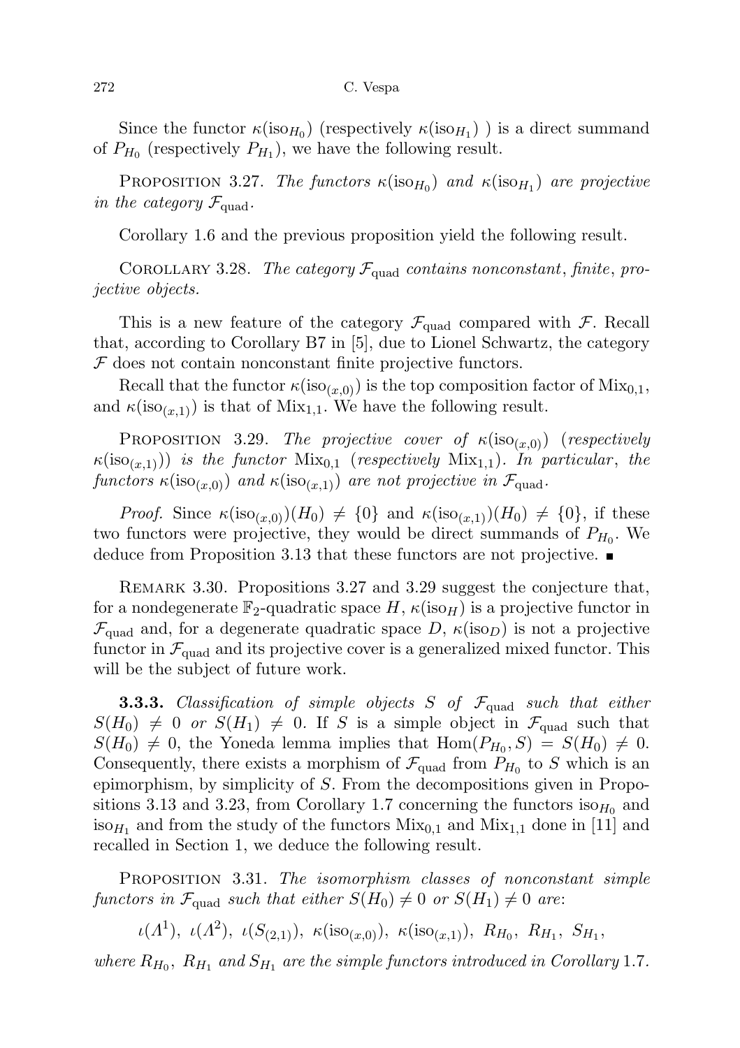Since the functor $\kappa(\mathrm{iso}_{H_0})$ (respectively $\kappa(\mathrm{iso}_{H_1})$ ) is a direct summand of $P_{H_0}$ (respectively $P_{H_1}$), we have the following result.

Proposition 3.27. *The functors $\kappa(\mathrm{iso}_{H_0})$ and $\kappa(\mathrm{iso}_{H_1})$ are projective in the category $\mathcal{F}_{\mathrm{quad}}$.*

Corollary 1.6 and the previous proposition yield the following result.

Corollary 3.28. *The category $\mathcal{F}_{\mathrm{quad}}$ contains nonconstant, finite, projective objects.*

This is a new feature of the category $\mathcal{F}_{\mathrm{quad}}$ compared with $\mathcal{F}$. Recall that, according to Corollary B7 in [5], due to Lionel Schwartz, the category $\mathcal{F}$ does not contain nonconstant finite projective functors.

Recall that the functor $\kappa(\mathrm{iso}_{(x,0)})$ is the top composition factor of $\mathrm{Mix}_{0,1}$, and $\kappa(\mathrm{iso}_{(x,1)})$ is that of $\mathrm{Mix}_{1,1}$. We have the following result.

Proposition 3.29. *The projective cover of $\kappa(\mathrm{iso}_{(x,0)})$ (respectively $\kappa(\mathrm{iso}_{(x,1)})$) is the functor $\mathrm{Mix}_{0,1}$ (respectively $\mathrm{Mix}_{1,1}$). In particular, the functors $\kappa(\mathrm{iso}_{(x,0)})$ and $\kappa(\mathrm{iso}_{(x,1)})$ are not projective in $\mathcal{F}_{\mathrm{quad}}$.*

*Proof.* Since $\kappa(\mathrm{iso}_{(x,0)})(H_0) \neq \{0\}$ and $\kappa(\mathrm{iso}_{(x,1)})(H_0) \neq \{0\}$, if these two functors were projective, they would be direct summands of $P_{H_0}$. We deduce from Proposition 3.13 that these functors are not projective. ∎

Remark 3.30. Propositions 3.27 and 3.29 suggest the conjecture that, for a nondegenerate $\mathbb{F}_2$-quadratic space $H$, $\kappa(\mathrm{iso}_H)$ is a projective functor in $\mathcal{F}_{\mathrm{quad}}$ and, for a degenerate quadratic space $D$, $\kappa(\mathrm{iso}_D)$ is not a projective functor in $\mathcal{F}_{\mathrm{quad}}$ and its projective cover is a generalized mixed functor. This will be the subject of future work.

**3.3.3.** *Classification of simple objects $S$ of $\mathcal{F}_{\mathrm{quad}}$ such that either $S(H_0) \neq 0$ or $S(H_1) \neq 0$.* If $S$ is a simple object in $\mathcal{F}_{\mathrm{quad}}$ such that $S(H_0) \neq 0$, the Yoneda lemma implies that $\mathrm{Hom}(P_{H_0}, S) = S(H_0) \neq 0$. Consequently, there exists a morphism of $\mathcal{F}_{\mathrm{quad}}$ from $P_{H_0}$ to $S$ which is an epimorphism, by simplicity of $S$. From the decompositions given in Propositions 3.13 and 3.23, from Corollary 1.7 concerning the functors $\mathrm{iso}_{H_0}$ and $\mathrm{iso}_{H_1}$ and from the study of the functors $\mathrm{Mix}_{0,1}$ and $\mathrm{Mix}_{1,1}$ done in [11] and recalled in Section 1, we deduce the following result.

Proposition 3.31. *The isomorphism classes of nonconstant simple functors in $\mathcal{F}_{\mathrm{quad}}$ such that either $S(H_0) \neq 0$ or $S(H_1) \neq 0$ are:*

$$\iota(\Lambda^1),\ \iota(\Lambda^2),\ \iota(S_{(2,1)}),\ \kappa(\mathrm{iso}_{(x,0)}),\ \kappa(\mathrm{iso}_{(x,1)}),\ R_{H_0},\ R_{H_1},\ S_{H_1},$$

*where $R_{H_0}$, $R_{H_1}$ and $S_{H_1}$ are the simple functors introduced in Corollary 1.7.*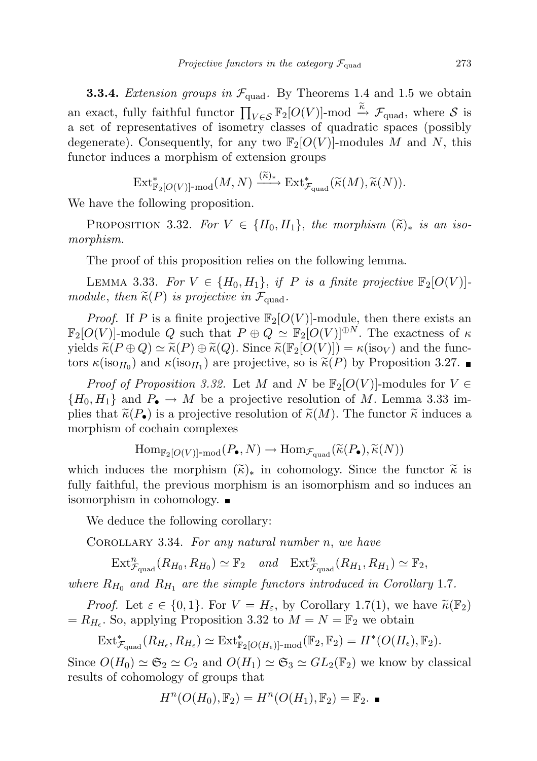**3.3.4.** *Extension groups in* $\mathcal{F}_{\text{quad}}$. By Theorems 1.4 and 1.5 we obtain an exact, fully faithful functor $\prod_{V\in\mathcal{S}} \mathbb{F}_2[O(V)]\text{-mod} \xrightarrow{\widetilde{\kappa}} \mathcal{F}_{\text{quad}}$, where $\mathcal{S}$ is a set of representatives of isometry classes of quadratic spaces (possibly degenerate). Consequently, for any two $\mathbb{F}_2[O(V)]$-modules $M$ and $N$, this functor induces a morphism of extension groups

$$\operatorname{Ext}^*_{\mathbb{F}_2[O(V)]\text{-mod}}(M,N) \xrightarrow{(\widetilde{\kappa})_*} \operatorname{Ext}^*_{\mathcal{F}_{\text{quad}}}(\widetilde{\kappa}(M),\widetilde{\kappa}(N)).$$

We have the following proposition.

Proposition 3.32. *For* $V \in \{H_0, H_1\}$, *the morphism* $(\widetilde{\kappa})_*$ *is an isomorphism.*

The proof of this proposition relies on the following lemma.

Lemma 3.33. *For* $V \in \{H_0, H_1\}$, *if* $P$ *is a finite projective* $\mathbb{F}_2[O(V)]$-*module*, *then* $\widetilde{\kappa}(P)$ *is projective in* $\mathcal{F}_{\text{quad}}$.

*Proof.* If $P$ is a finite projective $\mathbb{F}_2[O(V)]$-module, then there exists an $\mathbb{F}_2[O(V)]$-module $Q$ such that $P \oplus Q \simeq \mathbb{F}_2[O(V)]^{\oplus N}$. The exactness of $\kappa$ yields $\widetilde{\kappa}(P\oplus Q) \simeq \widetilde{\kappa}(P) \oplus \widetilde{\kappa}(Q)$. Since $\widetilde{\kappa}(\mathbb{F}_2[O(V)]) = \kappa(\text{iso}_V)$ and the functors $\kappa(\text{iso}_{H_0})$ and $\kappa(\text{iso}_{H_1})$ are projective, so is $\widetilde{\kappa}(P)$ by Proposition 3.27. ∎

*Proof of Proposition 3.32.* Let $M$ and $N$ be $\mathbb{F}_2[O(V)]$-modules for $V \in \{H_0, H_1\}$ and $P_\bullet \to M$ be a projective resolution of $M$. Lemma 3.33 implies that $\widetilde{\kappa}(P_\bullet)$ is a projective resolution of $\widetilde{\kappa}(M)$. The functor $\widetilde{\kappa}$ induces a morphism of cochain complexes

$$\operatorname{Hom}_{\mathbb{F}_2[O(V)]\text{-mod}}(P_\bullet, N) \to \operatorname{Hom}_{\mathcal{F}_{\text{quad}}}(\widetilde{\kappa}(P_\bullet),\widetilde{\kappa}(N))$$

which induces the morphism $(\widetilde{\kappa})_*$ in cohomology. Since the functor $\widetilde{\kappa}$ is fully faithful, the previous morphism is an isomorphism and so induces an isomorphism in cohomology. ∎

We deduce the following corollary:

Corollary 3.34. *For any natural number* $n$, *we have*

$$\operatorname{Ext}^n_{\mathcal{F}_{\text{quad}}}(R_{H_0}, R_{H_0}) \simeq \mathbb{F}_2 \quad \textit{and} \quad \operatorname{Ext}^n_{\mathcal{F}_{\text{quad}}}(R_{H_1}, R_{H_1}) \simeq \mathbb{F}_2,$$

*where* $R_{H_0}$ *and* $R_{H_1}$ *are the simple functors introduced in Corollary* 1.7.

*Proof.* Let $\varepsilon \in \{0,1\}$. For $V = H_\varepsilon$, by Corollary 1.7(1), we have $\widetilde{\kappa}(\mathbb{F}_2) = R_{H_\epsilon}$. So, applying Proposition 3.32 to $M = N = \mathbb{F}_2$ we obtain

$$\operatorname{Ext}^*_{\mathcal{F}_{\text{quad}}}(R_{H_\epsilon}, R_{H_\epsilon}) \simeq \operatorname{Ext}^*_{\mathbb{F}_2[O(H_\epsilon)]\text{-mod}}(\mathbb{F}_2,\mathbb{F}_2) = H^*(O(H_\epsilon),\mathbb{F}_2).$$

Since $O(H_0) \simeq \mathfrak{S}_2 \simeq C_2$ and $O(H_1) \simeq \mathfrak{S}_3 \simeq GL_2(\mathbb{F}_2)$ we know by classical results of cohomology of groups that

$$H^n(O(H_0),\mathbb{F}_2) = H^n(O(H_1),\mathbb{F}_2) = \mathbb{F}_2. \; ∎$$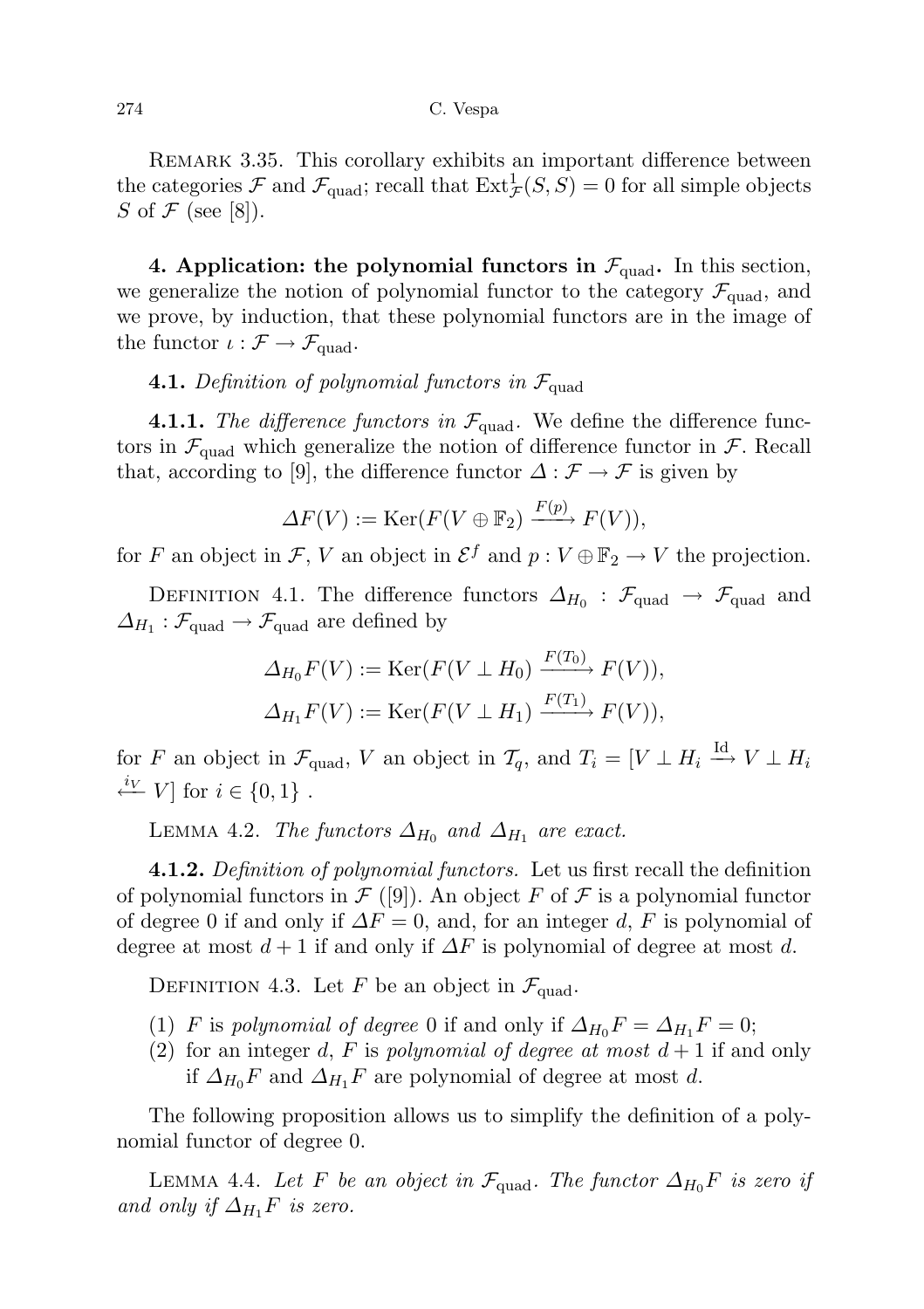Remark 3.35. This corollary exhibits an important difference between the categories $\mathcal{F}$ and $\mathcal{F}_{\text{quad}}$; recall that $\text{Ext}^1_{\mathcal{F}}(S, S) = 0$ for all simple objects $S$ of $\mathcal{F}$ (see [8]).

## 4. Application: the polynomial functors in $\mathcal{F}_{\text{quad}}$.

In this section, we generalize the notion of polynomial functor to the category $\mathcal{F}_{\text{quad}}$, and we prove, by induction, that these polynomial functors are in the image of the functor $\iota : \mathcal{F} \to \mathcal{F}_{\text{quad}}$.

### 4.1. *Definition of polynomial functors in $\mathcal{F}_{\text{quad}}$*

**4.1.1.** *The difference functors in $\mathcal{F}_{\text{quad}}$.* We define the difference functors in $\mathcal{F}_{\text{quad}}$ which generalize the notion of difference functor in $\mathcal{F}$. Recall that, according to [9], the difference functor $\Delta : \mathcal{F} \to \mathcal{F}$ is given by

$$\Delta F(V) := \text{Ker}(F(V \oplus \mathbb{F}_2) \xrightarrow{F(p)} F(V)),$$

for $F$ an object in $\mathcal{F}$, $V$ an object in $\mathcal{E}^f$ and $p : V \oplus \mathbb{F}_2 \to V$ the projection.

Definition 4.1. The difference functors $\Delta_{H_0} : \mathcal{F}_{\text{quad}} \to \mathcal{F}_{\text{quad}}$ and $\Delta_{H_1} : \mathcal{F}_{\text{quad}} \to \mathcal{F}_{\text{quad}}$ are defined by

$$\Delta_{H_0} F(V) := \text{Ker}(F(V \perp H_0) \xrightarrow{F(T_0)} F(V)),$$
$$\Delta_{H_1} F(V) := \text{Ker}(F(V \perp H_1) \xrightarrow{F(T_1)} F(V)),$$

for $F$ an object in $\mathcal{F}_{\text{quad}}$, $V$ an object in $\mathcal{T}_q$, and $T_i = [V \perp H_i \xrightarrow{\text{Id}} V \perp H_i \xleftarrow{i_V} V]$ for $i \in \{0, 1\}$ .

Lemma 4.2. *The functors $\Delta_{H_0}$ and $\Delta_{H_1}$ are exact.*

**4.1.2.** *Definition of polynomial functors.* Let us first recall the definition of polynomial functors in $\mathcal{F}$ ([9]). An object $F$ of $\mathcal{F}$ is a polynomial functor of degree 0 if and only if $\Delta F = 0$, and, for an integer $d$, $F$ is polynomial of degree at most $d + 1$ if and only if $\Delta F$ is polynomial of degree at most $d$.

Definition 4.3. Let $F$ be an object in $\mathcal{F}_{\text{quad}}$.

1. $F$ is *polynomial of degree* 0 if and only if $\Delta_{H_0} F = \Delta_{H_1} F = 0$;
2. for an integer $d$, $F$ is *polynomial of degree at most* $d + 1$ if and only if $\Delta_{H_0} F$ and $\Delta_{H_1} F$ are polynomial of degree at most $d$.

The following proposition allows us to simplify the definition of a polynomial functor of degree 0.

Lemma 4.4. *Let $F$ be an object in $\mathcal{F}_{\text{quad}}$. The functor $\Delta_{H_0} F$ is zero if and only if $\Delta_{H_1} F$ is zero.*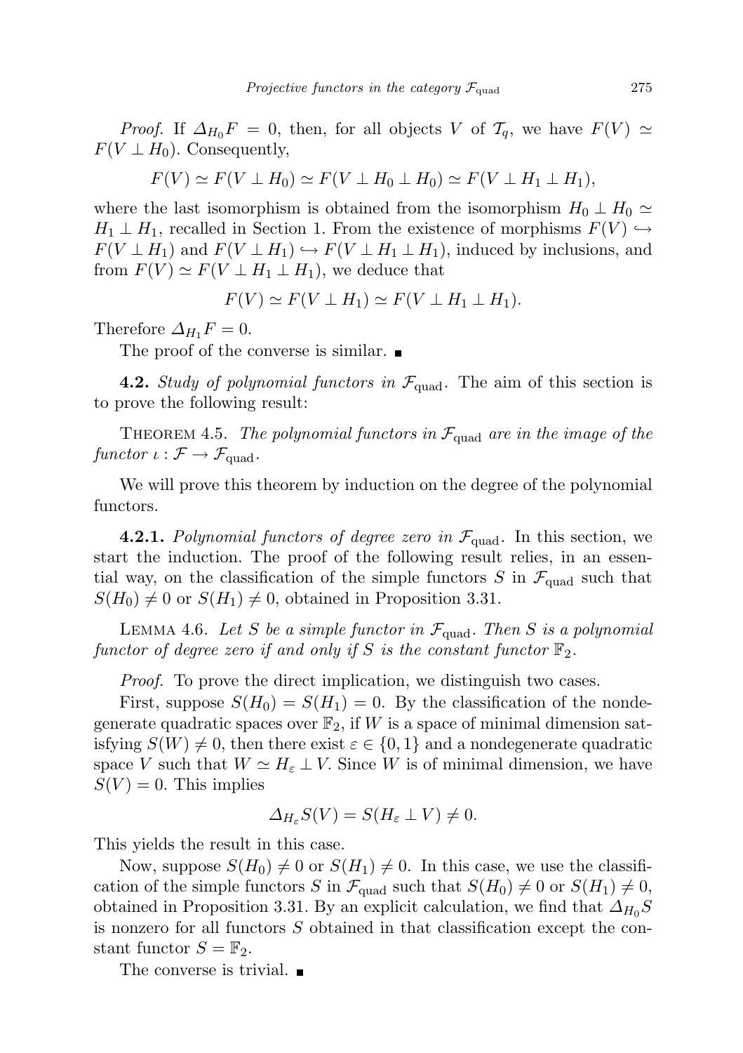*Proof.* If $\Delta_{H_0} F = 0$, then, for all objects $V$ of $\mathcal{T}_q$, we have $F(V) \simeq F(V \perp H_0)$. Consequently,

$$F(V) \simeq F(V \perp H_0) \simeq F(V \perp H_0 \perp H_0) \simeq F(V \perp H_1 \perp H_1),$$

where the last isomorphism is obtained from the isomorphism $H_0 \perp H_0 \simeq H_1 \perp H_1$, recalled in Section 1. From the existence of morphisms $F(V) \hookrightarrow F(V \perp H_1)$ and $F(V \perp H_1) \hookrightarrow F(V \perp H_1 \perp H_1)$, induced by inclusions, and from $F(V) \simeq F(V \perp H_1 \perp H_1)$, we deduce that

$$F(V) \simeq F(V \perp H_1) \simeq F(V \perp H_1 \perp H_1).$$

Therefore $\Delta_{H_1} F = 0$.

The proof of the converse is similar. ∎

**4.2.** *Study of polynomial functors in $\mathcal{F}_{\text{quad}}$.* The aim of this section is to prove the following result:

THEOREM 4.5. *The polynomial functors in $\mathcal{F}_{\text{quad}}$ are in the image of the functor $\iota : \mathcal{F} \to \mathcal{F}_{\text{quad}}$.*

We will prove this theorem by induction on the degree of the polynomial functors.

**4.2.1.** *Polynomial functors of degree zero in $\mathcal{F}_{\text{quad}}$.* In this section, we start the induction. The proof of the following result relies, in an essential way, on the classification of the simple functors $S$ in $\mathcal{F}_{\text{quad}}$ such that $S(H_0) \neq 0$ or $S(H_1) \neq 0$, obtained in Proposition 3.31.

LEMMA 4.6. *Let $S$ be a simple functor in $\mathcal{F}_{\text{quad}}$. Then $S$ is a polynomial functor of degree zero if and only if $S$ is the constant functor $\mathbb{F}_2$.*

*Proof.* To prove the direct implication, we distinguish two cases.

First, suppose $S(H_0) = S(H_1) = 0$. By the classification of the nondegenerate quadratic spaces over $\mathbb{F}_2$, if $W$ is a space of minimal dimension satisfying $S(W) \neq 0$, then there exist $\varepsilon \in \{0, 1\}$ and a nondegenerate quadratic space $V$ such that $W \simeq H_\varepsilon \perp V$. Since $W$ is of minimal dimension, we have $S(V) = 0$. This implies

$$\Delta_{H_\varepsilon} S(V) = S(H_\varepsilon \perp V) \neq 0.$$

This yields the result in this case.

Now, suppose $S(H_0) \neq 0$ or $S(H_1) \neq 0$. In this case, we use the classification of the simple functors $S$ in $\mathcal{F}_{\text{quad}}$ such that $S(H_0) \neq 0$ or $S(H_1) \neq 0$, obtained in Proposition 3.31. By an explicit calculation, we find that $\Delta_{H_0} S$ is nonzero for all functors $S$ obtained in that classification except the constant functor $S = \mathbb{F}_2$.

The converse is trivial. ∎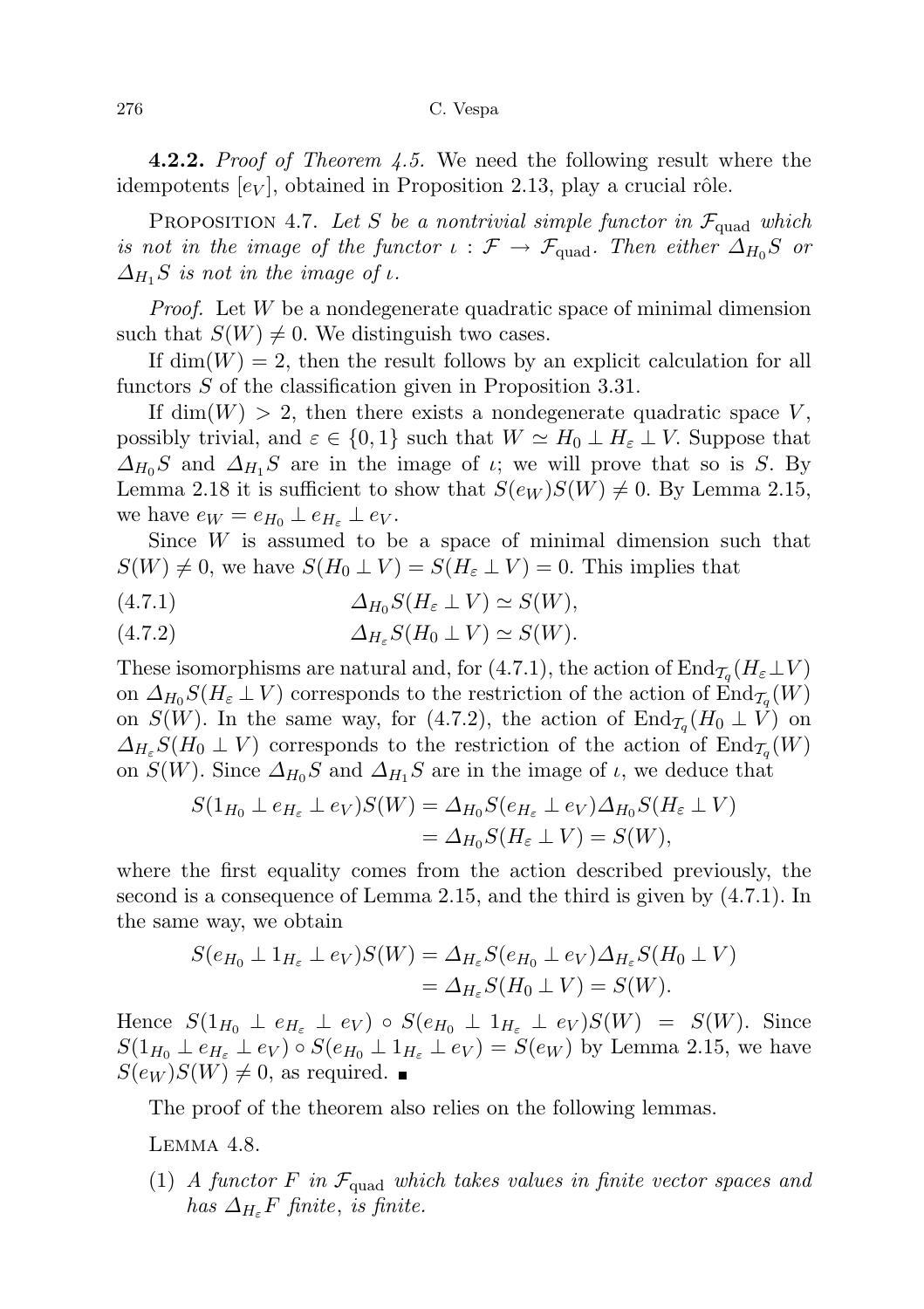**4.2.2.** *Proof of Theorem 4.5.* We need the following result where the idempotents $[e_V]$, obtained in Proposition 2.13, play a crucial rôle.

Proposition 4.7. *Let $S$ be a nontrivial simple functor in $\mathcal{F}_{\text{quad}}$ which is not in the image of the functor $\iota : \mathcal{F} \to \mathcal{F}_{\text{quad}}$. Then either $\Delta_{H_0} S$ or $\Delta_{H_1} S$ is not in the image of $\iota$.*

*Proof.* Let $W$ be a nondegenerate quadratic space of minimal dimension such that $S(W) \neq 0$. We distinguish two cases.

If $\dim(W) = 2$, then the result follows by an explicit calculation for all functors $S$ of the classification given in Proposition 3.31.

If $\dim(W) > 2$, then there exists a nondegenerate quadratic space $V$, possibly trivial, and $\varepsilon \in \{0, 1\}$ such that $W \simeq H_0 \perp H_\varepsilon \perp V$. Suppose that $\Delta_{H_0} S$ and $\Delta_{H_1} S$ are in the image of $\iota$; we will prove that so is $S$. By Lemma 2.18 it is sufficient to show that $S(e_W)S(W) \neq 0$. By Lemma 2.15, we have $e_W = e_{H_0} \perp e_{H_\varepsilon} \perp e_V$.

Since $W$ is assumed to be a space of minimal dimension such that $S(W) \neq 0$, we have $S(H_0 \perp V) = S(H_\varepsilon \perp V) = 0$. This implies that

$$\Delta_{H_0} S(H_\varepsilon \perp V) \simeq S(W), \tag{4.7.1}$$

$$\Delta_{H_\varepsilon} S(H_0 \perp V) \simeq S(W). \tag{4.7.2}$$

These isomorphisms are natural and, for (4.7.1), the action of $\mathrm{End}_{\mathcal{T}_q}(H_\varepsilon \perp V)$ on $\Delta_{H_0} S(H_\varepsilon \perp V)$ corresponds to the restriction of the action of $\mathrm{End}_{\mathcal{T}_q}(W)$ on $S(W)$. In the same way, for (4.7.2), the action of $\mathrm{End}_{\mathcal{T}_q}(H_0 \perp V)$ on $\Delta_{H_\varepsilon} S(H_0 \perp V)$ corresponds to the restriction of the action of $\mathrm{End}_{\mathcal{T}_q}(W)$ on $S(W)$. Since $\Delta_{H_0} S$ and $\Delta_{H_1} S$ are in the image of $\iota$, we deduce that

$$\begin{aligned} S(1_{H_0} \perp e_{H_\varepsilon} \perp e_V)S(W) &= \Delta_{H_0} S(e_{H_\varepsilon} \perp e_V)\Delta_{H_0} S(H_\varepsilon \perp V) \\ &= \Delta_{H_0} S(H_\varepsilon \perp V) = S(W), \end{aligned}$$

where the first equality comes from the action described previously, the second is a consequence of Lemma 2.15, and the third is given by (4.7.1). In the same way, we obtain

$$\begin{aligned} S(e_{H_0} \perp 1_{H_\varepsilon} \perp e_V)S(W) &= \Delta_{H_\varepsilon} S(e_{H_0} \perp e_V)\Delta_{H_\varepsilon} S(H_0 \perp V) \\ &= \Delta_{H_\varepsilon} S(H_0 \perp V) = S(W). \end{aligned}$$

Hence $S(1_{H_0} \perp e_{H_\varepsilon} \perp e_V) \circ S(e_{H_0} \perp 1_{H_\varepsilon} \perp e_V)S(W) = S(W)$. Since $S(1_{H_0} \perp e_{H_\varepsilon} \perp e_V) \circ S(e_{H_0} \perp 1_{H_\varepsilon} \perp e_V) = S(e_W)$ by Lemma 2.15, we have $S(e_W)S(W) \neq 0$, as required. ∎

The proof of the theorem also relies on the following lemmas.

Lemma 4.8.

(1) *A functor $F$ in $\mathcal{F}_{\text{quad}}$ which takes values in finite vector spaces and has $\Delta_{H_\varepsilon} F$ finite, is finite.*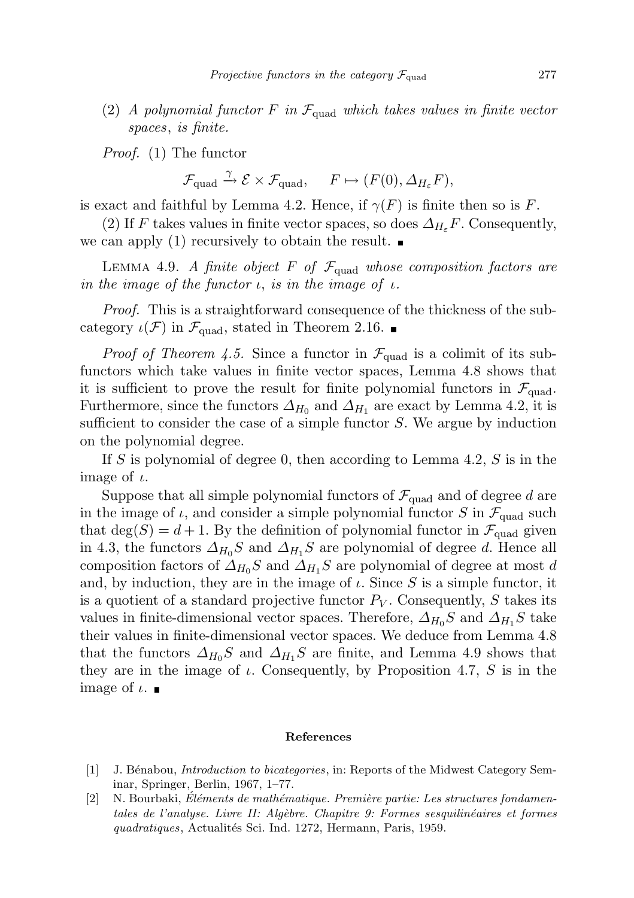(2) *A polynomial functor $F$ in $\mathcal{F}_{\text{quad}}$ which takes values in finite vector spaces, is finite.*

*Proof.* (1) The functor

$$\mathcal{F}_{\text{quad}} \xrightarrow{\gamma} \mathcal{E} \times \mathcal{F}_{\text{quad}}, \qquad F \mapsto (F(0), \Delta_{H_\varepsilon} F),$$

is exact and faithful by Lemma 4.2. Hence, if $\gamma(F)$ is finite then so is $F$.

(2) If $F$ takes values in finite vector spaces, so does $\Delta_{H_\varepsilon} F$. Consequently, we can apply (1) recursively to obtain the result. ∎

Lemma 4.9. *A finite object $F$ of $\mathcal{F}_{\text{quad}}$ whose composition factors are in the image of the functor $\iota$, is in the image of $\iota$.*

*Proof.* This is a straightforward consequence of the thickness of the subcategory $\iota(\mathcal{F})$ in $\mathcal{F}_{\text{quad}}$, stated in Theorem 2.16. ∎

*Proof of Theorem 4.5.* Since a functor in $\mathcal{F}_{\text{quad}}$ is a colimit of its subfunctors which take values in finite vector spaces, Lemma 4.8 shows that it is sufficient to prove the result for finite polynomial functors in $\mathcal{F}_{\text{quad}}$. Furthermore, since the functors $\Delta_{H_0}$ and $\Delta_{H_1}$ are exact by Lemma 4.2, it is sufficient to consider the case of a simple functor $S$. We argue by induction on the polynomial degree.

If $S$ is polynomial of degree 0, then according to Lemma 4.2, $S$ is in the image of $\iota$.

Suppose that all simple polynomial functors of $\mathcal{F}_{\text{quad}}$ and of degree $d$ are in the image of $\iota$, and consider a simple polynomial functor $S$ in $\mathcal{F}_{\text{quad}}$ such that $\deg(S) = d+1$. By the definition of polynomial functor in $\mathcal{F}_{\text{quad}}$ given in 4.3, the functors $\Delta_{H_0} S$ and $\Delta_{H_1} S$ are polynomial of degree $d$. Hence all composition factors of $\Delta_{H_0} S$ and $\Delta_{H_1} S$ are polynomial of degree at most $d$ and, by induction, they are in the image of $\iota$. Since $S$ is a simple functor, it is a quotient of a standard projective functor $P_V$. Consequently, $S$ takes its values in finite-dimensional vector spaces. Therefore, $\Delta_{H_0} S$ and $\Delta_{H_1} S$ take their values in finite-dimensional vector spaces. We deduce from Lemma 4.8 that the functors $\Delta_{H_0} S$ and $\Delta_{H_1} S$ are finite, and Lemma 4.9 shows that they are in the image of $\iota$. Consequently, by Proposition 4.7, $S$ is in the image of $\iota$. ∎

## References

[1] J. Bénabou, *Introduction to bicategories*, in: Reports of the Midwest Category Seminar, Springer, Berlin, 1967, 1–77.

[2] N. Bourbaki, *Éléments de mathématique. Première partie: Les structures fondamentales de l'analyse. Livre II: Algèbre. Chapitre 9: Formes sesquilinéaires et formes quadratiques*, Actualités Sci. Ind. 1272, Hermann, Paris, 1959.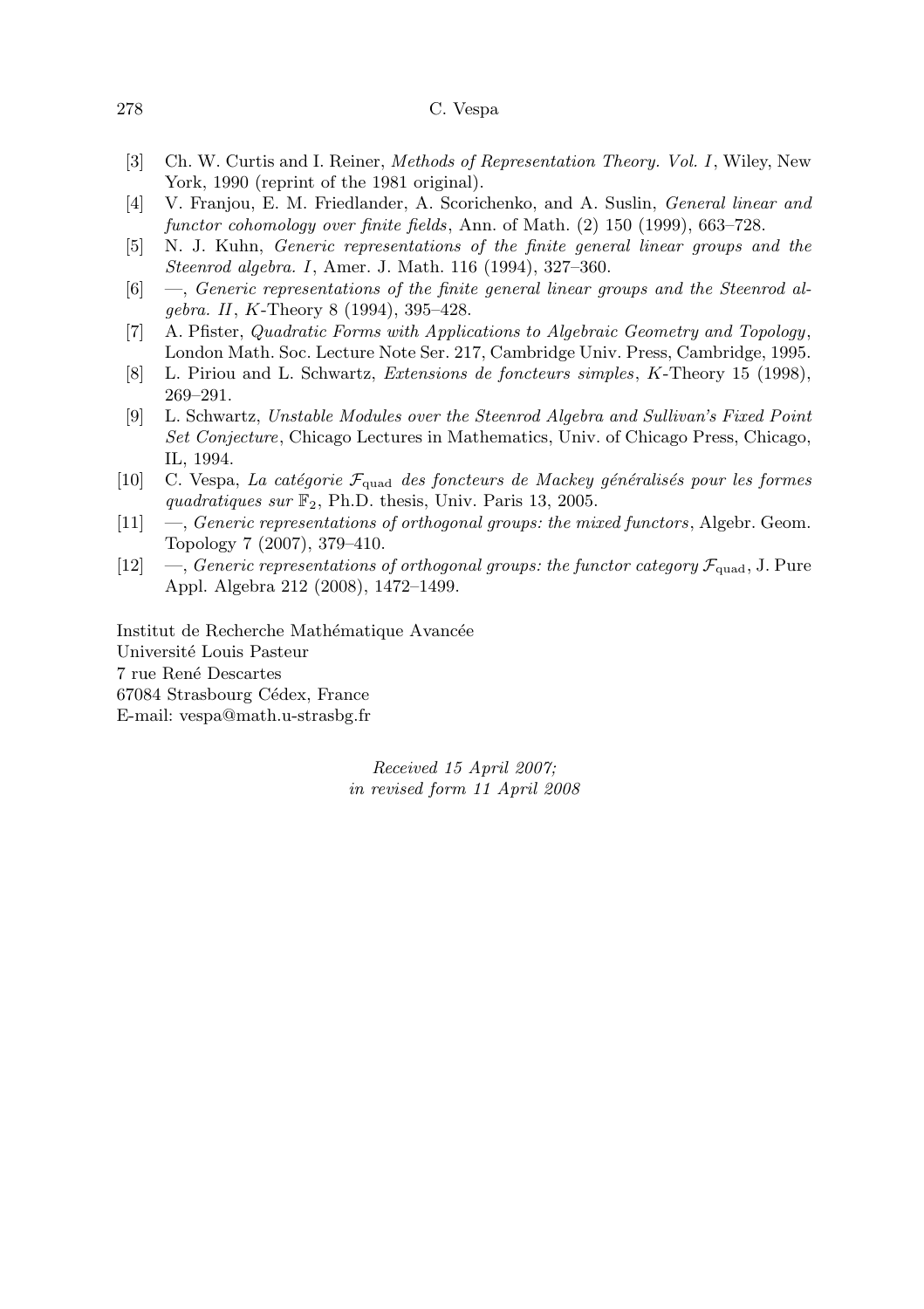[3] Ch. W. Curtis and I. Reiner, *Methods of Representation Theory. Vol. I*, Wiley, New York, 1990 (reprint of the 1981 original).

[4] V. Franjou, E. M. Friedlander, A. Scorichenko, and A. Suslin, *General linear and functor cohomology over finite fields*, Ann. of Math. (2) 150 (1999), 663–728.

[5] N. J. Kuhn, *Generic representations of the finite general linear groups and the Steenrod algebra. I*, Amer. J. Math. 116 (1994), 327–360.

[6] —, *Generic representations of the finite general linear groups and the Steenrod algebra. II*, $K$-Theory 8 (1994), 395–428.

[7] A. Pfister, *Quadratic Forms with Applications to Algebraic Geometry and Topology*, London Math. Soc. Lecture Note Ser. 217, Cambridge Univ. Press, Cambridge, 1995.

[8] L. Piriou and L. Schwartz, *Extensions de foncteurs simples*, $K$-Theory 15 (1998), 269–291.

[9] L. Schwartz, *Unstable Modules over the Steenrod Algebra and Sullivan's Fixed Point Set Conjecture*, Chicago Lectures in Mathematics, Univ. of Chicago Press, Chicago, IL, 1994.

[10] C. Vespa, *La catégorie $\mathcal{F}_{\mathrm{quad}}$ des foncteurs de Mackey généralisés pour les formes quadratiques sur $\mathbb{F}_2$*, Ph.D. thesis, Univ. Paris 13, 2005.

[11] —, *Generic representations of orthogonal groups: the mixed functors*, Algebr. Geom. Topology 7 (2007), 379–410.

[12] —, *Generic representations of orthogonal groups: the functor category $\mathcal{F}_{\mathrm{quad}}$*, J. Pure Appl. Algebra 212 (2008), 1472–1499.

Institut de Recherche Mathématique Avancée
Université Louis Pasteur
7 rue René Descartes
67084 Strasbourg Cédex, France
E-mail: vespa@math.u-strasbg.fr

*Received 15 April 2007;*
*in revised form 11 April 2008*